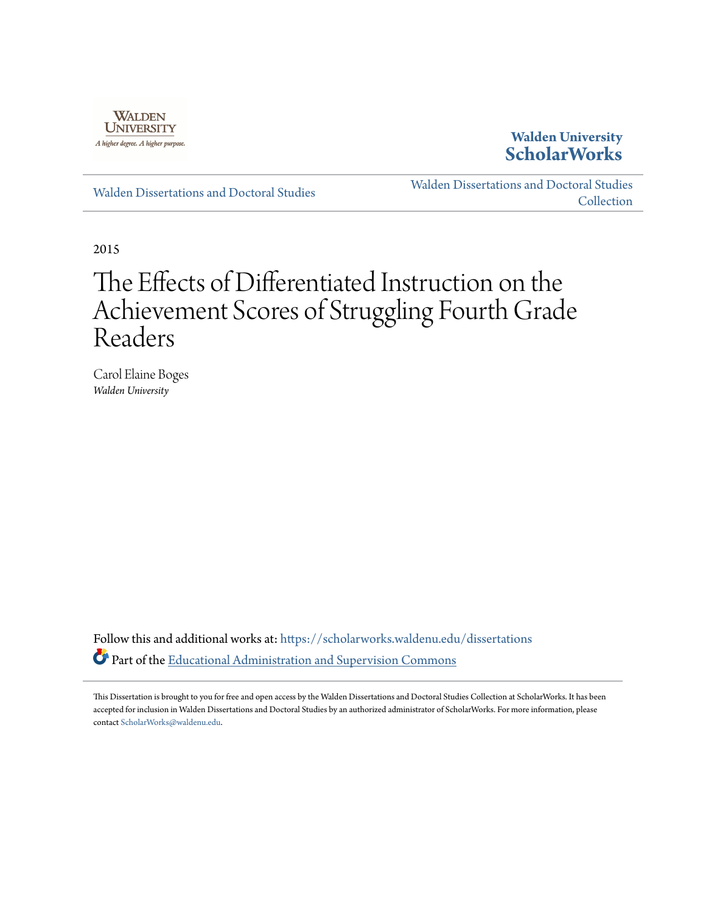Walden University

A higher degree. A higher purpose.

**Walden University**
**ScholarWorks**

Walden Dissertations and Doctoral Studies

Walden Dissertations and Doctoral Studies Collection

2015

# The Effects of Differentiated Instruction on the Achievement Scores of Struggling Fourth Grade Readers

Carol Elaine Boges
*Walden University*

Follow this and additional works at: https://scholarworks.waldenu.edu/dissertations

Part of the Educational Administration and Supervision Commons

This Dissertation is brought to you for free and open access by the Walden Dissertations and Doctoral Studies Collection at ScholarWorks. It has been accepted for inclusion in Walden Dissertations and Doctoral Studies by an authorized administrator of ScholarWorks. For more information, please contact ScholarWorks@waldenu.edu.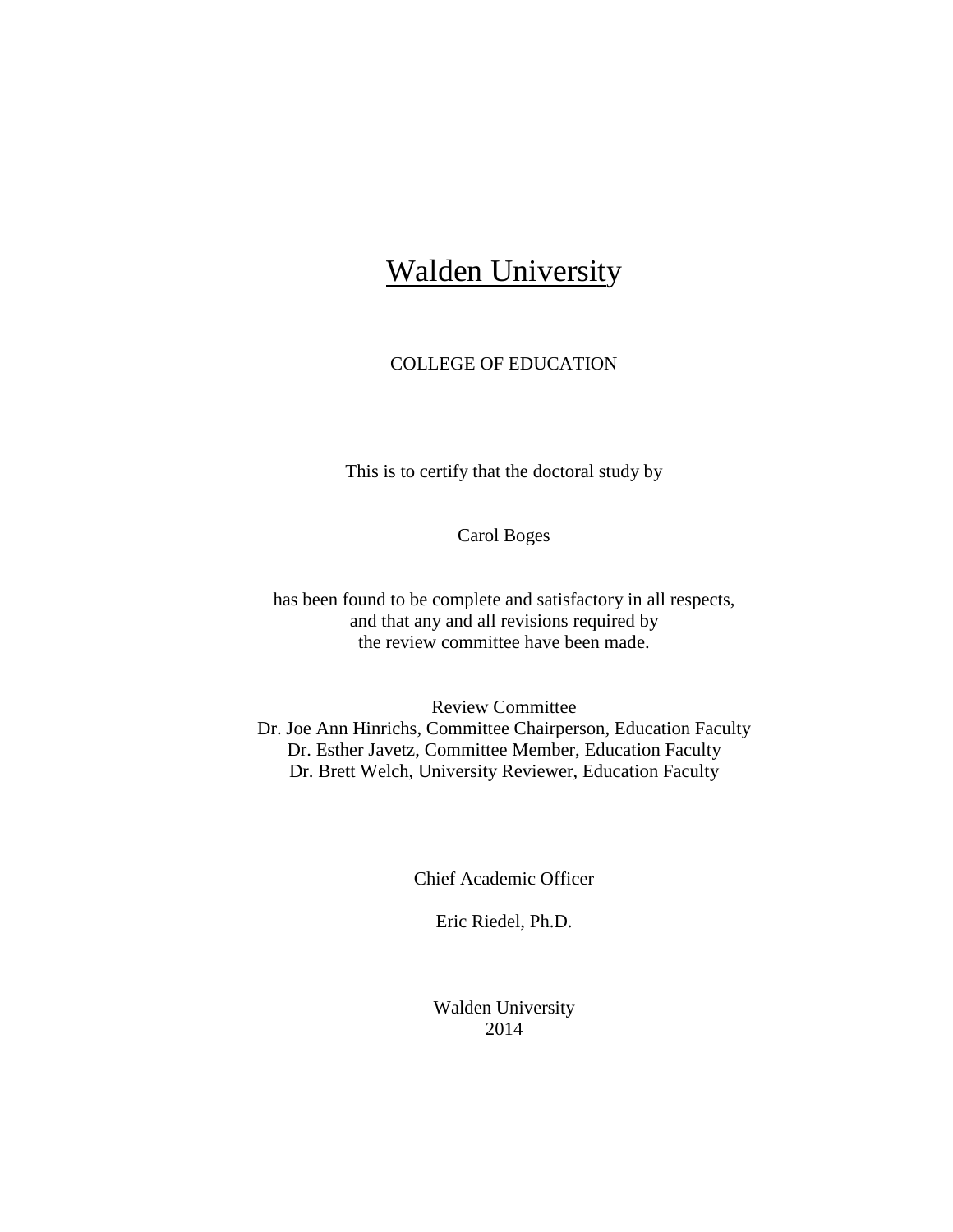# Walden University

COLLEGE OF EDUCATION

This is to certify that the doctoral study by

Carol Boges

has been found to be complete and satisfactory in all respects,
and that any and all revisions required by
the review committee have been made.

Review Committee
Dr. Joe Ann Hinrichs, Committee Chairperson, Education Faculty
Dr. Esther Javetz, Committee Member, Education Faculty
Dr. Brett Welch, University Reviewer, Education Faculty

Chief Academic Officer

Eric Riedel, Ph.D.

Walden University
2014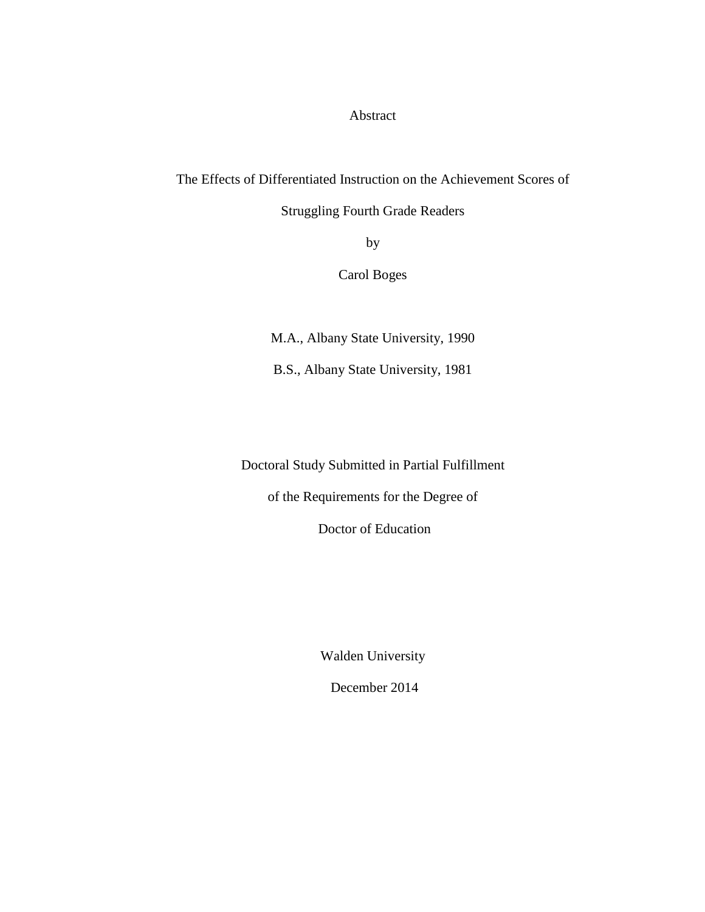# Abstract

The Effects of Differentiated Instruction on the Achievement Scores of

Struggling Fourth Grade Readers

by

Carol Boges

M.A., Albany State University, 1990

B.S., Albany State University, 1981

Doctoral Study Submitted in Partial Fulfillment

of the Requirements for the Degree of

Doctor of Education

Walden University

December 2014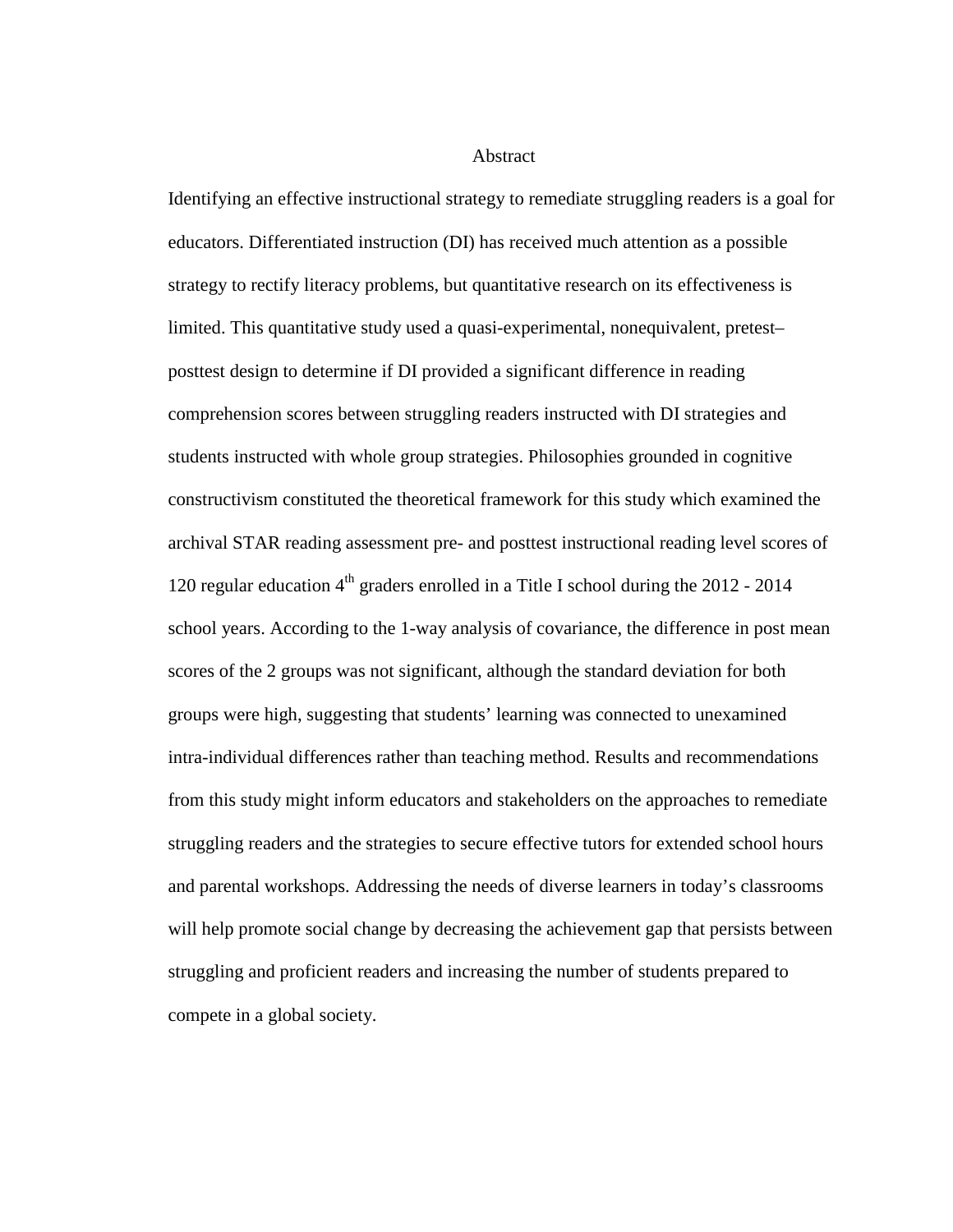# Abstract

Identifying an effective instructional strategy to remediate struggling readers is a goal for educators. Differentiated instruction (DI) has received much attention as a possible strategy to rectify literacy problems, but quantitative research on its effectiveness is limited. This quantitative study used a quasi-experimental, nonequivalent, pretest–posttest design to determine if DI provided a significant difference in reading comprehension scores between struggling readers instructed with DI strategies and students instructed with whole group strategies. Philosophies grounded in cognitive constructivism constituted the theoretical framework for this study which examined the archival STAR reading assessment pre- and posttest instructional reading level scores of 120 regular education $4^{th}$ graders enrolled in a Title I school during the 2012 - 2014 school years. According to the 1-way analysis of covariance, the difference in post mean scores of the 2 groups was not significant, although the standard deviation for both groups were high, suggesting that students' learning was connected to unexamined intra-individual differences rather than teaching method. Results and recommendations from this study might inform educators and stakeholders on the approaches to remediate struggling readers and the strategies to secure effective tutors for extended school hours and parental workshops. Addressing the needs of diverse learners in today's classrooms will help promote social change by decreasing the achievement gap that persists between struggling and proficient readers and increasing the number of students prepared to compete in a global society.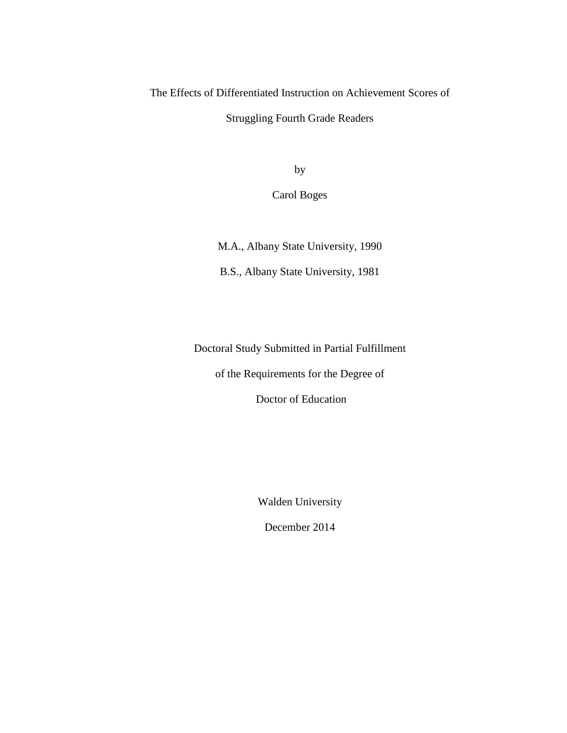The Effects of Differentiated Instruction on Achievement Scores of

Struggling Fourth Grade Readers

by

Carol Boges

M.A., Albany State University, 1990

B.S., Albany State University, 1981

Doctoral Study Submitted in Partial Fulfillment

of the Requirements for the Degree of

Doctor of Education

Walden University

December 2014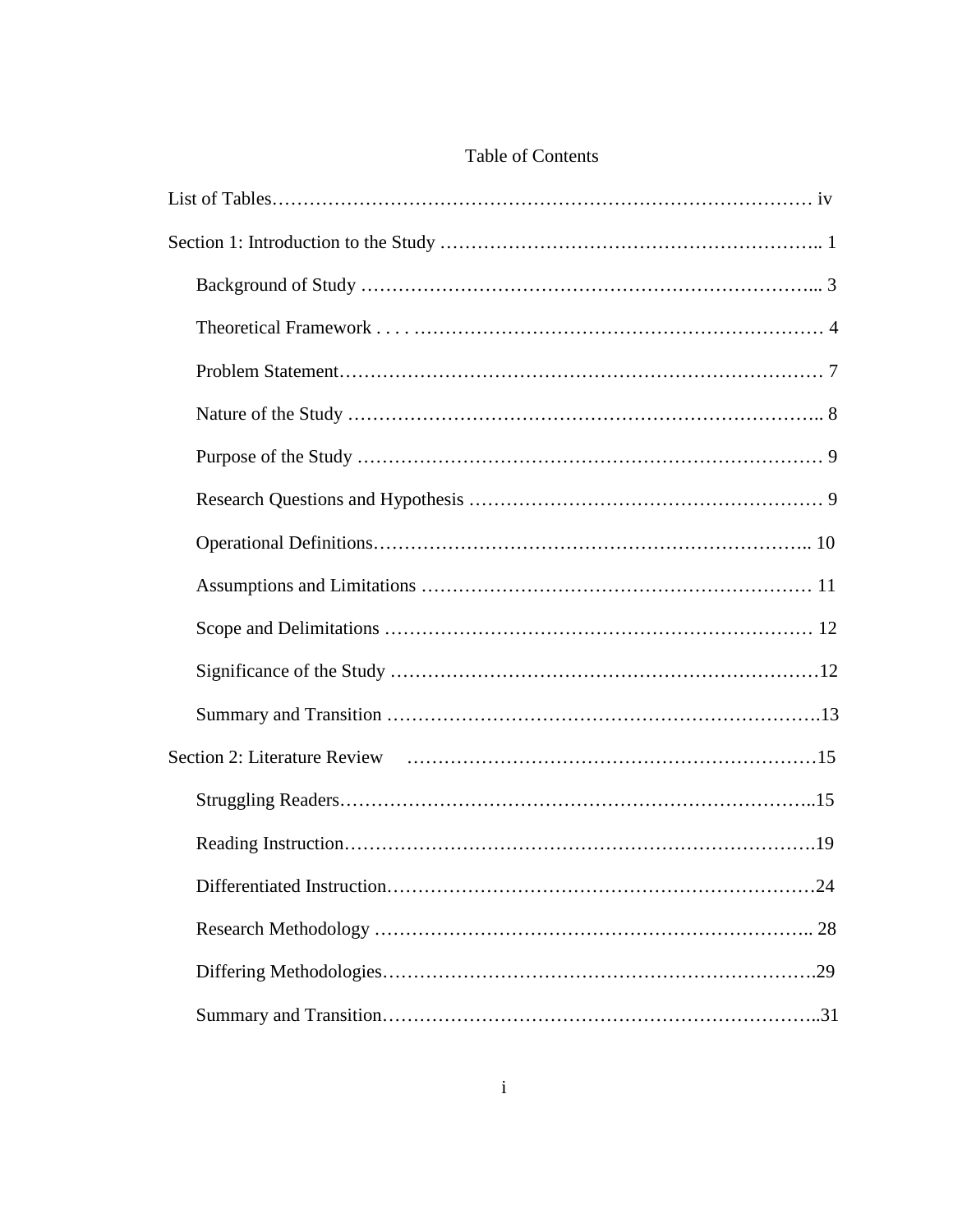# Table of Contents

List of Tables……………………………………………………………………………… iv

Section 1: Introduction to the Study ………………………………………………….. 1

- Background of Study ……………………………………………………………... 3
- Theoretical Framework . . . . ………………………………………………………… 4
- Problem Statement………………………………………………………………… 7
- Nature of the Study ……………………………………………………………….. 8
- Purpose of the Study ……………………………………………………………… 9
- Research Questions and Hypothesis ……………………………………………… 9
- Operational Definitions…………………………………………………………….. 10
- Assumptions and Limitations ……………………………………………………… 11
- Scope and Delimitations …………………………………………………………… 12
- Significance of the Study ……………………………………………………………12
- Summary and Transition …………………………………………………………….13

Section 2: Literature Review ………………………………………………………15

- Struggling Readers…………………………………………………………………..15
- Reading Instruction………………………………………………………………….19
- Differentiated Instruction……………………………………………………………24
- Research Methodology …………………………………………………………….. 28
- Differing Methodologies…………………………………………………………….29
- Summary and Transition……………………………………………………………..31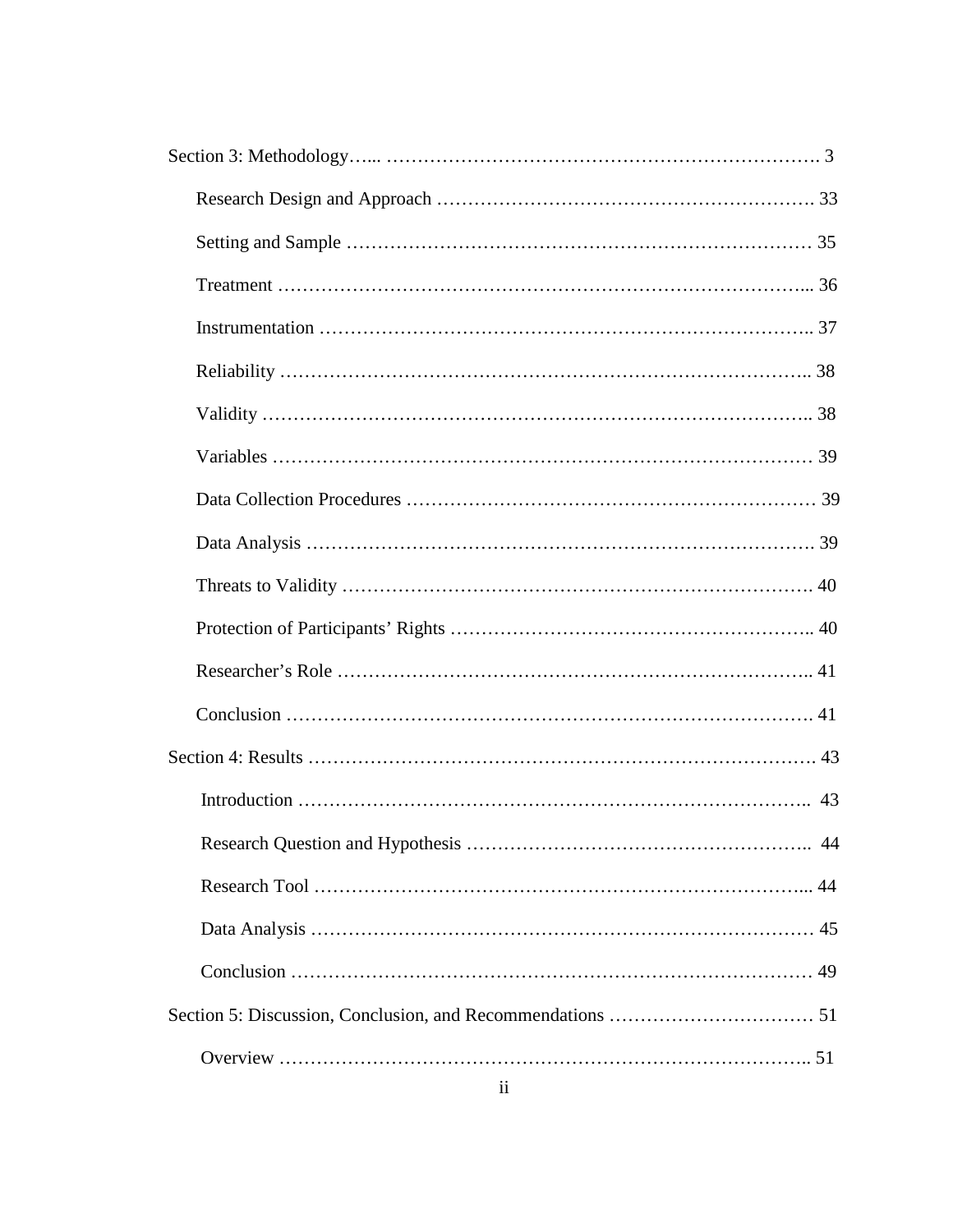Section 3: Methodology…... ………………………………………………………………. 3

Research Design and Approach ……………………………………………………. 33

Setting and Sample ………………………………………………………………… 35

Treatment …………………………………………………………………………... 36

Instrumentation …………………………………………………………………….. 37

Reliability ………………………………………………………………………….. 38

Validity …………………………………………………………………………….. 38

Variables …………………………………………………………………………… 39

Data Collection Procedures ………………………………………………………… 39

Data Analysis ………………………………………………………………………. 39

Threats to Validity …………………………………………………………………. 40

Protection of Participants' Rights ………………………………………………….. 40

Researcher's Role ………………………………………………………………….. 41

Conclusion …………………………………………………………………………. 41

Section 4: Results …………………………………………………………………………. 43

Introduction ………………………………………………………………………..  43

Research Question and Hypothesis ………………………………………………..  44

Research Tool ……………………………………………………………………... 44

Data Analysis ……………………………………………………………………… 45

Conclusion ………………………………………………………………………… 49

Section 5: Discussion, Conclusion, and Recommendations …………………………… 51

Overview ………………………………………………………………………….. 51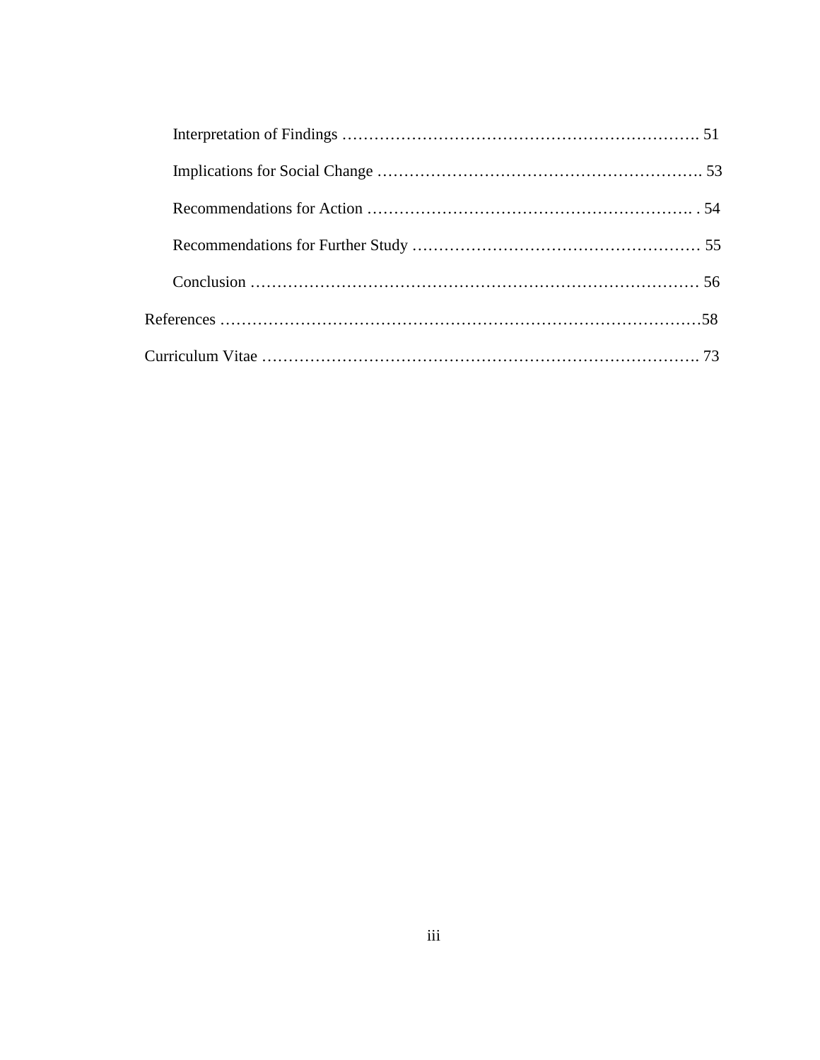Interpretation of Findings ………………………………………………………. 51

Implications for Social Change ………………………………………………. 53

Recommendations for Action ………………………………………………. . 54

Recommendations for Further Study ………………………………………… 55

Conclusion ……………………………………………………………………… 56

References ……………………………………………………………………………58

Curriculum Vitae ……………………………………………………………………. 73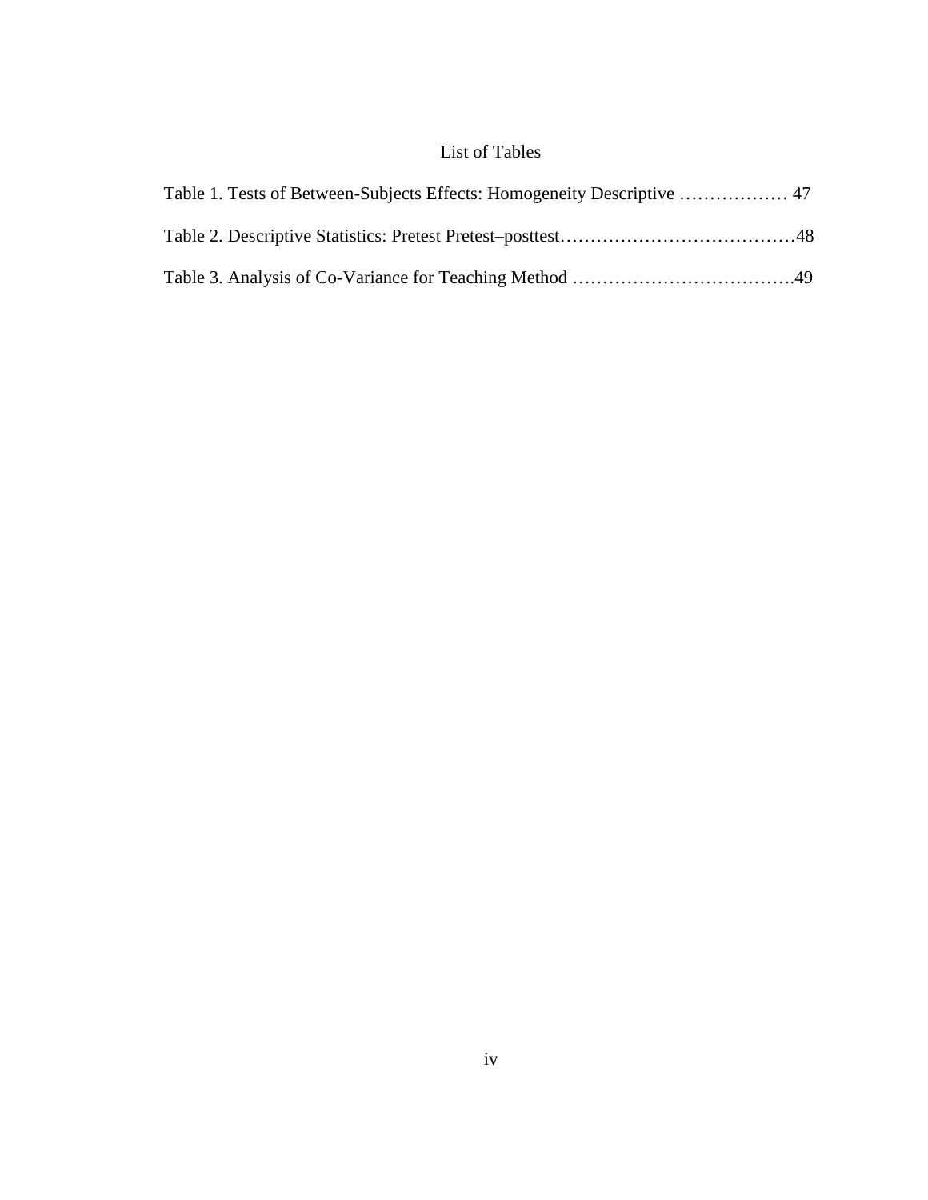# List of Tables

Table 1. Tests of Between-Subjects Effects: Homogeneity Descriptive ……………… 47

Table 2. Descriptive Statistics: Pretest Pretest–posttest…………………………………48

Table 3. Analysis of Co-Variance for Teaching Method ……………………………….49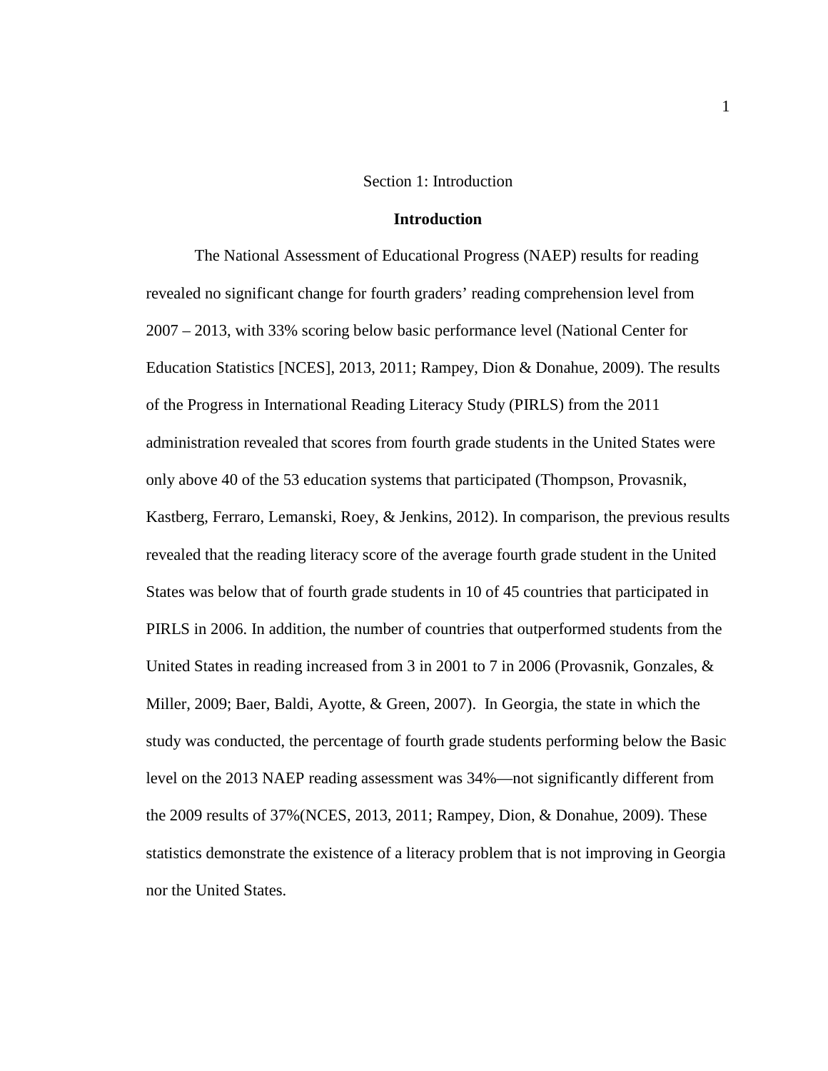# Section 1: Introduction

## Introduction

The National Assessment of Educational Progress (NAEP) results for reading revealed no significant change for fourth graders' reading comprehension level from 2007 – 2013, with 33% scoring below basic performance level (National Center for Education Statistics [NCES], 2013, 2011; Rampey, Dion & Donahue, 2009). The results of the Progress in International Reading Literacy Study (PIRLS) from the 2011 administration revealed that scores from fourth grade students in the United States were only above 40 of the 53 education systems that participated (Thompson, Provasnik, Kastberg, Ferraro, Lemanski, Roey, & Jenkins, 2012). In comparison, the previous results revealed that the reading literacy score of the average fourth grade student in the United States was below that of fourth grade students in 10 of 45 countries that participated in PIRLS in 2006. In addition, the number of countries that outperformed students from the United States in reading increased from 3 in 2001 to 7 in 2006 (Provasnik, Gonzales, & Miller, 2009; Baer, Baldi, Ayotte, & Green, 2007). In Georgia, the state in which the study was conducted, the percentage of fourth grade students performing below the Basic level on the 2013 NAEP reading assessment was 34%—not significantly different from the 2009 results of 37%(NCES, 2013, 2011; Rampey, Dion, & Donahue, 2009). These statistics demonstrate the existence of a literacy problem that is not improving in Georgia nor the United States.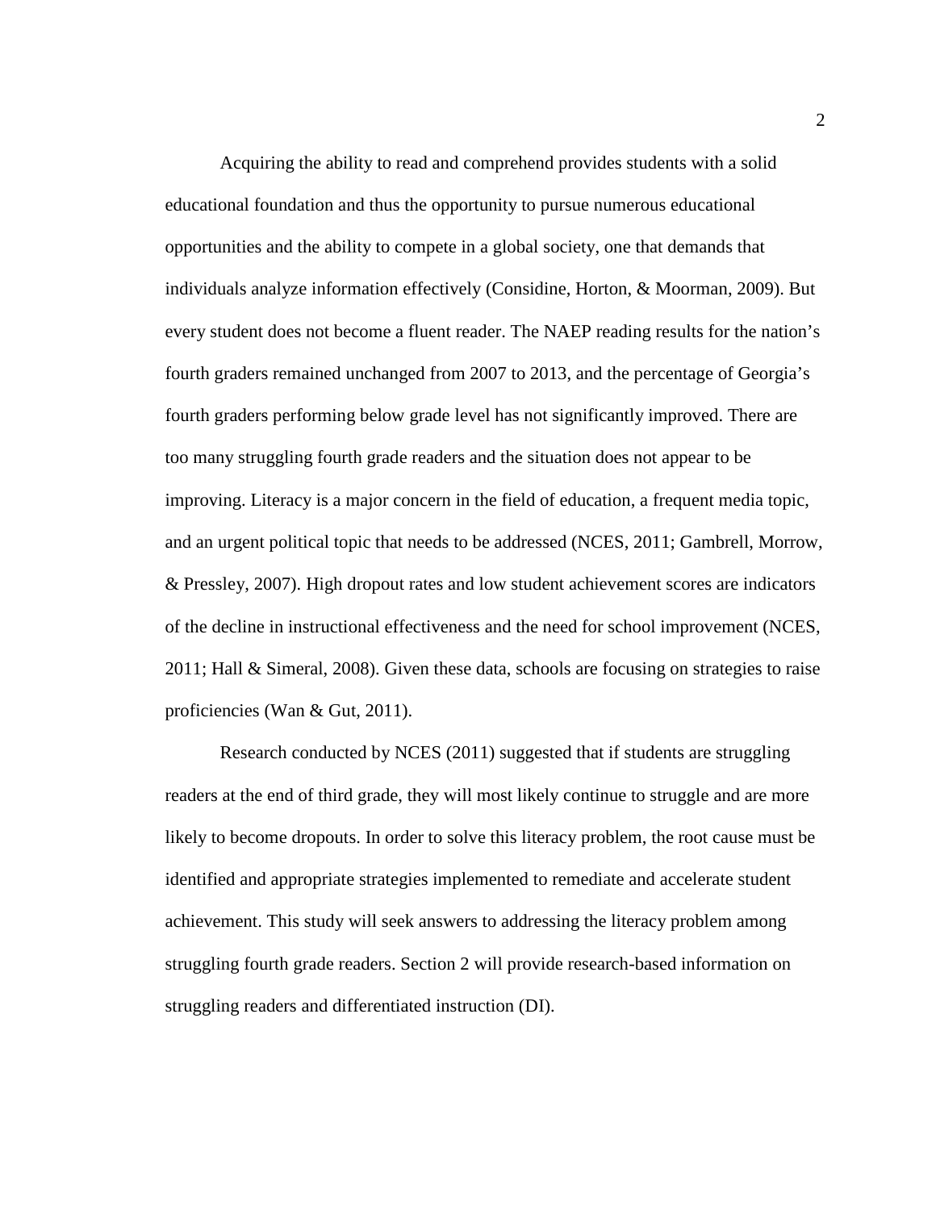Acquiring the ability to read and comprehend provides students with a solid educational foundation and thus the opportunity to pursue numerous educational opportunities and the ability to compete in a global society, one that demands that individuals analyze information effectively (Considine, Horton, & Moorman, 2009). But every student does not become a fluent reader. The NAEP reading results for the nation's fourth graders remained unchanged from 2007 to 2013, and the percentage of Georgia's fourth graders performing below grade level has not significantly improved. There are too many struggling fourth grade readers and the situation does not appear to be improving. Literacy is a major concern in the field of education, a frequent media topic, and an urgent political topic that needs to be addressed (NCES, 2011; Gambrell, Morrow, & Pressley, 2007). High dropout rates and low student achievement scores are indicators of the decline in instructional effectiveness and the need for school improvement (NCES, 2011; Hall & Simeral, 2008). Given these data, schools are focusing on strategies to raise proficiencies (Wan & Gut, 2011).

Research conducted by NCES (2011) suggested that if students are struggling readers at the end of third grade, they will most likely continue to struggle and are more likely to become dropouts. In order to solve this literacy problem, the root cause must be identified and appropriate strategies implemented to remediate and accelerate student achievement. This study will seek answers to addressing the literacy problem among struggling fourth grade readers. Section 2 will provide research-based information on struggling readers and differentiated instruction (DI).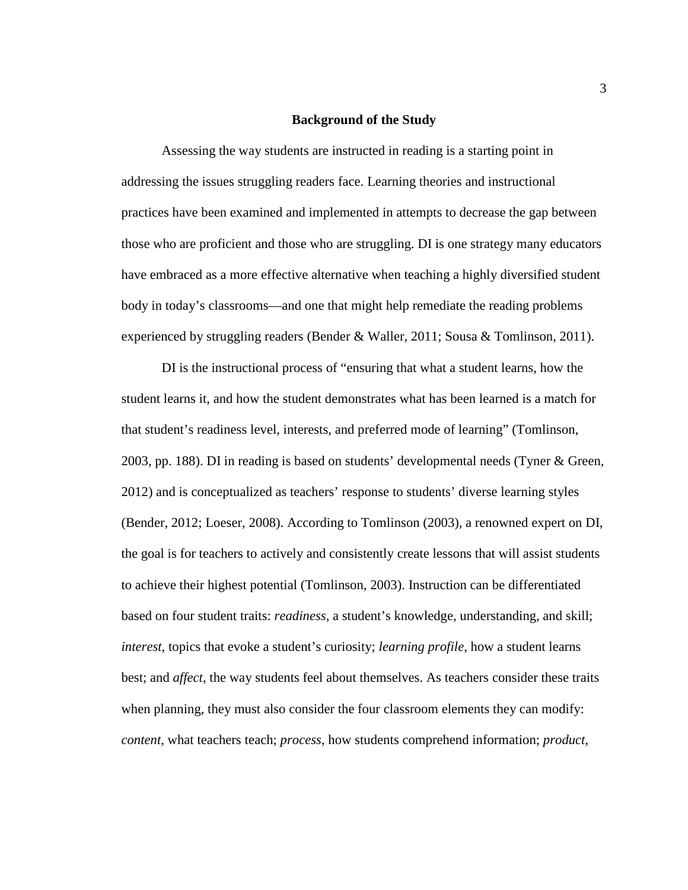## Background of the Study

Assessing the way students are instructed in reading is a starting point in addressing the issues struggling readers face. Learning theories and instructional practices have been examined and implemented in attempts to decrease the gap between those who are proficient and those who are struggling. DI is one strategy many educators have embraced as a more effective alternative when teaching a highly diversified student body in today's classrooms—and one that might help remediate the reading problems experienced by struggling readers (Bender & Waller, 2011; Sousa & Tomlinson, 2011).

DI is the instructional process of "ensuring that what a student learns, how the student learns it, and how the student demonstrates what has been learned is a match for that student's readiness level, interests, and preferred mode of learning" (Tomlinson, 2003, pp. 188). DI in reading is based on students' developmental needs (Tyner & Green, 2012) and is conceptualized as teachers' response to students' diverse learning styles (Bender, 2012; Loeser, 2008). According to Tomlinson (2003), a renowned expert on DI, the goal is for teachers to actively and consistently create lessons that will assist students to achieve their highest potential (Tomlinson, 2003). Instruction can be differentiated based on four student traits: *readiness*, a student's knowledge, understanding, and skill; *interest*, topics that evoke a student's curiosity; *learning profile*, how a student learns best; and *affect*, the way students feel about themselves. As teachers consider these traits when planning, they must also consider the four classroom elements they can modify: *content*, what teachers teach; *process*, how students comprehend information; *product*,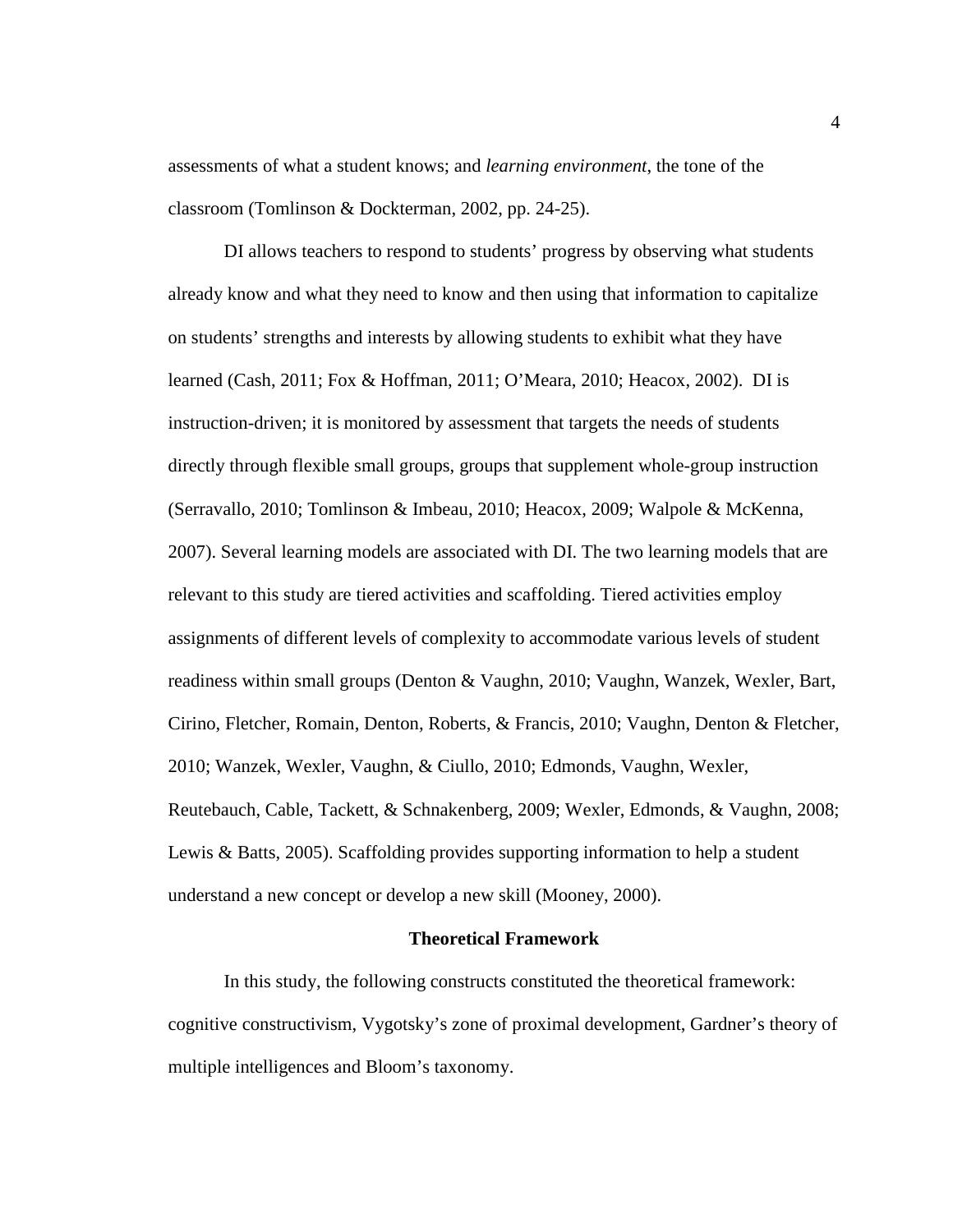assessments of what a student knows; and *learning environment*, the tone of the classroom (Tomlinson & Dockterman, 2002, pp. 24-25).

DI allows teachers to respond to students' progress by observing what students already know and what they need to know and then using that information to capitalize on students' strengths and interests by allowing students to exhibit what they have learned (Cash, 2011; Fox & Hoffman, 2011; O'Meara, 2010; Heacox, 2002). DI is instruction-driven; it is monitored by assessment that targets the needs of students directly through flexible small groups, groups that supplement whole-group instruction (Serravallo, 2010; Tomlinson & Imbeau, 2010; Heacox, 2009; Walpole & McKenna, 2007). Several learning models are associated with DI. The two learning models that are relevant to this study are tiered activities and scaffolding. Tiered activities employ assignments of different levels of complexity to accommodate various levels of student readiness within small groups (Denton & Vaughn, 2010; Vaughn, Wanzek, Wexler, Bart, Cirino, Fletcher, Romain, Denton, Roberts, & Francis, 2010; Vaughn, Denton & Fletcher, 2010; Wanzek, Wexler, Vaughn, & Ciullo, 2010; Edmonds, Vaughn, Wexler, Reutebauch, Cable, Tackett, & Schnakenberg, 2009; Wexler, Edmonds, & Vaughn, 2008; Lewis & Batts, 2005). Scaffolding provides supporting information to help a student understand a new concept or develop a new skill (Mooney, 2000).

## Theoretical Framework

In this study, the following constructs constituted the theoretical framework: cognitive constructivism, Vygotsky's zone of proximal development, Gardner's theory of multiple intelligences and Bloom's taxonomy.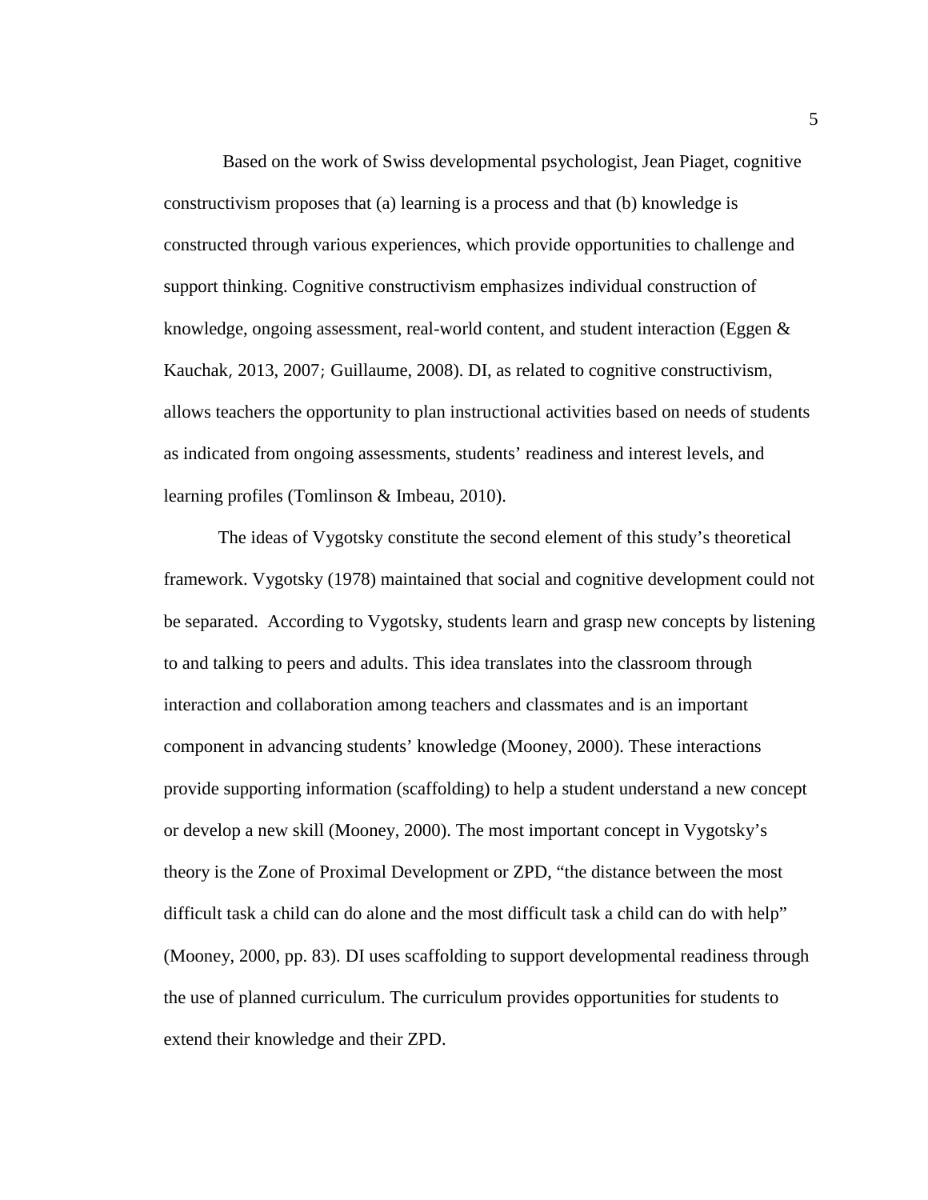Based on the work of Swiss developmental psychologist, Jean Piaget, cognitive constructivism proposes that (a) learning is a process and that (b) knowledge is constructed through various experiences, which provide opportunities to challenge and support thinking. Cognitive constructivism emphasizes individual construction of knowledge, ongoing assessment, real-world content, and student interaction (Eggen & Kauchak, 2013, 2007; Guillaume, 2008). DI, as related to cognitive constructivism, allows teachers the opportunity to plan instructional activities based on needs of students as indicated from ongoing assessments, students' readiness and interest levels, and learning profiles (Tomlinson & Imbeau, 2010).

The ideas of Vygotsky constitute the second element of this study's theoretical framework. Vygotsky (1978) maintained that social and cognitive development could not be separated. According to Vygotsky, students learn and grasp new concepts by listening to and talking to peers and adults. This idea translates into the classroom through interaction and collaboration among teachers and classmates and is an important component in advancing students' knowledge (Mooney, 2000). These interactions provide supporting information (scaffolding) to help a student understand a new concept or develop a new skill (Mooney, 2000). The most important concept in Vygotsky's theory is the Zone of Proximal Development or ZPD, "the distance between the most difficult task a child can do alone and the most difficult task a child can do with help" (Mooney, 2000, pp. 83). DI uses scaffolding to support developmental readiness through the use of planned curriculum. The curriculum provides opportunities for students to extend their knowledge and their ZPD.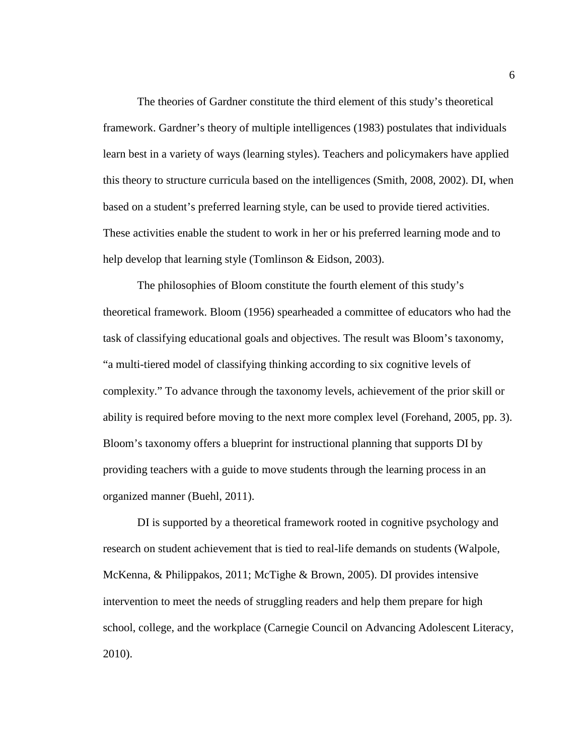The theories of Gardner constitute the third element of this study's theoretical framework. Gardner's theory of multiple intelligences (1983) postulates that individuals learn best in a variety of ways (learning styles). Teachers and policymakers have applied this theory to structure curricula based on the intelligences (Smith, 2008, 2002). DI, when based on a student's preferred learning style, can be used to provide tiered activities. These activities enable the student to work in her or his preferred learning mode and to help develop that learning style (Tomlinson & Eidson, 2003).

The philosophies of Bloom constitute the fourth element of this study's theoretical framework. Bloom (1956) spearheaded a committee of educators who had the task of classifying educational goals and objectives. The result was Bloom's taxonomy, "a multi-tiered model of classifying thinking according to six cognitive levels of complexity." To advance through the taxonomy levels, achievement of the prior skill or ability is required before moving to the next more complex level (Forehand, 2005, pp. 3). Bloom's taxonomy offers a blueprint for instructional planning that supports DI by providing teachers with a guide to move students through the learning process in an organized manner (Buehl, 2011).

DI is supported by a theoretical framework rooted in cognitive psychology and research on student achievement that is tied to real-life demands on students (Walpole, McKenna, & Philippakos, 2011; McTighe & Brown, 2005). DI provides intensive intervention to meet the needs of struggling readers and help them prepare for high school, college, and the workplace (Carnegie Council on Advancing Adolescent Literacy, 2010).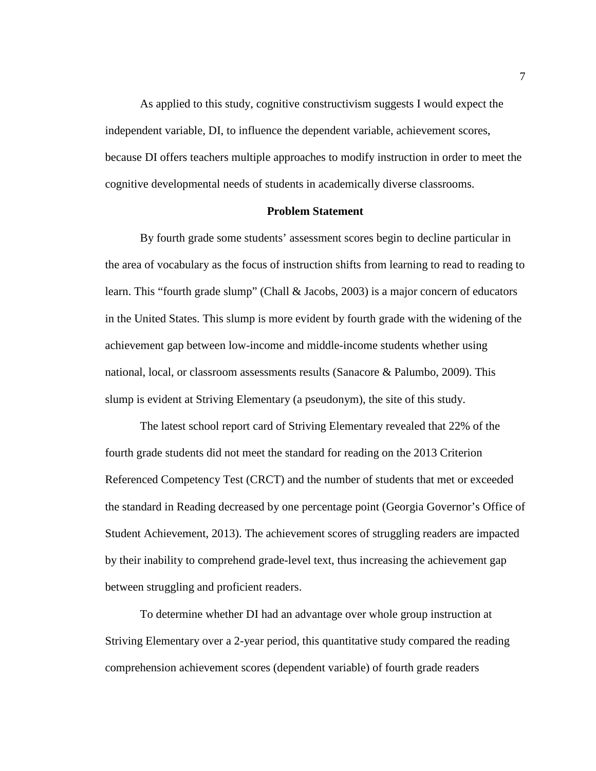As applied to this study, cognitive constructivism suggests I would expect the independent variable, DI, to influence the dependent variable, achievement scores, because DI offers teachers multiple approaches to modify instruction in order to meet the cognitive developmental needs of students in academically diverse classrooms.

## Problem Statement

By fourth grade some students' assessment scores begin to decline particular in the area of vocabulary as the focus of instruction shifts from learning to read to reading to learn. This "fourth grade slump" (Chall & Jacobs, 2003) is a major concern of educators in the United States. This slump is more evident by fourth grade with the widening of the achievement gap between low-income and middle-income students whether using national, local, or classroom assessments results (Sanacore & Palumbo, 2009). This slump is evident at Striving Elementary (a pseudonym), the site of this study.

The latest school report card of Striving Elementary revealed that 22% of the fourth grade students did not meet the standard for reading on the 2013 Criterion Referenced Competency Test (CRCT) and the number of students that met or exceeded the standard in Reading decreased by one percentage point (Georgia Governor's Office of Student Achievement, 2013). The achievement scores of struggling readers are impacted by their inability to comprehend grade-level text, thus increasing the achievement gap between struggling and proficient readers.

To determine whether DI had an advantage over whole group instruction at Striving Elementary over a 2-year period, this quantitative study compared the reading comprehension achievement scores (dependent variable) of fourth grade readers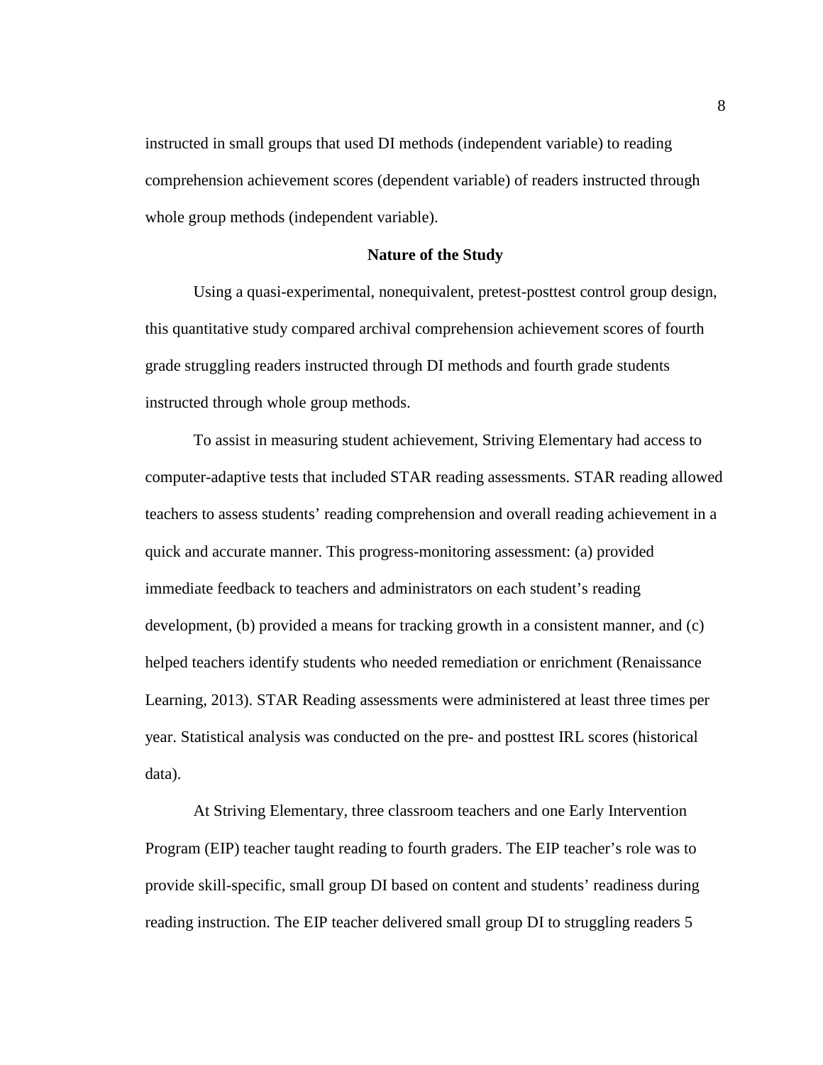instructed in small groups that used DI methods (independent variable) to reading comprehension achievement scores (dependent variable) of readers instructed through whole group methods (independent variable).

## Nature of the Study

Using a quasi-experimental, nonequivalent, pretest-posttest control group design, this quantitative study compared archival comprehension achievement scores of fourth grade struggling readers instructed through DI methods and fourth grade students instructed through whole group methods.

To assist in measuring student achievement, Striving Elementary had access to computer-adaptive tests that included STAR reading assessments. STAR reading allowed teachers to assess students' reading comprehension and overall reading achievement in a quick and accurate manner. This progress-monitoring assessment: (a) provided immediate feedback to teachers and administrators on each student's reading development, (b) provided a means for tracking growth in a consistent manner, and (c) helped teachers identify students who needed remediation or enrichment (Renaissance Learning, 2013). STAR Reading assessments were administered at least three times per year. Statistical analysis was conducted on the pre- and posttest IRL scores (historical data).

At Striving Elementary, three classroom teachers and one Early Intervention Program (EIP) teacher taught reading to fourth graders. The EIP teacher's role was to provide skill-specific, small group DI based on content and students' readiness during reading instruction. The EIP teacher delivered small group DI to struggling readers 5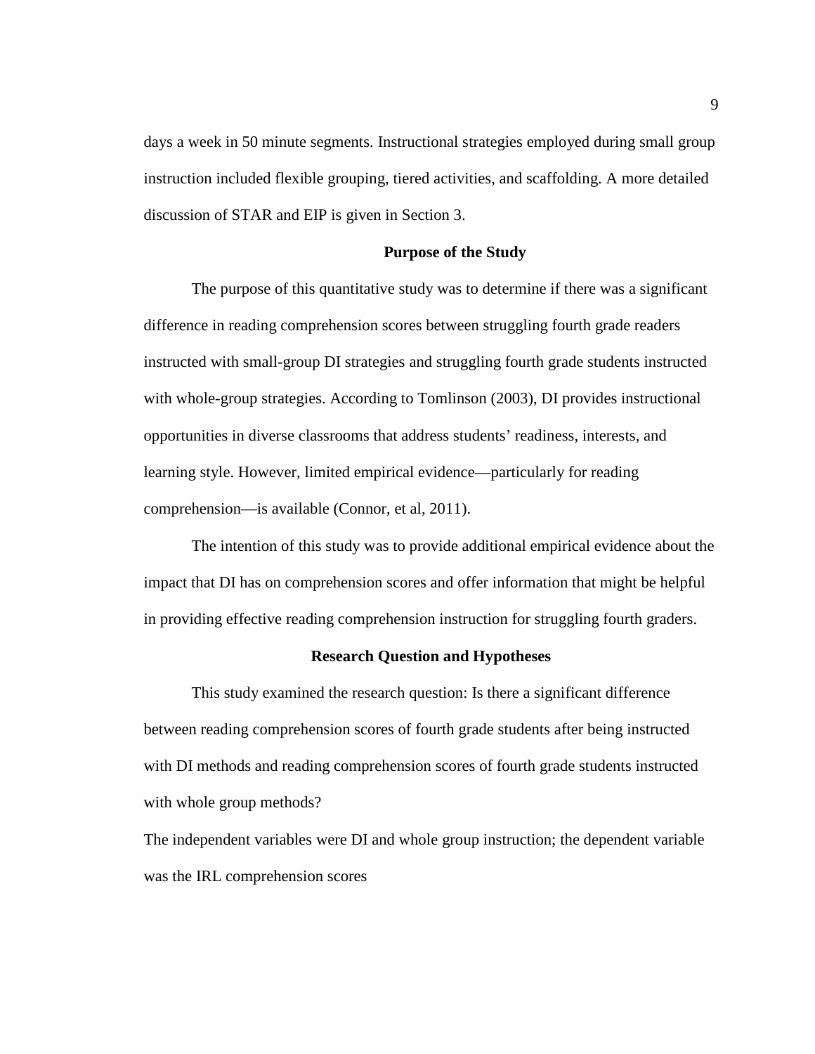days a week in 50 minute segments. Instructional strategies employed during small group instruction included flexible grouping, tiered activities, and scaffolding. A more detailed discussion of STAR and EIP is given in Section 3.

## Purpose of the Study

The purpose of this quantitative study was to determine if there was a significant difference in reading comprehension scores between struggling fourth grade readers instructed with small-group DI strategies and struggling fourth grade students instructed with whole-group strategies. According to Tomlinson (2003), DI provides instructional opportunities in diverse classrooms that address students' readiness, interests, and learning style. However, limited empirical evidence—particularly for reading comprehension—is available (Connor, et al, 2011).

The intention of this study was to provide additional empirical evidence about the impact that DI has on comprehension scores and offer information that might be helpful in providing effective reading comprehension instruction for struggling fourth graders.

## Research Question and Hypotheses

This study examined the research question: Is there a significant difference between reading comprehension scores of fourth grade students after being instructed with DI methods and reading comprehension scores of fourth grade students instructed with whole group methods?

The independent variables were DI and whole group instruction; the dependent variable was the IRL comprehension scores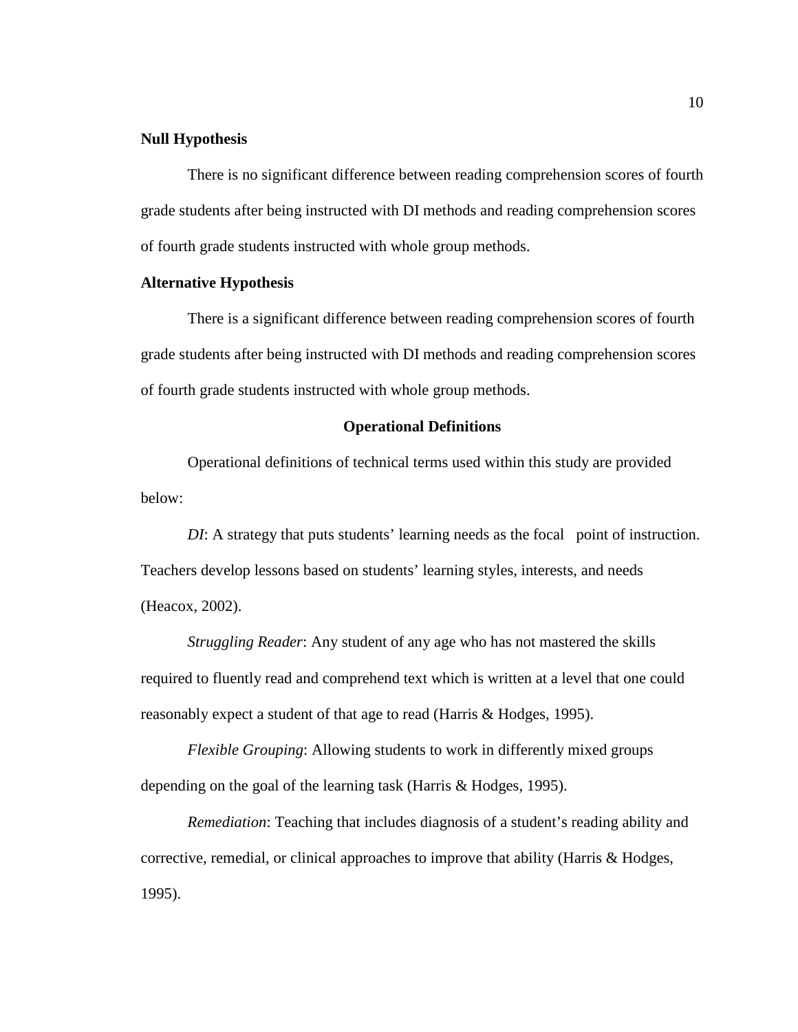### Null Hypothesis

There is no significant difference between reading comprehension scores of fourth grade students after being instructed with DI methods and reading comprehension scores of fourth grade students instructed with whole group methods.

### Alternative Hypothesis

There is a significant difference between reading comprehension scores of fourth grade students after being instructed with DI methods and reading comprehension scores of fourth grade students instructed with whole group methods.

## Operational Definitions

Operational definitions of technical terms used within this study are provided below:

*DI*: A strategy that puts students' learning needs as the focal point of instruction. Teachers develop lessons based on students' learning styles, interests, and needs (Heacox, 2002).

*Struggling Reader*: Any student of any age who has not mastered the skills required to fluently read and comprehend text which is written at a level that one could reasonably expect a student of that age to read (Harris & Hodges, 1995).

*Flexible Grouping*: Allowing students to work in differently mixed groups depending on the goal of the learning task (Harris & Hodges, 1995).

*Remediation*: Teaching that includes diagnosis of a student's reading ability and corrective, remedial, or clinical approaches to improve that ability (Harris & Hodges, 1995).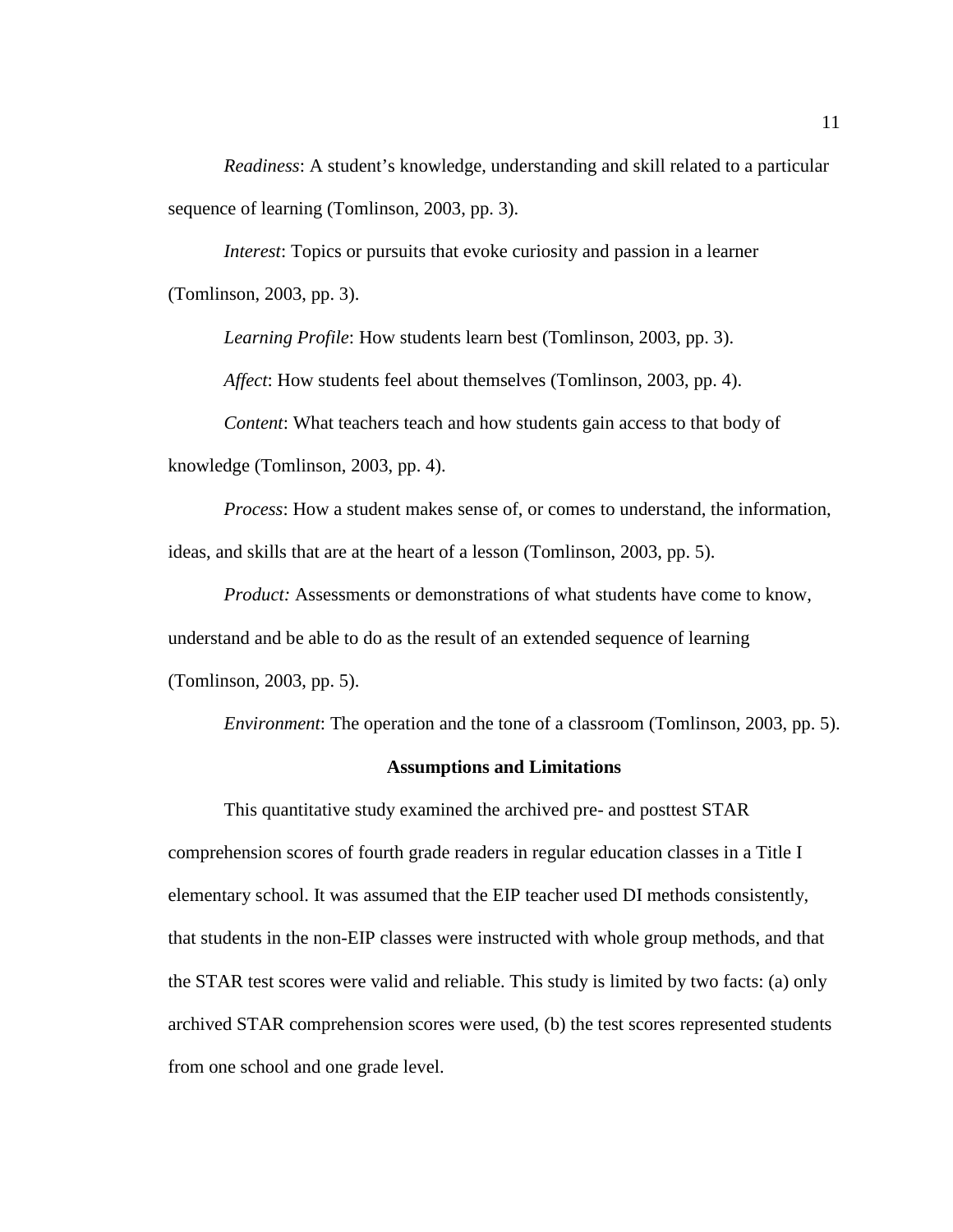*Readiness*: A student's knowledge, understanding and skill related to a particular sequence of learning (Tomlinson, 2003, pp. 3).

*Interest*: Topics or pursuits that evoke curiosity and passion in a learner (Tomlinson, 2003, pp. 3).

*Learning Profile*: How students learn best (Tomlinson, 2003, pp. 3).

*Affect*: How students feel about themselves (Tomlinson, 2003, pp. 4).

*Content*: What teachers teach and how students gain access to that body of knowledge (Tomlinson, 2003, pp. 4).

*Process*: How a student makes sense of, or comes to understand, the information, ideas, and skills that are at the heart of a lesson (Tomlinson, 2003, pp. 5).

*Product:* Assessments or demonstrations of what students have come to know, understand and be able to do as the result of an extended sequence of learning (Tomlinson, 2003, pp. 5).

*Environment*: The operation and the tone of a classroom (Tomlinson, 2003, pp. 5).

## Assumptions and Limitations

This quantitative study examined the archived pre- and posttest STAR comprehension scores of fourth grade readers in regular education classes in a Title I elementary school. It was assumed that the EIP teacher used DI methods consistently, that students in the non-EIP classes were instructed with whole group methods, and that the STAR test scores were valid and reliable. This study is limited by two facts: (a) only archived STAR comprehension scores were used, (b) the test scores represented students from one school and one grade level.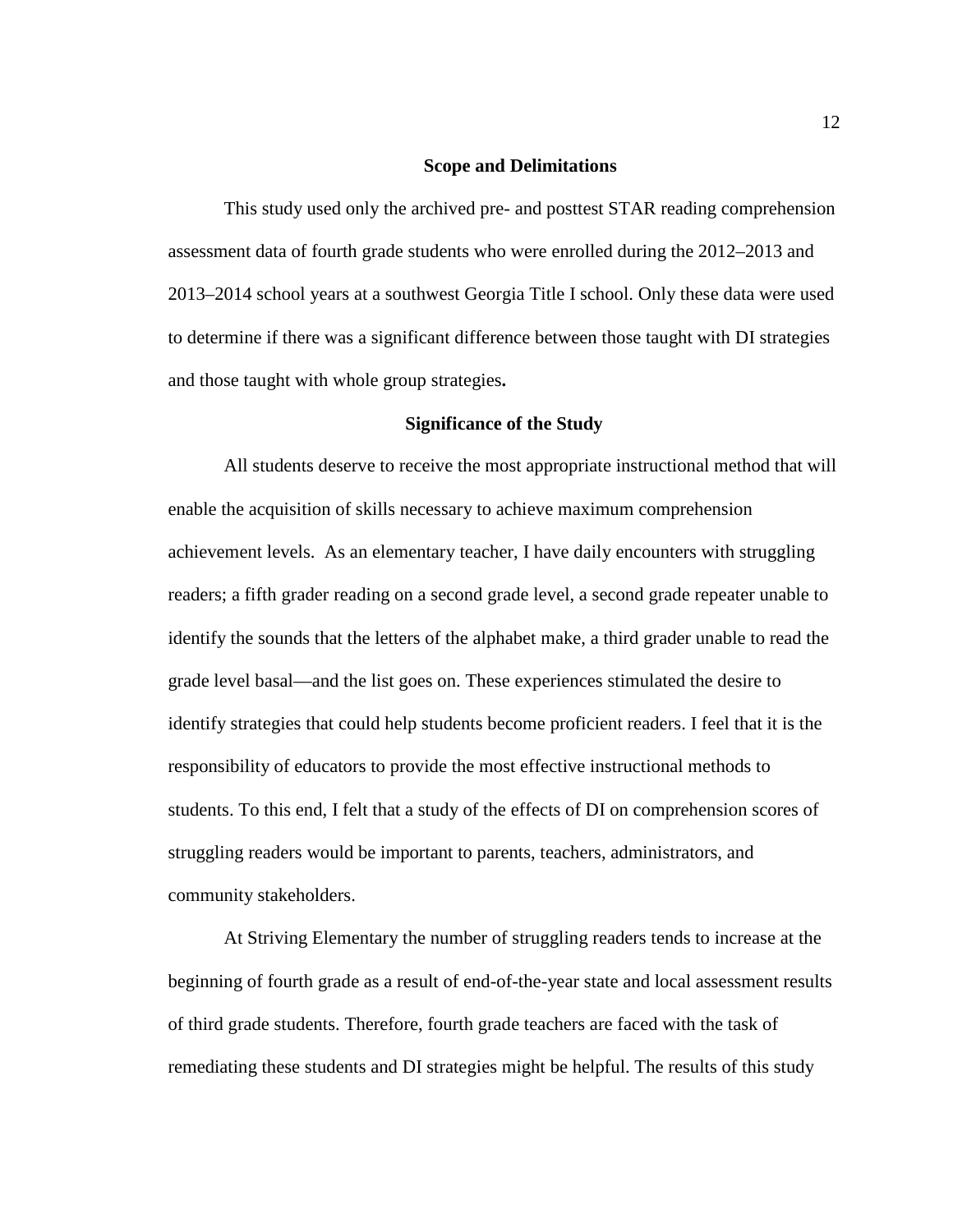## Scope and Delimitations

This study used only the archived pre- and posttest STAR reading comprehension assessment data of fourth grade students who were enrolled during the 2012–2013 and 2013–2014 school years at a southwest Georgia Title I school. Only these data were used to determine if there was a significant difference between those taught with DI strategies and those taught with whole group strategies**.**

## Significance of the Study

All students deserve to receive the most appropriate instructional method that will enable the acquisition of skills necessary to achieve maximum comprehension achievement levels. As an elementary teacher, I have daily encounters with struggling readers; a fifth grader reading on a second grade level, a second grade repeater unable to identify the sounds that the letters of the alphabet make, a third grader unable to read the grade level basal—and the list goes on. These experiences stimulated the desire to identify strategies that could help students become proficient readers. I feel that it is the responsibility of educators to provide the most effective instructional methods to students. To this end, I felt that a study of the effects of DI on comprehension scores of struggling readers would be important to parents, teachers, administrators, and community stakeholders.

At Striving Elementary the number of struggling readers tends to increase at the beginning of fourth grade as a result of end-of-the-year state and local assessment results of third grade students. Therefore, fourth grade teachers are faced with the task of remediating these students and DI strategies might be helpful. The results of this study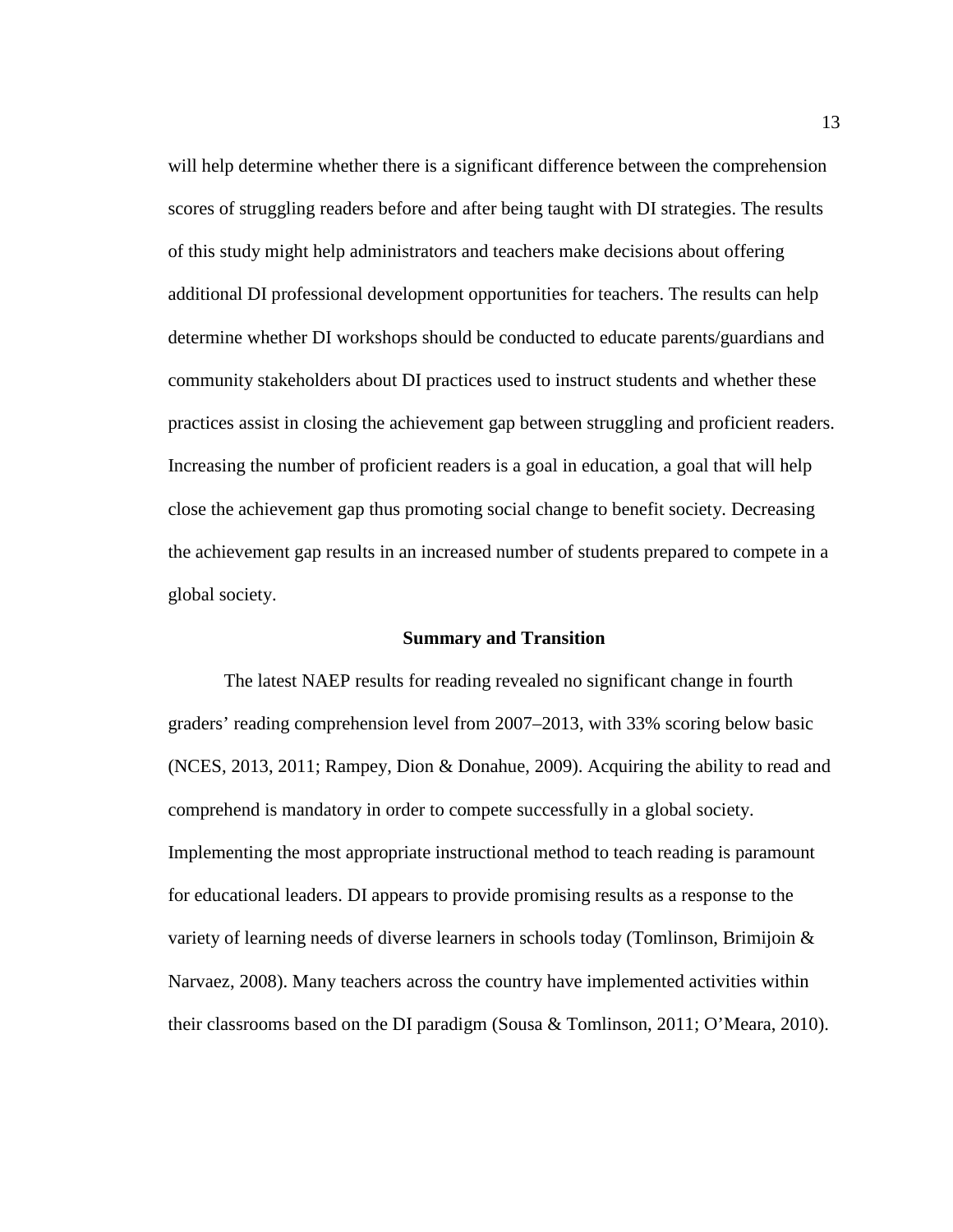will help determine whether there is a significant difference between the comprehension scores of struggling readers before and after being taught with DI strategies. The results of this study might help administrators and teachers make decisions about offering additional DI professional development opportunities for teachers. The results can help determine whether DI workshops should be conducted to educate parents/guardians and community stakeholders about DI practices used to instruct students and whether these practices assist in closing the achievement gap between struggling and proficient readers. Increasing the number of proficient readers is a goal in education, a goal that will help close the achievement gap thus promoting social change to benefit society. Decreasing the achievement gap results in an increased number of students prepared to compete in a global society.

## Summary and Transition

The latest NAEP results for reading revealed no significant change in fourth graders' reading comprehension level from 2007–2013, with 33% scoring below basic (NCES, 2013, 2011; Rampey, Dion & Donahue, 2009). Acquiring the ability to read and comprehend is mandatory in order to compete successfully in a global society. Implementing the most appropriate instructional method to teach reading is paramount for educational leaders. DI appears to provide promising results as a response to the variety of learning needs of diverse learners in schools today (Tomlinson, Brimijoin & Narvaez, 2008). Many teachers across the country have implemented activities within their classrooms based on the DI paradigm (Sousa & Tomlinson, 2011; O'Meara, 2010).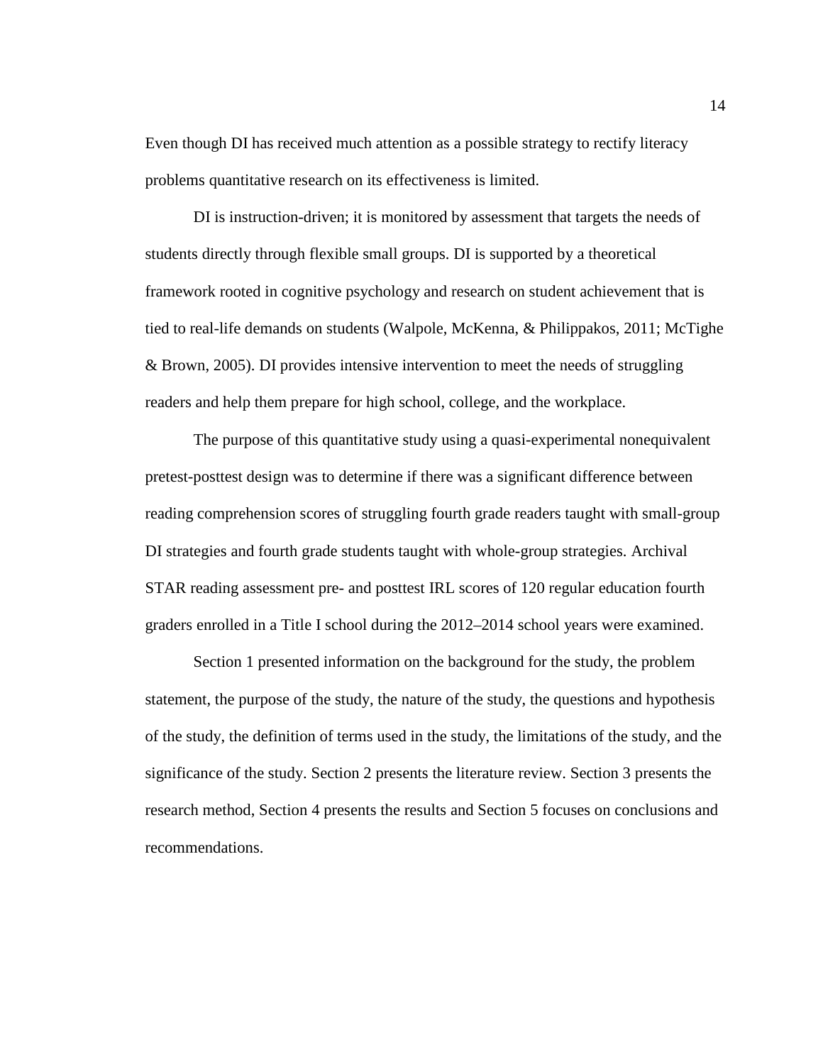Even though DI has received much attention as a possible strategy to rectify literacy problems quantitative research on its effectiveness is limited.

DI is instruction-driven; it is monitored by assessment that targets the needs of students directly through flexible small groups. DI is supported by a theoretical framework rooted in cognitive psychology and research on student achievement that is tied to real-life demands on students (Walpole, McKenna, & Philippakos, 2011; McTighe & Brown, 2005). DI provides intensive intervention to meet the needs of struggling readers and help them prepare for high school, college, and the workplace.

The purpose of this quantitative study using a quasi-experimental nonequivalent pretest-posttest design was to determine if there was a significant difference between reading comprehension scores of struggling fourth grade readers taught with small-group DI strategies and fourth grade students taught with whole-group strategies. Archival STAR reading assessment pre- and posttest IRL scores of 120 regular education fourth graders enrolled in a Title I school during the 2012–2014 school years were examined.

Section 1 presented information on the background for the study, the problem statement, the purpose of the study, the nature of the study, the questions and hypothesis of the study, the definition of terms used in the study, the limitations of the study, and the significance of the study. Section 2 presents the literature review. Section 3 presents the research method, Section 4 presents the results and Section 5 focuses on conclusions and recommendations.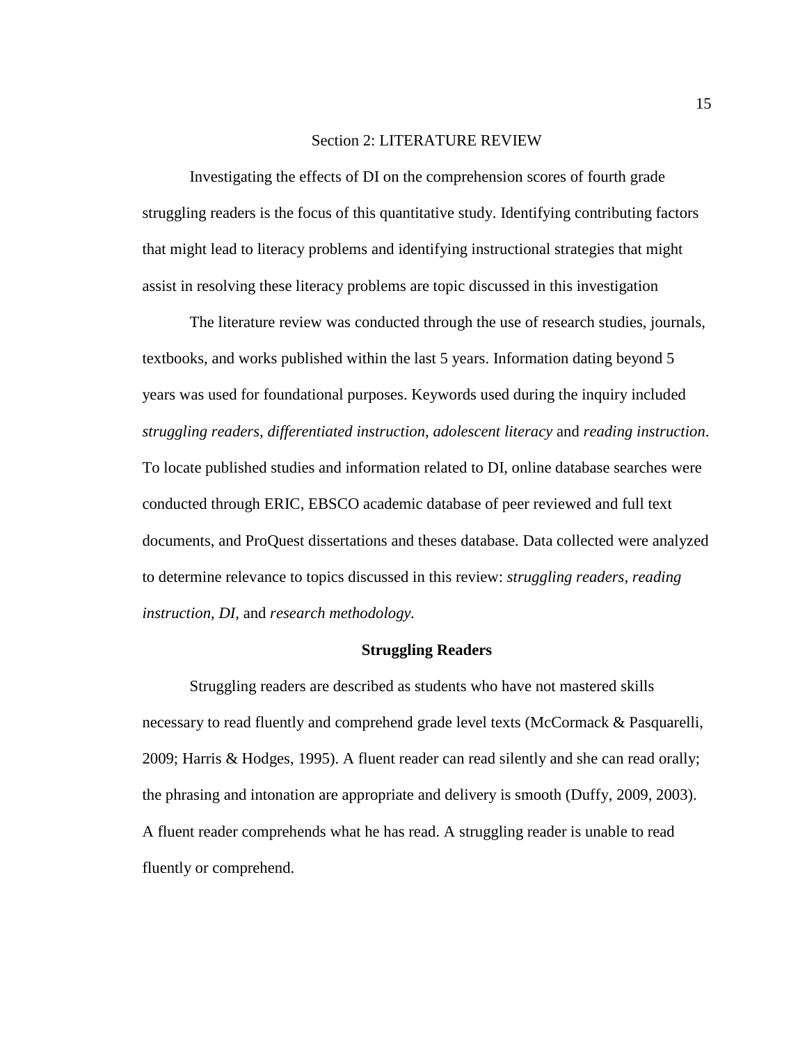# Section 2: LITERATURE REVIEW

Investigating the effects of DI on the comprehension scores of fourth grade struggling readers is the focus of this quantitative study. Identifying contributing factors that might lead to literacy problems and identifying instructional strategies that might assist in resolving these literacy problems are topic discussed in this investigation

The literature review was conducted through the use of research studies, journals, textbooks, and works published within the last 5 years. Information dating beyond 5 years was used for foundational purposes. Keywords used during the inquiry included *struggling readers, differentiated instruction, adolescent literacy* and *reading instruction*. To locate published studies and information related to DI, online database searches were conducted through ERIC, EBSCO academic database of peer reviewed and full text documents, and ProQuest dissertations and theses database. Data collected were analyzed to determine relevance to topics discussed in this review: *struggling readers, reading instruction, DI,* and *research methodology.*

## Struggling Readers

Struggling readers are described as students who have not mastered skills necessary to read fluently and comprehend grade level texts (McCormack & Pasquarelli, 2009; Harris & Hodges, 1995). A fluent reader can read silently and she can read orally; the phrasing and intonation are appropriate and delivery is smooth (Duffy, 2009, 2003). A fluent reader comprehends what he has read. A struggling reader is unable to read fluently or comprehend.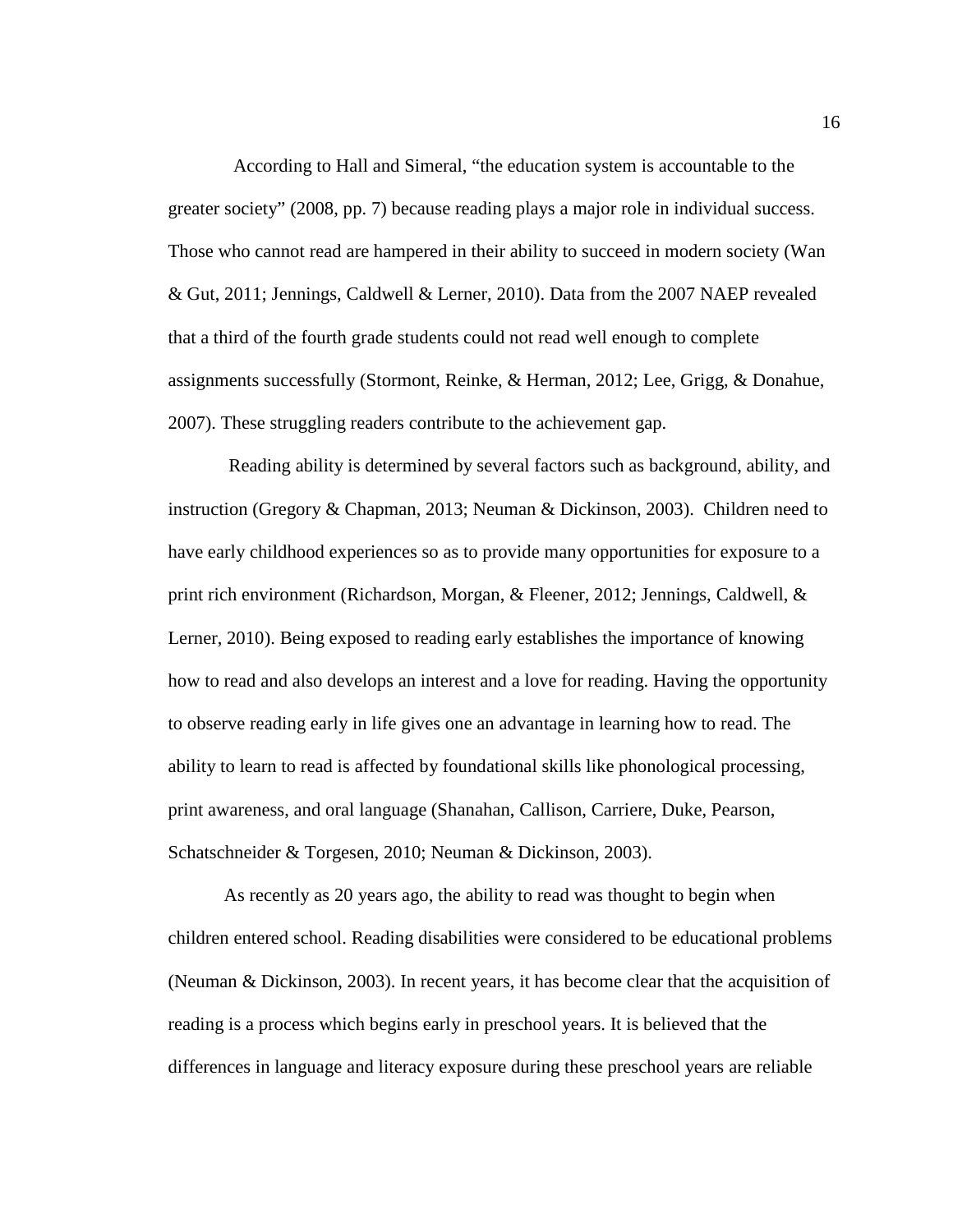According to Hall and Simeral, "the education system is accountable to the greater society" (2008, pp. 7) because reading plays a major role in individual success. Those who cannot read are hampered in their ability to succeed in modern society (Wan & Gut, 2011; Jennings, Caldwell & Lerner, 2010). Data from the 2007 NAEP revealed that a third of the fourth grade students could not read well enough to complete assignments successfully (Stormont, Reinke, & Herman, 2012; Lee, Grigg, & Donahue, 2007). These struggling readers contribute to the achievement gap.

Reading ability is determined by several factors such as background, ability, and instruction (Gregory & Chapman, 2013; Neuman & Dickinson, 2003). Children need to have early childhood experiences so as to provide many opportunities for exposure to a print rich environment (Richardson, Morgan, & Fleener, 2012; Jennings, Caldwell, & Lerner, 2010). Being exposed to reading early establishes the importance of knowing how to read and also develops an interest and a love for reading. Having the opportunity to observe reading early in life gives one an advantage in learning how to read. The ability to learn to read is affected by foundational skills like phonological processing, print awareness, and oral language (Shanahan, Callison, Carriere, Duke, Pearson, Schatschneider & Torgesen, 2010; Neuman & Dickinson, 2003).

As recently as 20 years ago, the ability to read was thought to begin when children entered school. Reading disabilities were considered to be educational problems (Neuman & Dickinson, 2003). In recent years, it has become clear that the acquisition of reading is a process which begins early in preschool years. It is believed that the differences in language and literacy exposure during these preschool years are reliable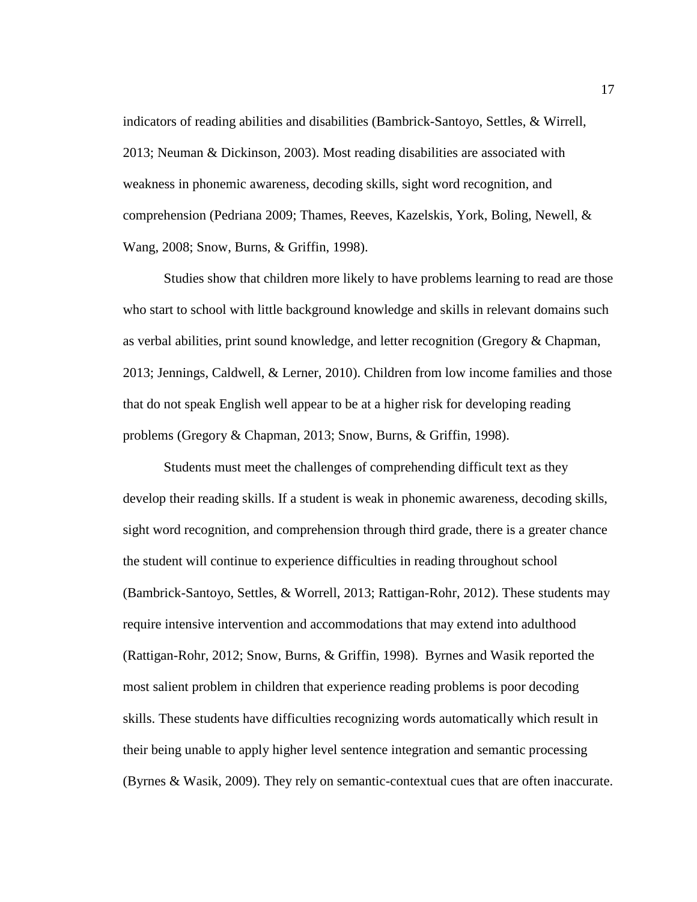indicators of reading abilities and disabilities (Bambrick-Santoyo, Settles, & Wirrell, 2013; Neuman & Dickinson, 2003). Most reading disabilities are associated with weakness in phonemic awareness, decoding skills, sight word recognition, and comprehension (Pedriana 2009; Thames, Reeves, Kazelskis, York, Boling, Newell, & Wang, 2008; Snow, Burns, & Griffin, 1998).

Studies show that children more likely to have problems learning to read are those who start to school with little background knowledge and skills in relevant domains such as verbal abilities, print sound knowledge, and letter recognition (Gregory & Chapman, 2013; Jennings, Caldwell, & Lerner, 2010). Children from low income families and those that do not speak English well appear to be at a higher risk for developing reading problems (Gregory & Chapman, 2013; Snow, Burns, & Griffin, 1998).

Students must meet the challenges of comprehending difficult text as they develop their reading skills. If a student is weak in phonemic awareness, decoding skills, sight word recognition, and comprehension through third grade, there is a greater chance the student will continue to experience difficulties in reading throughout school (Bambrick-Santoyo, Settles, & Worrell, 2013; Rattigan-Rohr, 2012). These students may require intensive intervention and accommodations that may extend into adulthood (Rattigan-Rohr, 2012; Snow, Burns, & Griffin, 1998). Byrnes and Wasik reported the most salient problem in children that experience reading problems is poor decoding skills. These students have difficulties recognizing words automatically which result in their being unable to apply higher level sentence integration and semantic processing (Byrnes & Wasik, 2009). They rely on semantic-contextual cues that are often inaccurate.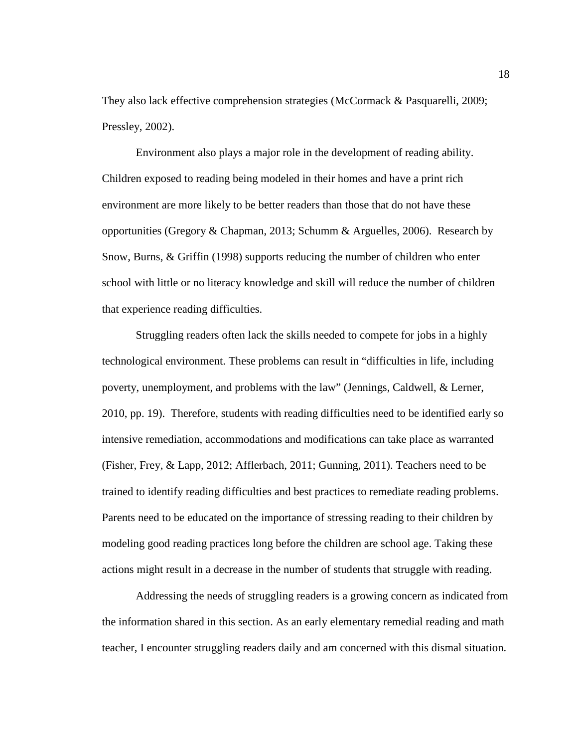They also lack effective comprehension strategies (McCormack & Pasquarelli, 2009; Pressley, 2002).

Environment also plays a major role in the development of reading ability. Children exposed to reading being modeled in their homes and have a print rich environment are more likely to be better readers than those that do not have these opportunities (Gregory & Chapman, 2013; Schumm & Arguelles, 2006). Research by Snow, Burns, & Griffin (1998) supports reducing the number of children who enter school with little or no literacy knowledge and skill will reduce the number of children that experience reading difficulties.

Struggling readers often lack the skills needed to compete for jobs in a highly technological environment. These problems can result in "difficulties in life, including poverty, unemployment, and problems with the law" (Jennings, Caldwell, & Lerner, 2010, pp. 19). Therefore, students with reading difficulties need to be identified early so intensive remediation, accommodations and modifications can take place as warranted (Fisher, Frey, & Lapp, 2012; Afflerbach, 2011; Gunning, 2011). Teachers need to be trained to identify reading difficulties and best practices to remediate reading problems. Parents need to be educated on the importance of stressing reading to their children by modeling good reading practices long before the children are school age. Taking these actions might result in a decrease in the number of students that struggle with reading.

Addressing the needs of struggling readers is a growing concern as indicated from the information shared in this section. As an early elementary remedial reading and math teacher, I encounter struggling readers daily and am concerned with this dismal situation.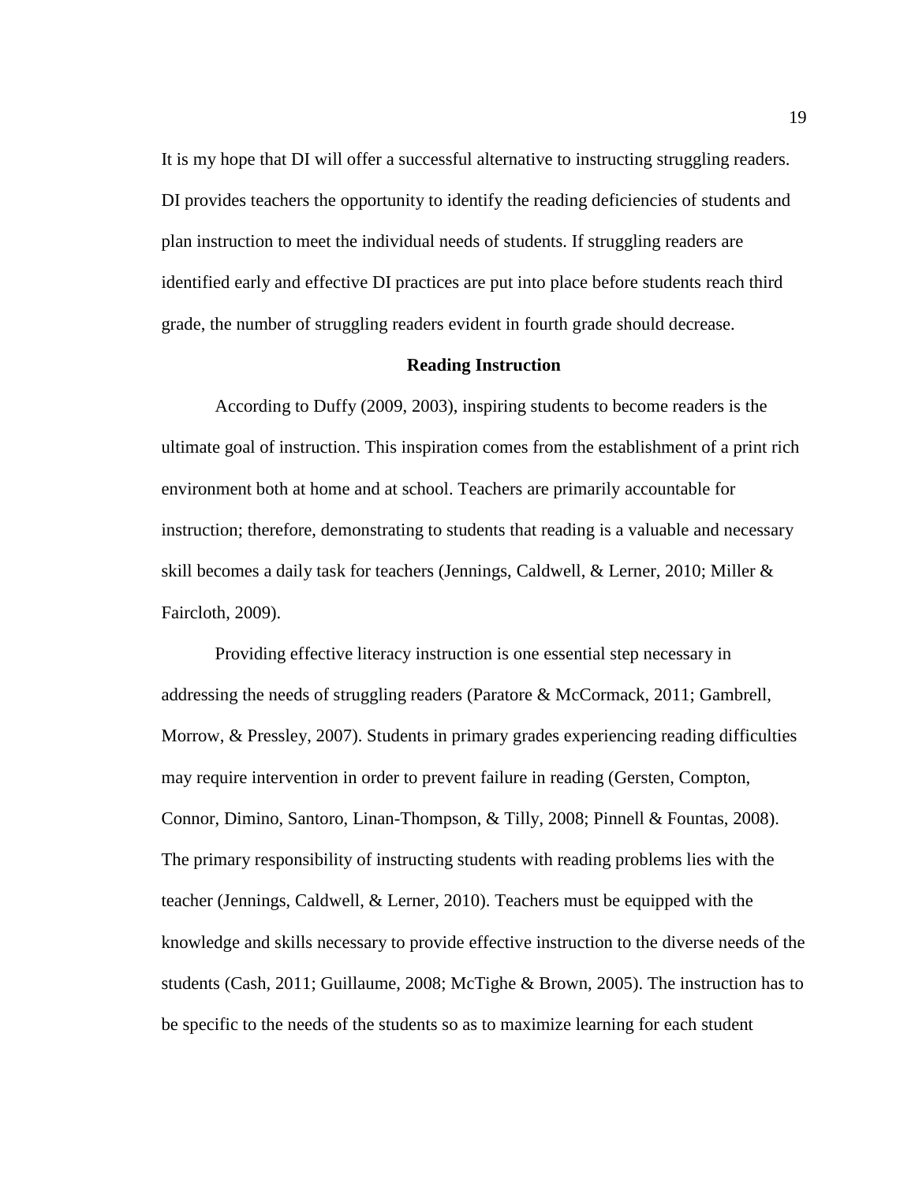It is my hope that DI will offer a successful alternative to instructing struggling readers. DI provides teachers the opportunity to identify the reading deficiencies of students and plan instruction to meet the individual needs of students. If struggling readers are identified early and effective DI practices are put into place before students reach third grade, the number of struggling readers evident in fourth grade should decrease.

## Reading Instruction

According to Duffy (2009, 2003), inspiring students to become readers is the ultimate goal of instruction. This inspiration comes from the establishment of a print rich environment both at home and at school. Teachers are primarily accountable for instruction; therefore, demonstrating to students that reading is a valuable and necessary skill becomes a daily task for teachers (Jennings, Caldwell, & Lerner, 2010; Miller & Faircloth, 2009).

Providing effective literacy instruction is one essential step necessary in addressing the needs of struggling readers (Paratore & McCormack, 2011; Gambrell, Morrow, & Pressley, 2007). Students in primary grades experiencing reading difficulties may require intervention in order to prevent failure in reading (Gersten, Compton, Connor, Dimino, Santoro, Linan-Thompson, & Tilly, 2008; Pinnell & Fountas, 2008). The primary responsibility of instructing students with reading problems lies with the teacher (Jennings, Caldwell, & Lerner, 2010). Teachers must be equipped with the knowledge and skills necessary to provide effective instruction to the diverse needs of the students (Cash, 2011; Guillaume, 2008; McTighe & Brown, 2005). The instruction has to be specific to the needs of the students so as to maximize learning for each student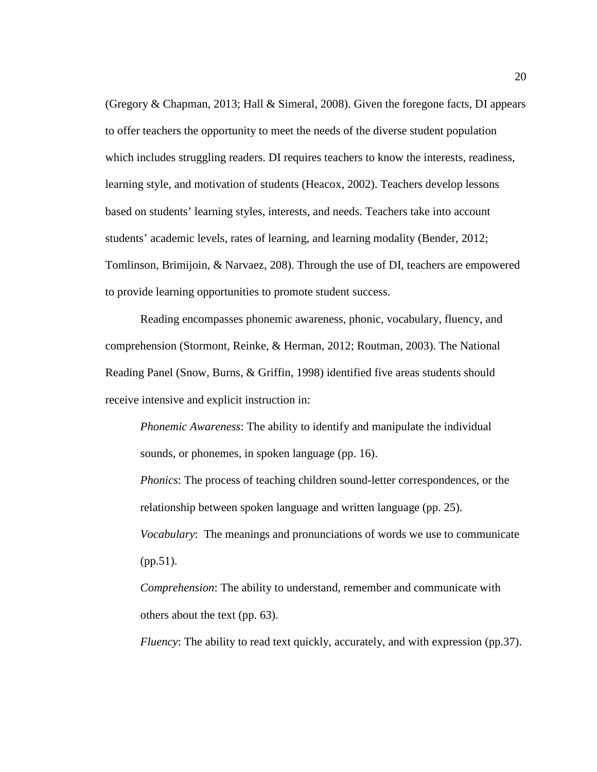(Gregory & Chapman, 2013; Hall & Simeral, 2008). Given the foregone facts, DI appears to offer teachers the opportunity to meet the needs of the diverse student population which includes struggling readers. DI requires teachers to know the interests, readiness, learning style, and motivation of students (Heacox, 2002). Teachers develop lessons based on students' learning styles, interests, and needs. Teachers take into account students' academic levels, rates of learning, and learning modality (Bender, 2012; Tomlinson, Brimijoin, & Narvaez, 208). Through the use of DI, teachers are empowered to provide learning opportunities to promote student success.

Reading encompasses phonemic awareness, phonic, vocabulary, fluency, and comprehension (Stormont, Reinke, & Herman, 2012; Routman, 2003). The National Reading Panel (Snow, Burns, & Griffin, 1998) identified five areas students should receive intensive and explicit instruction in:

> *Phonemic Awareness*: The ability to identify and manipulate the individual sounds, or phonemes, in spoken language (pp. 16).
>
> *Phonics*: The process of teaching children sound-letter correspondences, or the relationship between spoken language and written language (pp. 25).
>
> *Vocabulary*: The meanings and pronunciations of words we use to communicate (pp.51).
>
> *Comprehension*: The ability to understand, remember and communicate with others about the text (pp. 63).
>
> *Fluency*: The ability to read text quickly, accurately, and with expression (pp.37).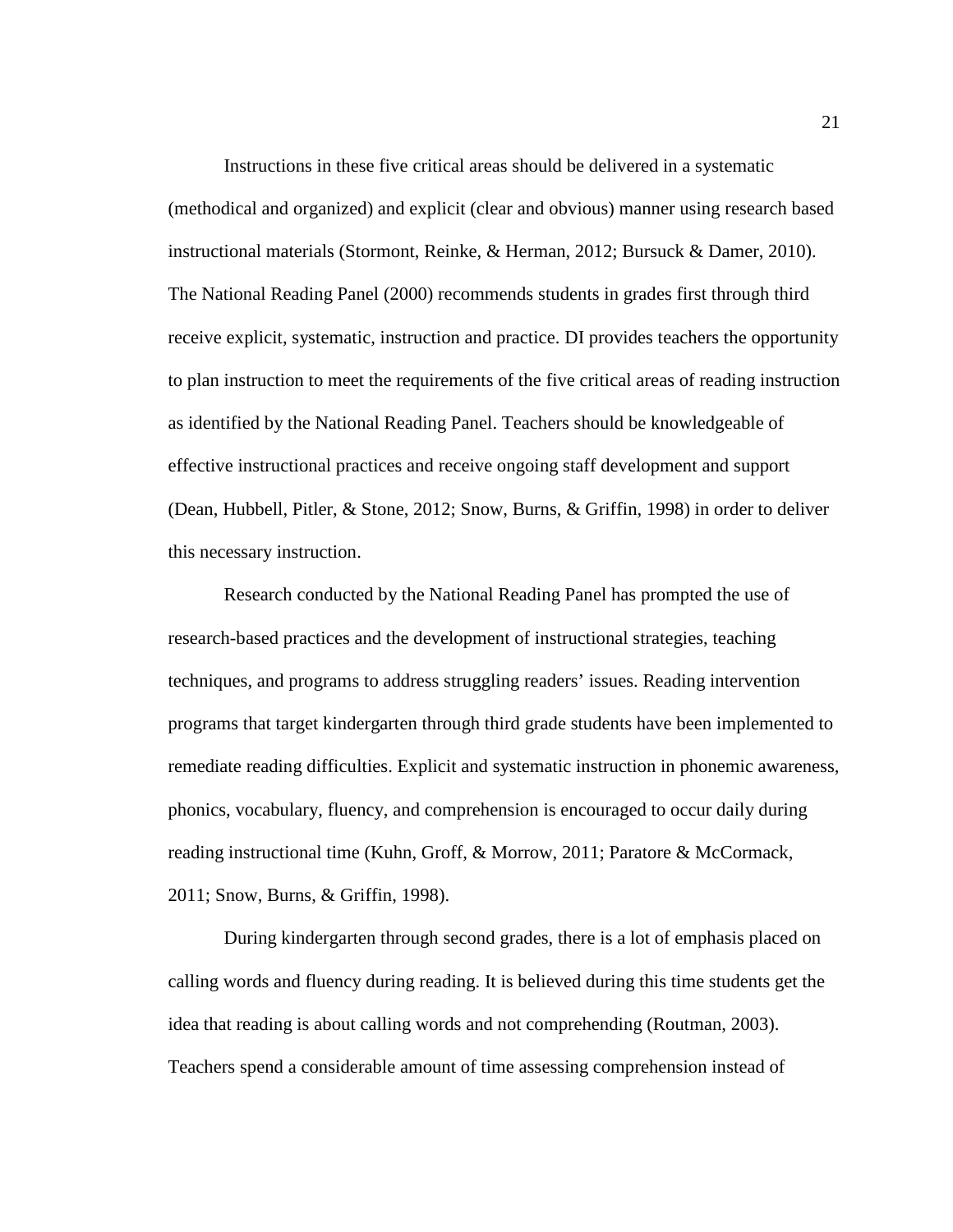Instructions in these five critical areas should be delivered in a systematic (methodical and organized) and explicit (clear and obvious) manner using research based instructional materials (Stormont, Reinke, & Herman, 2012; Bursuck & Damer, 2010). The National Reading Panel (2000) recommends students in grades first through third receive explicit, systematic, instruction and practice. DI provides teachers the opportunity to plan instruction to meet the requirements of the five critical areas of reading instruction as identified by the National Reading Panel. Teachers should be knowledgeable of effective instructional practices and receive ongoing staff development and support (Dean, Hubbell, Pitler, & Stone, 2012; Snow, Burns, & Griffin, 1998) in order to deliver this necessary instruction.

Research conducted by the National Reading Panel has prompted the use of research-based practices and the development of instructional strategies, teaching techniques, and programs to address struggling readers' issues. Reading intervention programs that target kindergarten through third grade students have been implemented to remediate reading difficulties. Explicit and systematic instruction in phonemic awareness, phonics, vocabulary, fluency, and comprehension is encouraged to occur daily during reading instructional time (Kuhn, Groff, & Morrow, 2011; Paratore & McCormack, 2011; Snow, Burns, & Griffin, 1998).

During kindergarten through second grades, there is a lot of emphasis placed on calling words and fluency during reading. It is believed during this time students get the idea that reading is about calling words and not comprehending (Routman, 2003). Teachers spend a considerable amount of time assessing comprehension instead of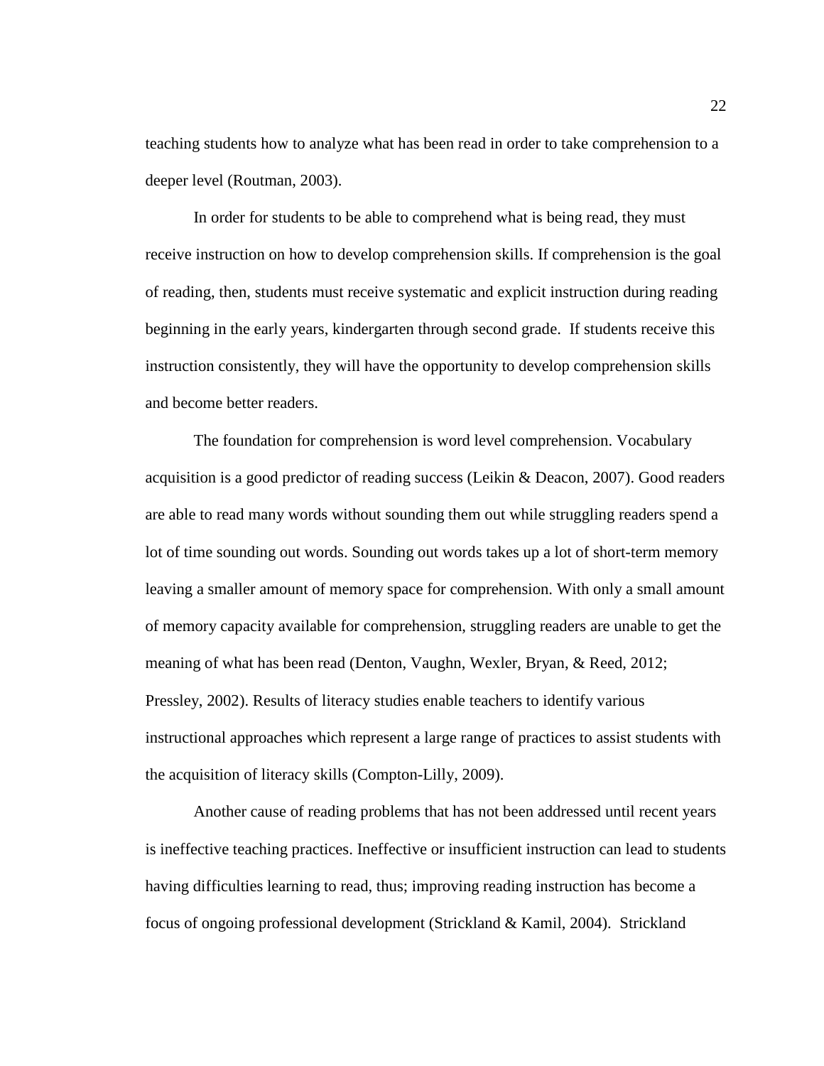teaching students how to analyze what has been read in order to take comprehension to a deeper level (Routman, 2003).

In order for students to be able to comprehend what is being read, they must receive instruction on how to develop comprehension skills. If comprehension is the goal of reading, then, students must receive systematic and explicit instruction during reading beginning in the early years, kindergarten through second grade. If students receive this instruction consistently, they will have the opportunity to develop comprehension skills and become better readers.

The foundation for comprehension is word level comprehension. Vocabulary acquisition is a good predictor of reading success (Leikin & Deacon, 2007). Good readers are able to read many words without sounding them out while struggling readers spend a lot of time sounding out words. Sounding out words takes up a lot of short-term memory leaving a smaller amount of memory space for comprehension. With only a small amount of memory capacity available for comprehension, struggling readers are unable to get the meaning of what has been read (Denton, Vaughn, Wexler, Bryan, & Reed, 2012; Pressley, 2002). Results of literacy studies enable teachers to identify various instructional approaches which represent a large range of practices to assist students with the acquisition of literacy skills (Compton-Lilly, 2009).

Another cause of reading problems that has not been addressed until recent years is ineffective teaching practices. Ineffective or insufficient instruction can lead to students having difficulties learning to read, thus; improving reading instruction has become a focus of ongoing professional development (Strickland & Kamil, 2004). Strickland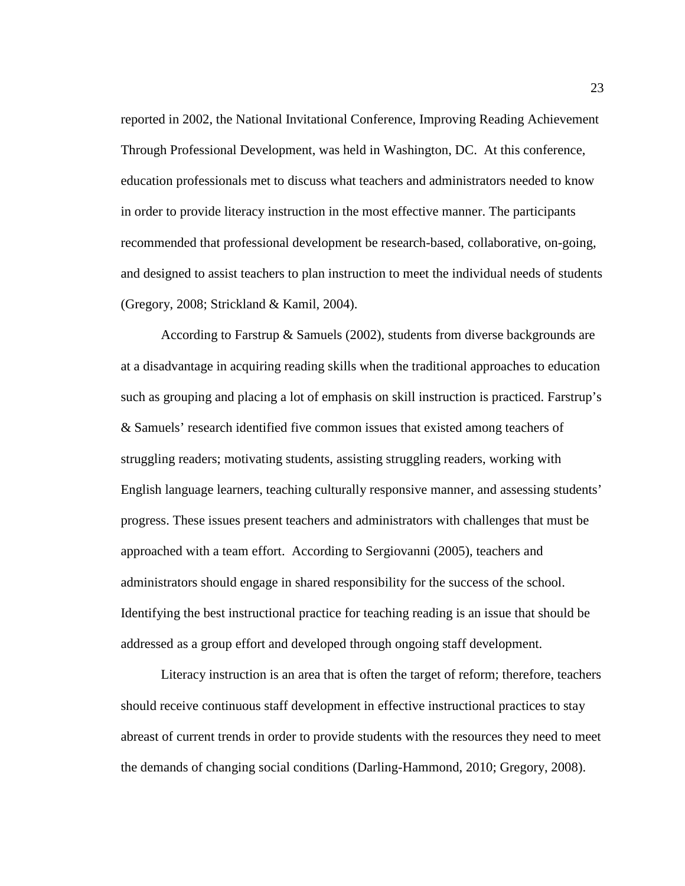reported in 2002, the National Invitational Conference, Improving Reading Achievement Through Professional Development, was held in Washington, DC. At this conference, education professionals met to discuss what teachers and administrators needed to know in order to provide literacy instruction in the most effective manner. The participants recommended that professional development be research-based, collaborative, on-going, and designed to assist teachers to plan instruction to meet the individual needs of students (Gregory, 2008; Strickland & Kamil, 2004).

According to Farstrup & Samuels (2002), students from diverse backgrounds are at a disadvantage in acquiring reading skills when the traditional approaches to education such as grouping and placing a lot of emphasis on skill instruction is practiced. Farstrup's & Samuels' research identified five common issues that existed among teachers of struggling readers; motivating students, assisting struggling readers, working with English language learners, teaching culturally responsive manner, and assessing students' progress. These issues present teachers and administrators with challenges that must be approached with a team effort. According to Sergiovanni (2005), teachers and administrators should engage in shared responsibility for the success of the school. Identifying the best instructional practice for teaching reading is an issue that should be addressed as a group effort and developed through ongoing staff development.

Literacy instruction is an area that is often the target of reform; therefore, teachers should receive continuous staff development in effective instructional practices to stay abreast of current trends in order to provide students with the resources they need to meet the demands of changing social conditions (Darling-Hammond, 2010; Gregory, 2008).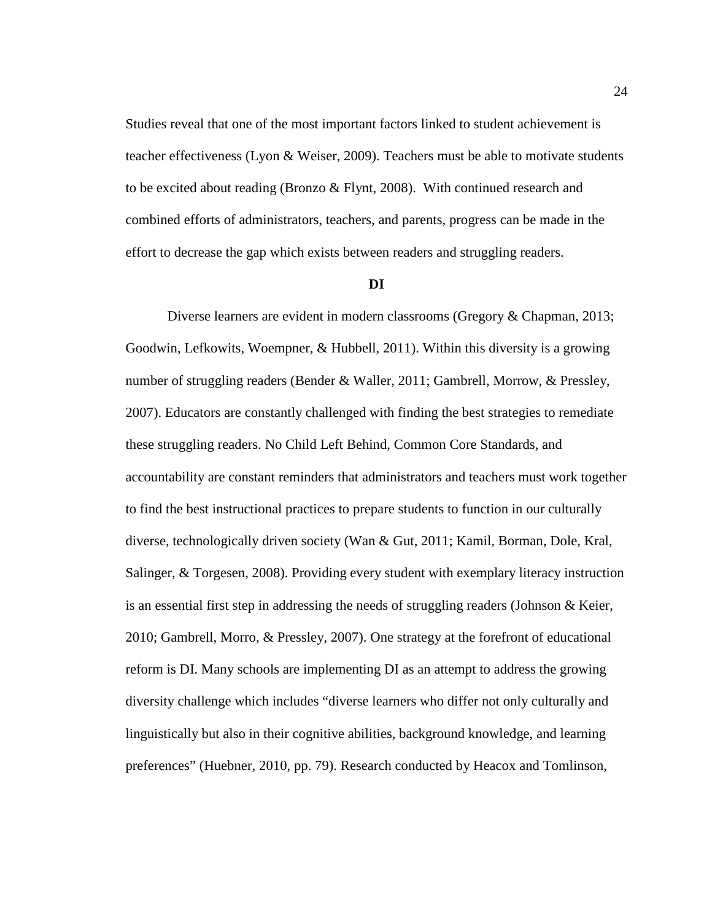Studies reveal that one of the most important factors linked to student achievement is teacher effectiveness (Lyon & Weiser, 2009). Teachers must be able to motivate students to be excited about reading (Bronzo & Flynt, 2008). With continued research and combined efforts of administrators, teachers, and parents, progress can be made in the effort to decrease the gap which exists between readers and struggling readers.

## DI

Diverse learners are evident in modern classrooms (Gregory & Chapman, 2013; Goodwin, Lefkowits, Woempner, & Hubbell, 2011). Within this diversity is a growing number of struggling readers (Bender & Waller, 2011; Gambrell, Morrow, & Pressley, 2007). Educators are constantly challenged with finding the best strategies to remediate these struggling readers. No Child Left Behind, Common Core Standards, and accountability are constant reminders that administrators and teachers must work together to find the best instructional practices to prepare students to function in our culturally diverse, technologically driven society (Wan & Gut, 2011; Kamil, Borman, Dole, Kral, Salinger, & Torgesen, 2008). Providing every student with exemplary literacy instruction is an essential first step in addressing the needs of struggling readers (Johnson & Keier, 2010; Gambrell, Morro, & Pressley, 2007). One strategy at the forefront of educational reform is DI. Many schools are implementing DI as an attempt to address the growing diversity challenge which includes "diverse learners who differ not only culturally and linguistically but also in their cognitive abilities, background knowledge, and learning preferences" (Huebner, 2010, pp. 79). Research conducted by Heacox and Tomlinson,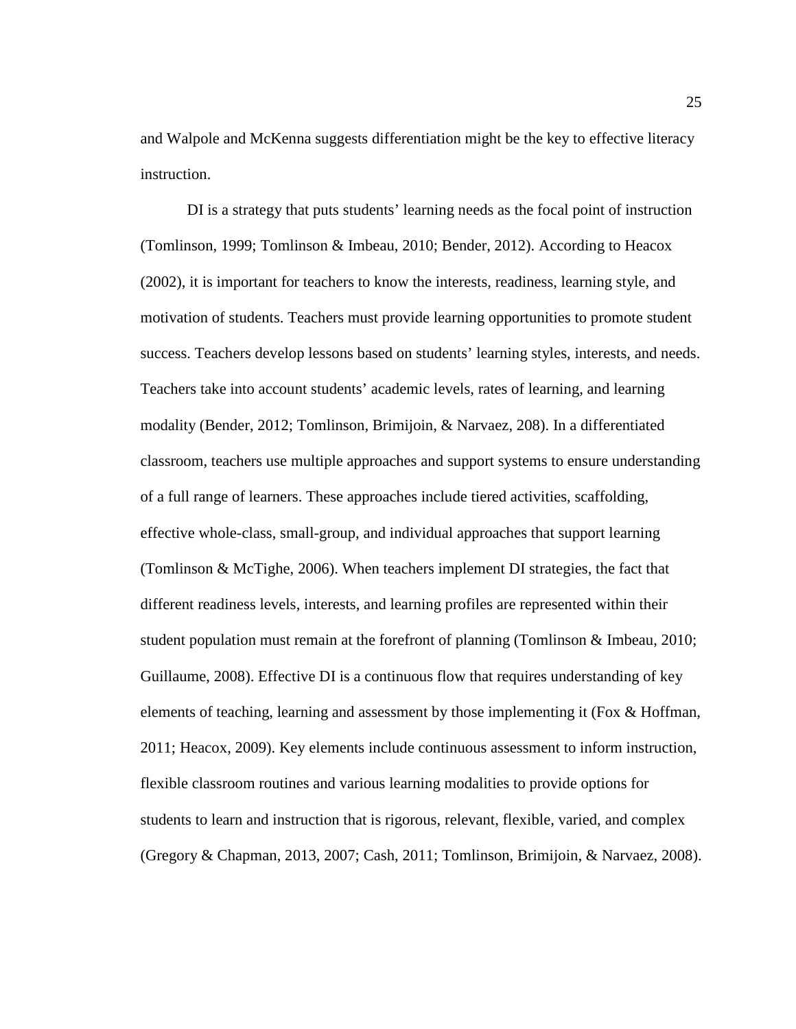and Walpole and McKenna suggests differentiation might be the key to effective literacy instruction.

DI is a strategy that puts students' learning needs as the focal point of instruction (Tomlinson, 1999; Tomlinson & Imbeau, 2010; Bender, 2012). According to Heacox (2002), it is important for teachers to know the interests, readiness, learning style, and motivation of students. Teachers must provide learning opportunities to promote student success. Teachers develop lessons based on students' learning styles, interests, and needs. Teachers take into account students' academic levels, rates of learning, and learning modality (Bender, 2012; Tomlinson, Brimijoin, & Narvaez, 208). In a differentiated classroom, teachers use multiple approaches and support systems to ensure understanding of a full range of learners. These approaches include tiered activities, scaffolding, effective whole-class, small-group, and individual approaches that support learning (Tomlinson & McTighe, 2006). When teachers implement DI strategies, the fact that different readiness levels, interests, and learning profiles are represented within their student population must remain at the forefront of planning (Tomlinson & Imbeau, 2010; Guillaume, 2008). Effective DI is a continuous flow that requires understanding of key elements of teaching, learning and assessment by those implementing it (Fox & Hoffman, 2011; Heacox, 2009). Key elements include continuous assessment to inform instruction, flexible classroom routines and various learning modalities to provide options for students to learn and instruction that is rigorous, relevant, flexible, varied, and complex (Gregory & Chapman, 2013, 2007; Cash, 2011; Tomlinson, Brimijoin, & Narvaez, 2008).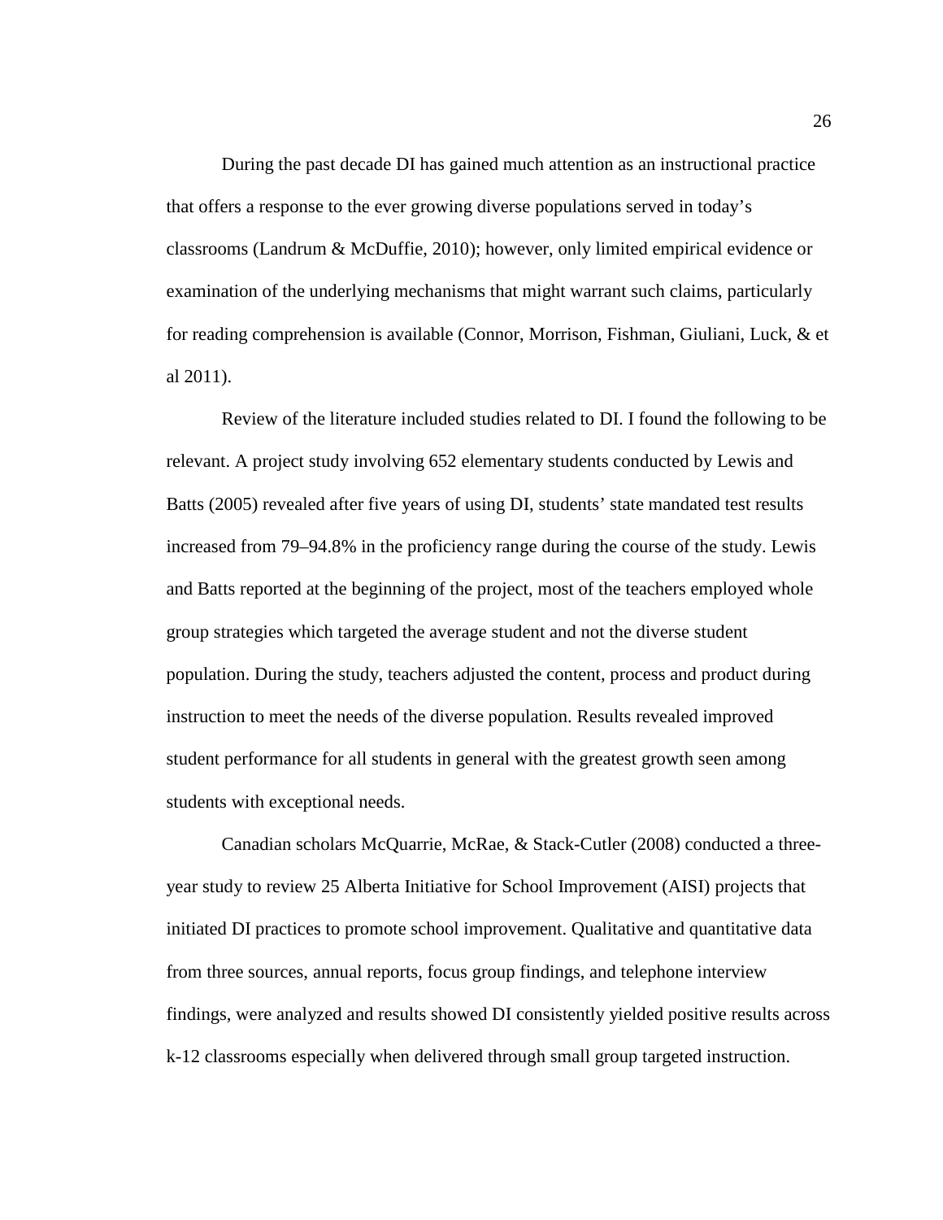During the past decade DI has gained much attention as an instructional practice that offers a response to the ever growing diverse populations served in today's classrooms (Landrum & McDuffie, 2010); however, only limited empirical evidence or examination of the underlying mechanisms that might warrant such claims, particularly for reading comprehension is available (Connor, Morrison, Fishman, Giuliani, Luck, & et al 2011).

Review of the literature included studies related to DI. I found the following to be relevant. A project study involving 652 elementary students conducted by Lewis and Batts (2005) revealed after five years of using DI, students' state mandated test results increased from 79–94.8% in the proficiency range during the course of the study. Lewis and Batts reported at the beginning of the project, most of the teachers employed whole group strategies which targeted the average student and not the diverse student population. During the study, teachers adjusted the content, process and product during instruction to meet the needs of the diverse population. Results revealed improved student performance for all students in general with the greatest growth seen among students with exceptional needs.

Canadian scholars McQuarrie, McRae, & Stack-Cutler (2008) conducted a three-year study to review 25 Alberta Initiative for School Improvement (AISI) projects that initiated DI practices to promote school improvement. Qualitative and quantitative data from three sources, annual reports, focus group findings, and telephone interview findings, were analyzed and results showed DI consistently yielded positive results across k-12 classrooms especially when delivered through small group targeted instruction.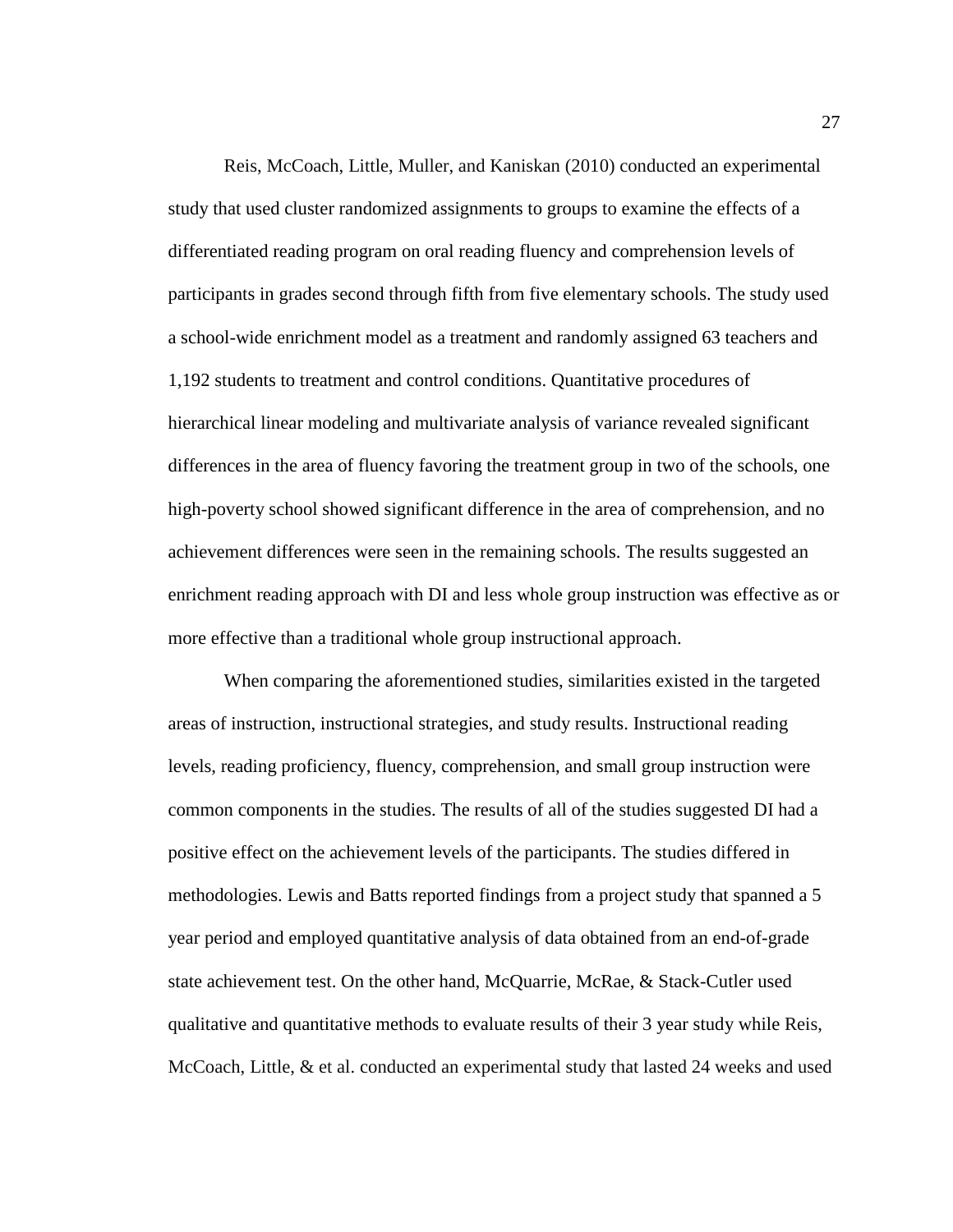Reis, McCoach, Little, Muller, and Kaniskan (2010) conducted an experimental study that used cluster randomized assignments to groups to examine the effects of a differentiated reading program on oral reading fluency and comprehension levels of participants in grades second through fifth from five elementary schools. The study used a school-wide enrichment model as a treatment and randomly assigned 63 teachers and 1,192 students to treatment and control conditions. Quantitative procedures of hierarchical linear modeling and multivariate analysis of variance revealed significant differences in the area of fluency favoring the treatment group in two of the schools, one high-poverty school showed significant difference in the area of comprehension, and no achievement differences were seen in the remaining schools. The results suggested an enrichment reading approach with DI and less whole group instruction was effective as or more effective than a traditional whole group instructional approach.

When comparing the aforementioned studies, similarities existed in the targeted areas of instruction, instructional strategies, and study results. Instructional reading levels, reading proficiency, fluency, comprehension, and small group instruction were common components in the studies. The results of all of the studies suggested DI had a positive effect on the achievement levels of the participants. The studies differed in methodologies. Lewis and Batts reported findings from a project study that spanned a 5 year period and employed quantitative analysis of data obtained from an end-of-grade state achievement test. On the other hand, McQuarrie, McRae, & Stack-Cutler used qualitative and quantitative methods to evaluate results of their 3 year study while Reis, McCoach, Little, & et al. conducted an experimental study that lasted 24 weeks and used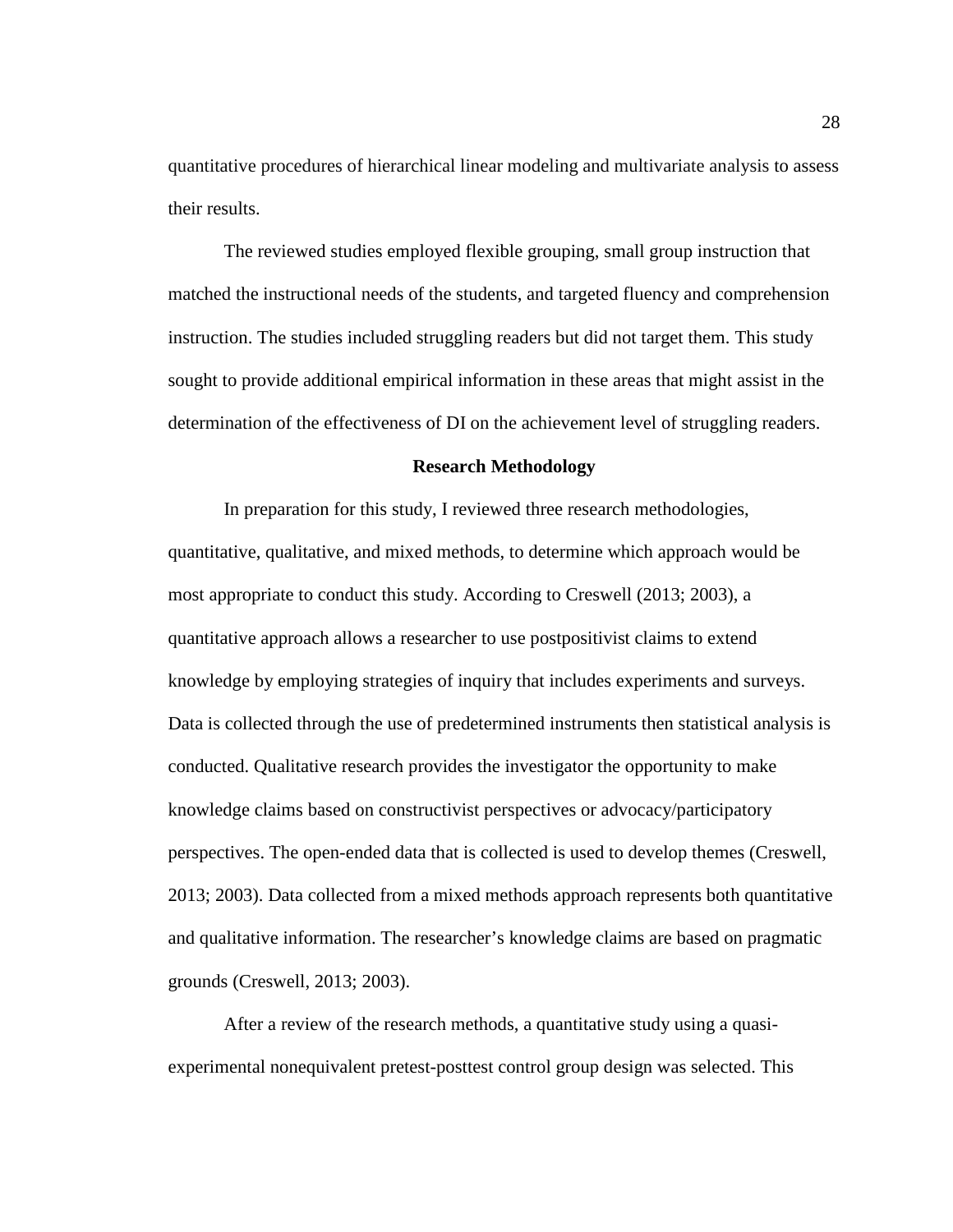quantitative procedures of hierarchical linear modeling and multivariate analysis to assess their results.

The reviewed studies employed flexible grouping, small group instruction that matched the instructional needs of the students, and targeted fluency and comprehension instruction. The studies included struggling readers but did not target them. This study sought to provide additional empirical information in these areas that might assist in the determination of the effectiveness of DI on the achievement level of struggling readers.

## Research Methodology

In preparation for this study, I reviewed three research methodologies, quantitative, qualitative, and mixed methods, to determine which approach would be most appropriate to conduct this study. According to Creswell (2013; 2003), a quantitative approach allows a researcher to use postpositivist claims to extend knowledge by employing strategies of inquiry that includes experiments and surveys. Data is collected through the use of predetermined instruments then statistical analysis is conducted. Qualitative research provides the investigator the opportunity to make knowledge claims based on constructivist perspectives or advocacy/participatory perspectives. The open-ended data that is collected is used to develop themes (Creswell, 2013; 2003). Data collected from a mixed methods approach represents both quantitative and qualitative information. The researcher's knowledge claims are based on pragmatic grounds (Creswell, 2013; 2003).

After a review of the research methods, a quantitative study using a quasi-experimental nonequivalent pretest-posttest control group design was selected. This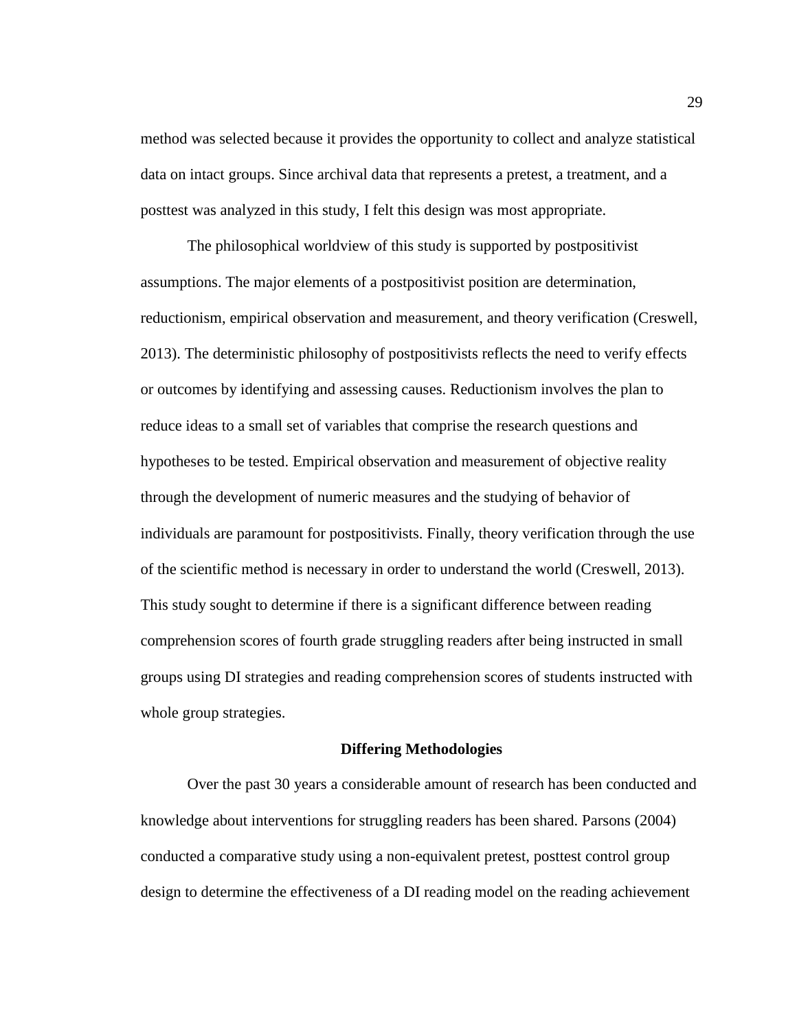method was selected because it provides the opportunity to collect and analyze statistical data on intact groups. Since archival data that represents a pretest, a treatment, and a posttest was analyzed in this study, I felt this design was most appropriate.

The philosophical worldview of this study is supported by postpositivist assumptions. The major elements of a postpositivist position are determination, reductionism, empirical observation and measurement, and theory verification (Creswell, 2013). The deterministic philosophy of postpositivists reflects the need to verify effects or outcomes by identifying and assessing causes. Reductionism involves the plan to reduce ideas to a small set of variables that comprise the research questions and hypotheses to be tested. Empirical observation and measurement of objective reality through the development of numeric measures and the studying of behavior of individuals are paramount for postpositivists. Finally, theory verification through the use of the scientific method is necessary in order to understand the world (Creswell, 2013). This study sought to determine if there is a significant difference between reading comprehension scores of fourth grade struggling readers after being instructed in small groups using DI strategies and reading comprehension scores of students instructed with whole group strategies.

## Differing Methodologies

Over the past 30 years a considerable amount of research has been conducted and knowledge about interventions for struggling readers has been shared. Parsons (2004) conducted a comparative study using a non-equivalent pretest, posttest control group design to determine the effectiveness of a DI reading model on the reading achievement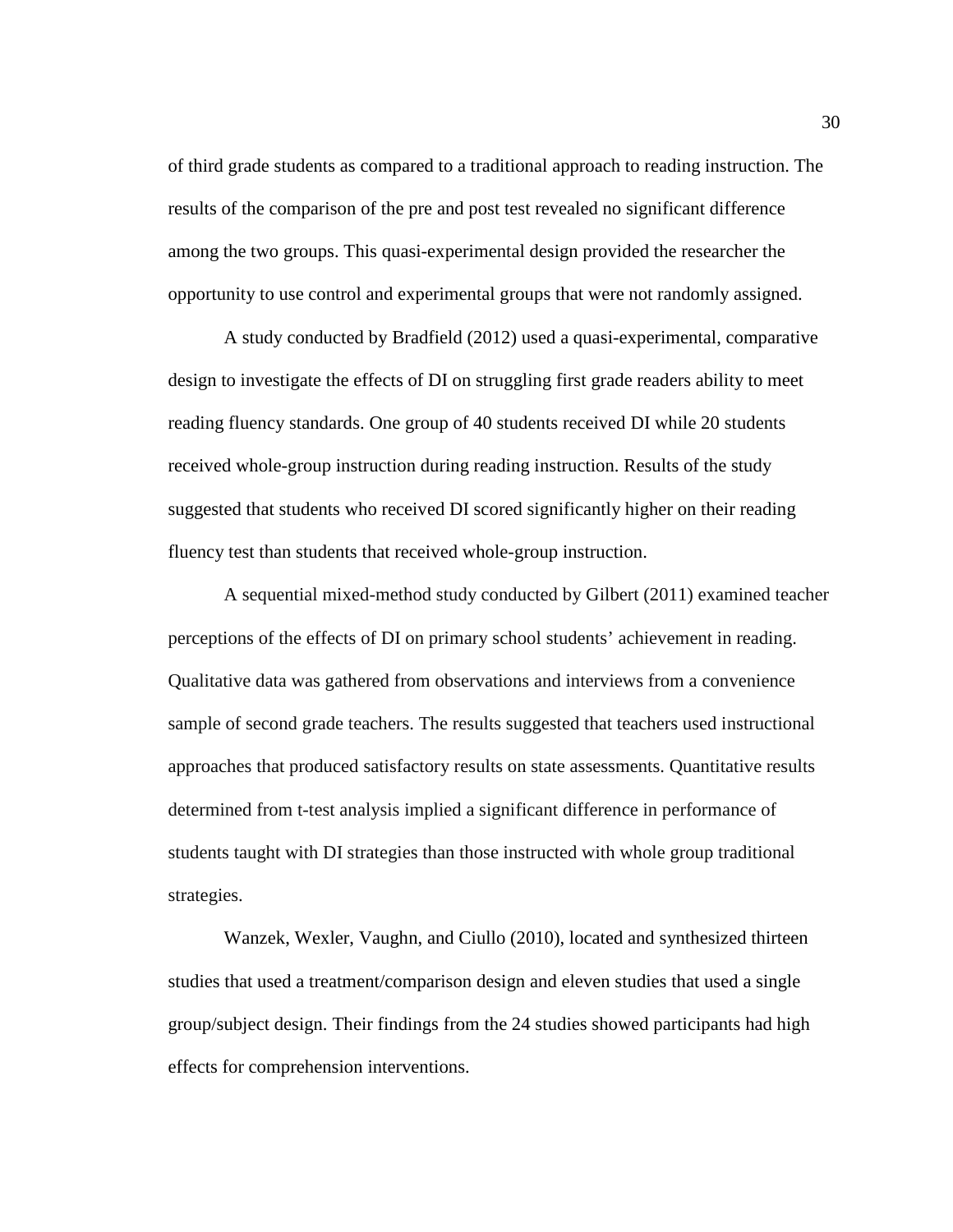of third grade students as compared to a traditional approach to reading instruction. The results of the comparison of the pre and post test revealed no significant difference among the two groups. This quasi-experimental design provided the researcher the opportunity to use control and experimental groups that were not randomly assigned.

A study conducted by Bradfield (2012) used a quasi-experimental, comparative design to investigate the effects of DI on struggling first grade readers ability to meet reading fluency standards. One group of 40 students received DI while 20 students received whole-group instruction during reading instruction. Results of the study suggested that students who received DI scored significantly higher on their reading fluency test than students that received whole-group instruction.

A sequential mixed-method study conducted by Gilbert (2011) examined teacher perceptions of the effects of DI on primary school students' achievement in reading. Qualitative data was gathered from observations and interviews from a convenience sample of second grade teachers. The results suggested that teachers used instructional approaches that produced satisfactory results on state assessments. Quantitative results determined from t-test analysis implied a significant difference in performance of students taught with DI strategies than those instructed with whole group traditional strategies.

Wanzek, Wexler, Vaughn, and Ciullo (2010), located and synthesized thirteen studies that used a treatment/comparison design and eleven studies that used a single group/subject design. Their findings from the 24 studies showed participants had high effects for comprehension interventions.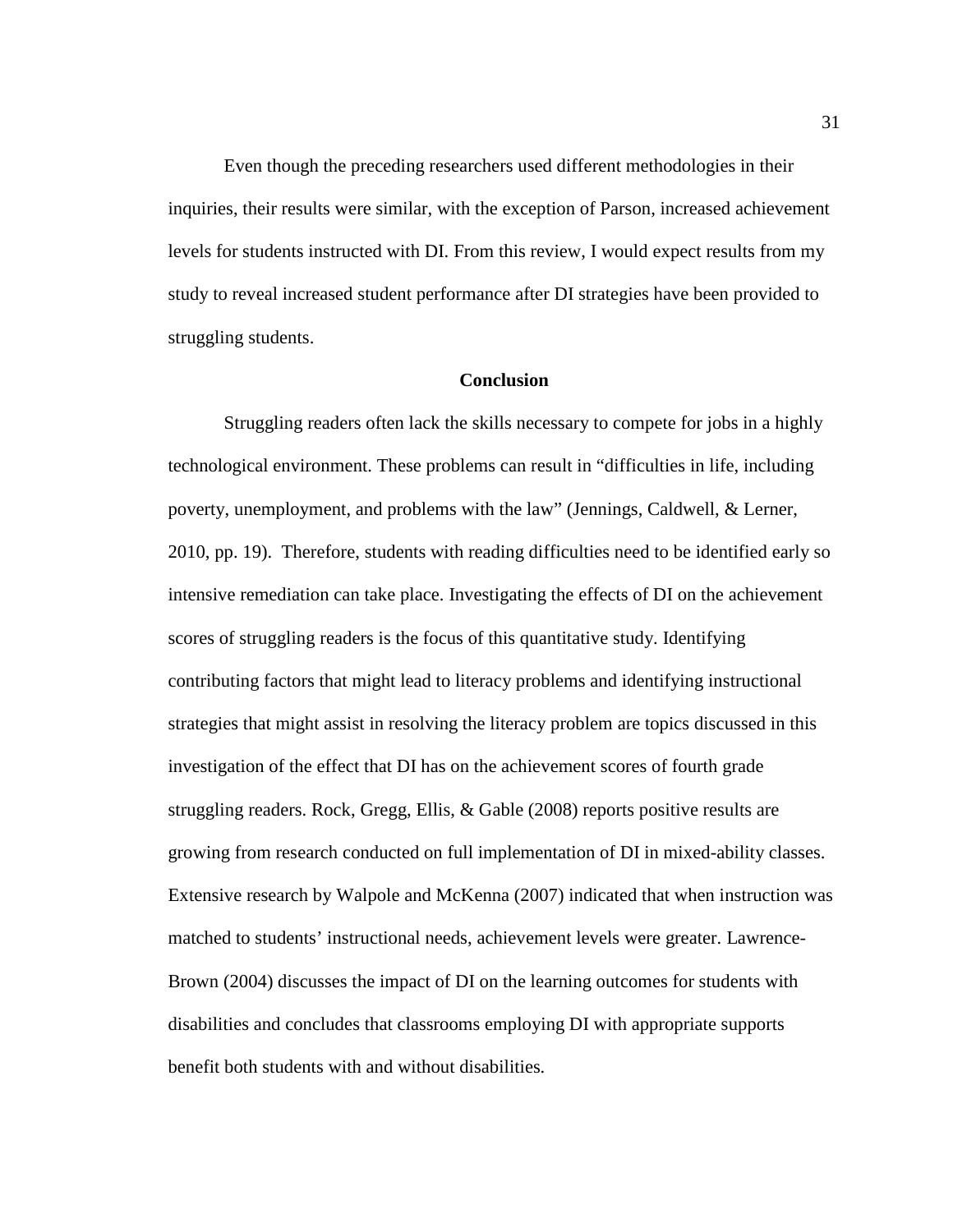Even though the preceding researchers used different methodologies in their inquiries, their results were similar, with the exception of Parson, increased achievement levels for students instructed with DI. From this review, I would expect results from my study to reveal increased student performance after DI strategies have been provided to struggling students.

## Conclusion

Struggling readers often lack the skills necessary to compete for jobs in a highly technological environment. These problems can result in "difficulties in life, including poverty, unemployment, and problems with the law" (Jennings, Caldwell, & Lerner, 2010, pp. 19). Therefore, students with reading difficulties need to be identified early so intensive remediation can take place. Investigating the effects of DI on the achievement scores of struggling readers is the focus of this quantitative study. Identifying contributing factors that might lead to literacy problems and identifying instructional strategies that might assist in resolving the literacy problem are topics discussed in this investigation of the effect that DI has on the achievement scores of fourth grade struggling readers. Rock, Gregg, Ellis, & Gable (2008) reports positive results are growing from research conducted on full implementation of DI in mixed-ability classes. Extensive research by Walpole and McKenna (2007) indicated that when instruction was matched to students' instructional needs, achievement levels were greater. Lawrence-Brown (2004) discusses the impact of DI on the learning outcomes for students with disabilities and concludes that classrooms employing DI with appropriate supports benefit both students with and without disabilities.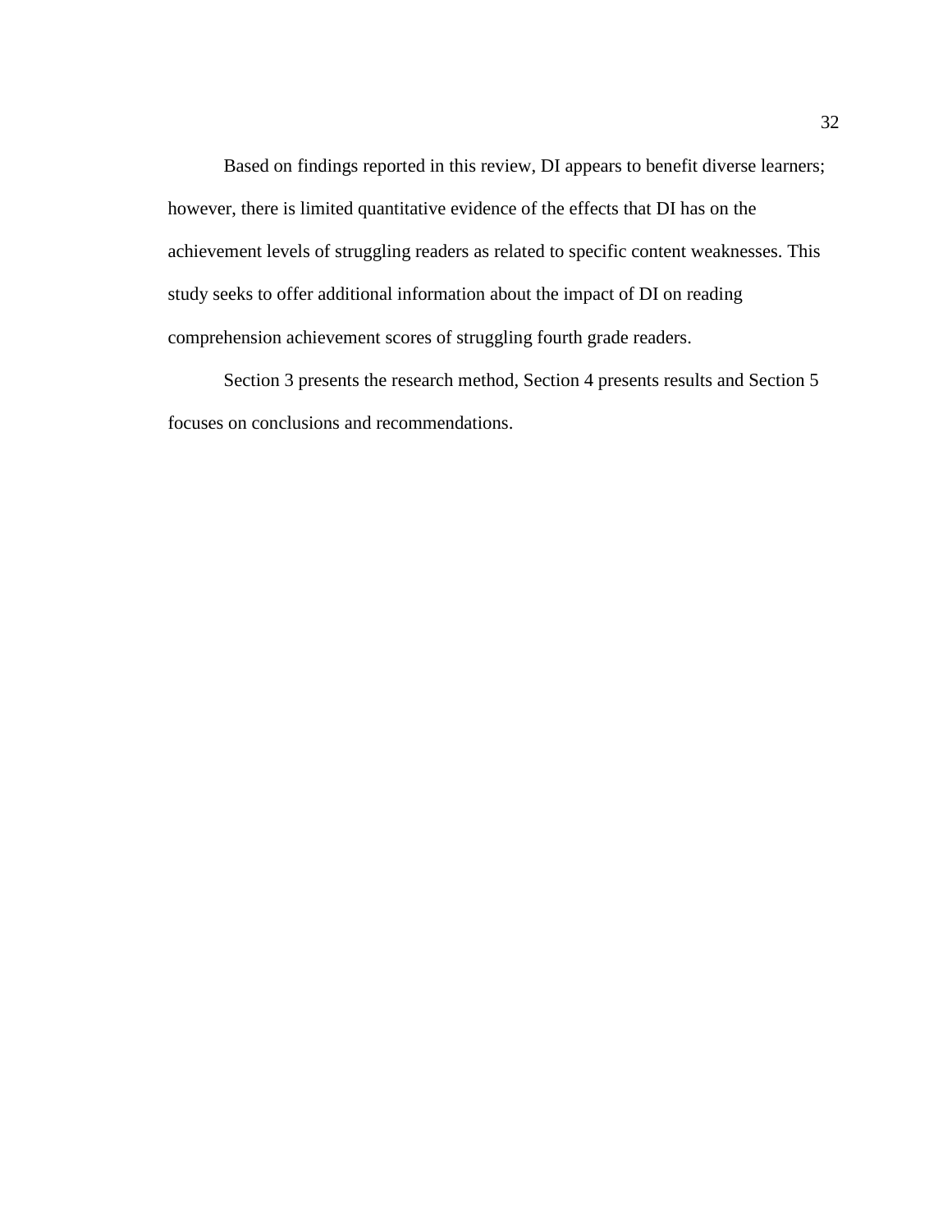Based on findings reported in this review, DI appears to benefit diverse learners; however, there is limited quantitative evidence of the effects that DI has on the achievement levels of struggling readers as related to specific content weaknesses. This study seeks to offer additional information about the impact of DI on reading comprehension achievement scores of struggling fourth grade readers.

Section 3 presents the research method, Section 4 presents results and Section 5 focuses on conclusions and recommendations.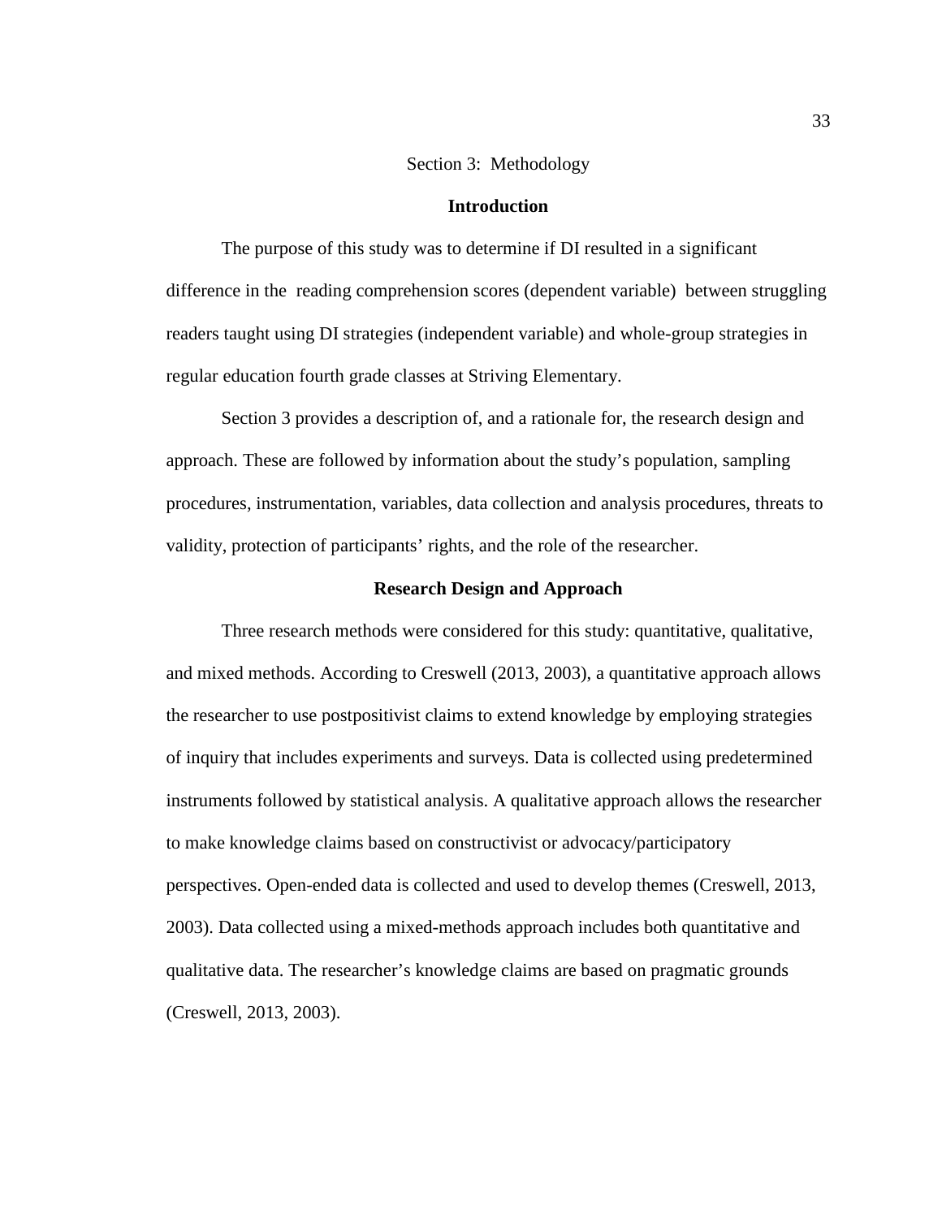# Section 3: Methodology

## Introduction

The purpose of this study was to determine if DI resulted in a significant difference in the reading comprehension scores (dependent variable) between struggling readers taught using DI strategies (independent variable) and whole-group strategies in regular education fourth grade classes at Striving Elementary.

Section 3 provides a description of, and a rationale for, the research design and approach. These are followed by information about the study's population, sampling procedures, instrumentation, variables, data collection and analysis procedures, threats to validity, protection of participants' rights, and the role of the researcher.

## Research Design and Approach

Three research methods were considered for this study: quantitative, qualitative, and mixed methods. According to Creswell (2013, 2003), a quantitative approach allows the researcher to use postpositivist claims to extend knowledge by employing strategies of inquiry that includes experiments and surveys. Data is collected using predetermined instruments followed by statistical analysis. A qualitative approach allows the researcher to make knowledge claims based on constructivist or advocacy/participatory perspectives. Open-ended data is collected and used to develop themes (Creswell, 2013, 2003). Data collected using a mixed-methods approach includes both quantitative and qualitative data. The researcher's knowledge claims are based on pragmatic grounds (Creswell, 2013, 2003).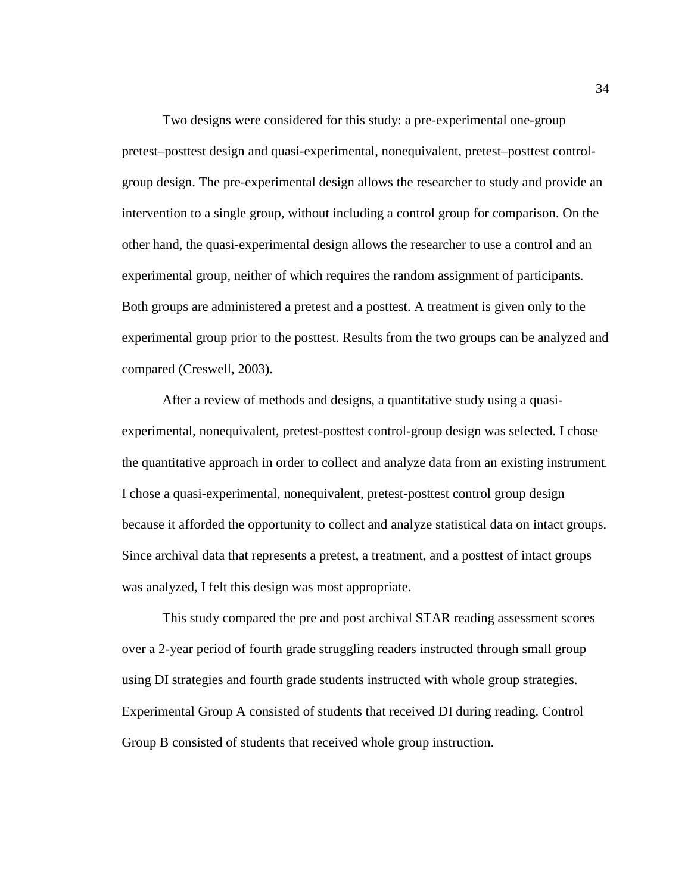Two designs were considered for this study: a pre-experimental one-group pretest–posttest design and quasi-experimental, nonequivalent, pretest–posttest control-group design. The pre-experimental design allows the researcher to study and provide an intervention to a single group, without including a control group for comparison. On the other hand, the quasi-experimental design allows the researcher to use a control and an experimental group, neither of which requires the random assignment of participants. Both groups are administered a pretest and a posttest. A treatment is given only to the experimental group prior to the posttest. Results from the two groups can be analyzed and compared (Creswell, 2003).

After a review of methods and designs, a quantitative study using a quasi-experimental, nonequivalent, pretest-posttest control-group design was selected. I chose the quantitative approach in order to collect and analyze data from an existing instrument. I chose a quasi-experimental, nonequivalent, pretest-posttest control group design because it afforded the opportunity to collect and analyze statistical data on intact groups. Since archival data that represents a pretest, a treatment, and a posttest of intact groups was analyzed, I felt this design was most appropriate.

This study compared the pre and post archival STAR reading assessment scores over a 2-year period of fourth grade struggling readers instructed through small group using DI strategies and fourth grade students instructed with whole group strategies. Experimental Group A consisted of students that received DI during reading. Control Group B consisted of students that received whole group instruction.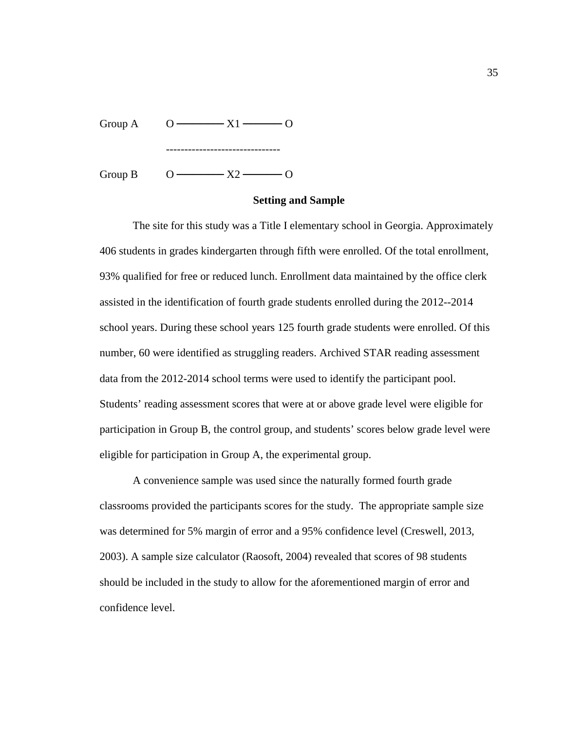```
Group A    O ———— X1 ———— O
           ------------------------------
Group B    O ———— X2 ———— O
```

## Setting and Sample

The site for this study was a Title I elementary school in Georgia. Approximately 406 students in grades kindergarten through fifth were enrolled. Of the total enrollment, 93% qualified for free or reduced lunch. Enrollment data maintained by the office clerk assisted in the identification of fourth grade students enrolled during the 2012--2014 school years. During these school years 125 fourth grade students were enrolled. Of this number, 60 were identified as struggling readers. Archived STAR reading assessment data from the 2012-2014 school terms were used to identify the participant pool. Students' reading assessment scores that were at or above grade level were eligible for participation in Group B, the control group, and students' scores below grade level were eligible for participation in Group A, the experimental group.

A convenience sample was used since the naturally formed fourth grade classrooms provided the participants scores for the study. The appropriate sample size was determined for 5% margin of error and a 95% confidence level (Creswell, 2013, 2003). A sample size calculator (Raosoft, 2004) revealed that scores of 98 students should be included in the study to allow for the aforementioned margin of error and confidence level.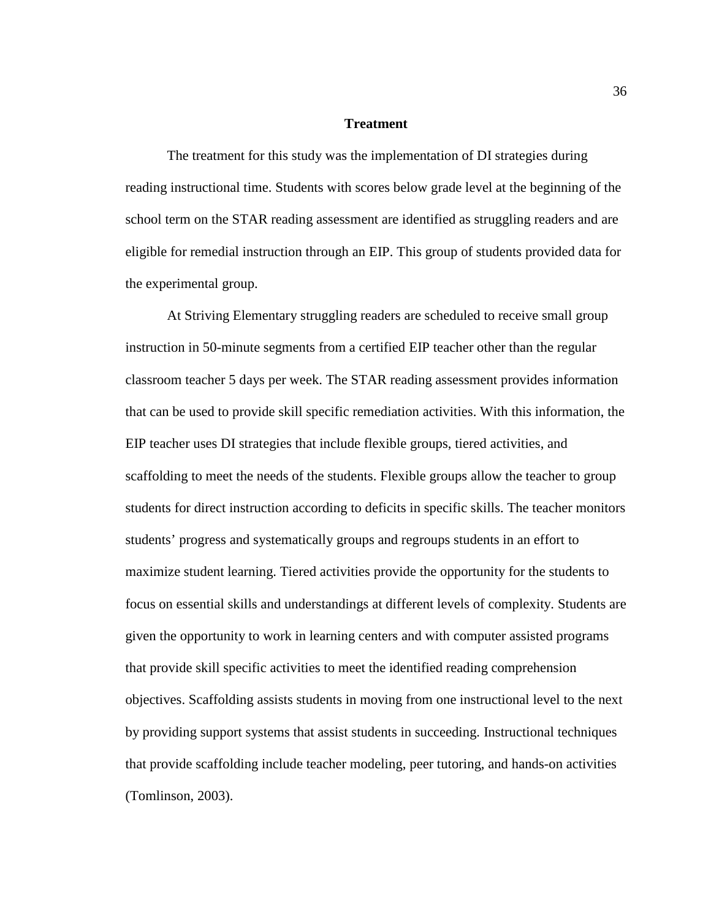## Treatment

The treatment for this study was the implementation of DI strategies during reading instructional time. Students with scores below grade level at the beginning of the school term on the STAR reading assessment are identified as struggling readers and are eligible for remedial instruction through an EIP. This group of students provided data for the experimental group.

At Striving Elementary struggling readers are scheduled to receive small group instruction in 50-minute segments from a certified EIP teacher other than the regular classroom teacher 5 days per week. The STAR reading assessment provides information that can be used to provide skill specific remediation activities. With this information, the EIP teacher uses DI strategies that include flexible groups, tiered activities, and scaffolding to meet the needs of the students. Flexible groups allow the teacher to group students for direct instruction according to deficits in specific skills. The teacher monitors students' progress and systematically groups and regroups students in an effort to maximize student learning. Tiered activities provide the opportunity for the students to focus on essential skills and understandings at different levels of complexity. Students are given the opportunity to work in learning centers and with computer assisted programs that provide skill specific activities to meet the identified reading comprehension objectives. Scaffolding assists students in moving from one instructional level to the next by providing support systems that assist students in succeeding. Instructional techniques that provide scaffolding include teacher modeling, peer tutoring, and hands-on activities (Tomlinson, 2003).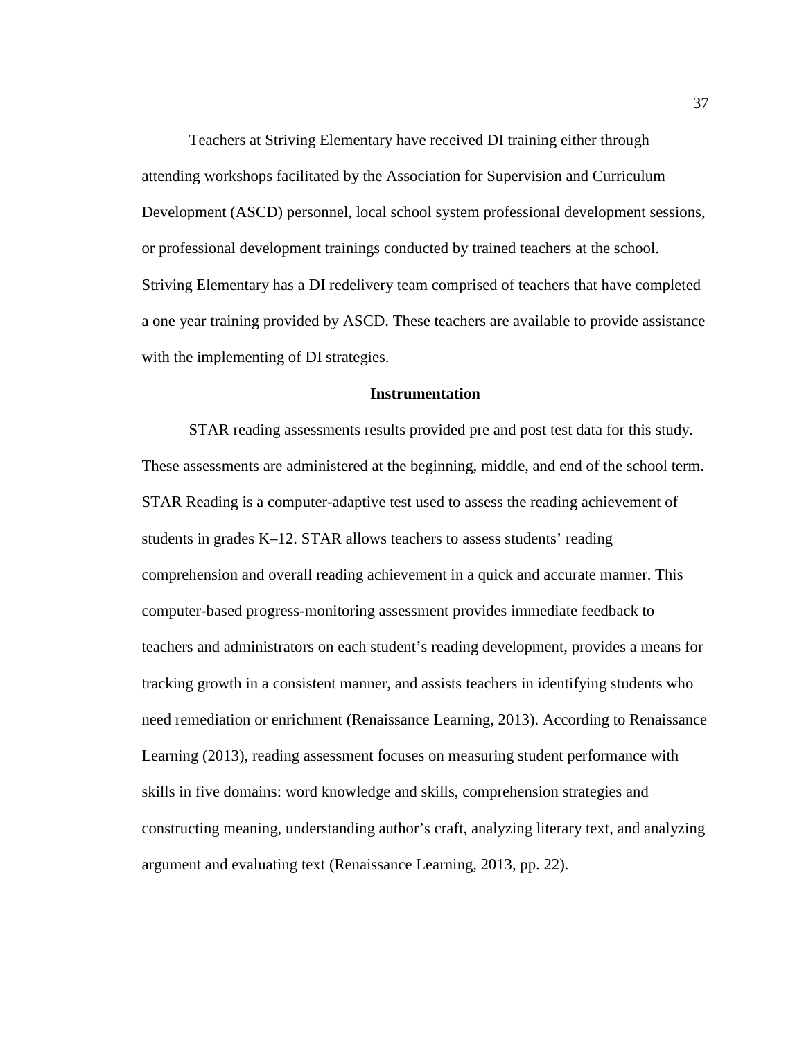Teachers at Striving Elementary have received DI training either through attending workshops facilitated by the Association for Supervision and Curriculum Development (ASCD) personnel, local school system professional development sessions, or professional development trainings conducted by trained teachers at the school. Striving Elementary has a DI redelivery team comprised of teachers that have completed a one year training provided by ASCD. These teachers are available to provide assistance with the implementing of DI strategies.

## Instrumentation

STAR reading assessments results provided pre and post test data for this study. These assessments are administered at the beginning, middle, and end of the school term. STAR Reading is a computer-adaptive test used to assess the reading achievement of students in grades K–12. STAR allows teachers to assess students' reading comprehension and overall reading achievement in a quick and accurate manner. This computer-based progress-monitoring assessment provides immediate feedback to teachers and administrators on each student's reading development, provides a means for tracking growth in a consistent manner, and assists teachers in identifying students who need remediation or enrichment (Renaissance Learning, 2013). According to Renaissance Learning (2013), reading assessment focuses on measuring student performance with skills in five domains: word knowledge and skills, comprehension strategies and constructing meaning, understanding author's craft, analyzing literary text, and analyzing argument and evaluating text (Renaissance Learning, 2013, pp. 22).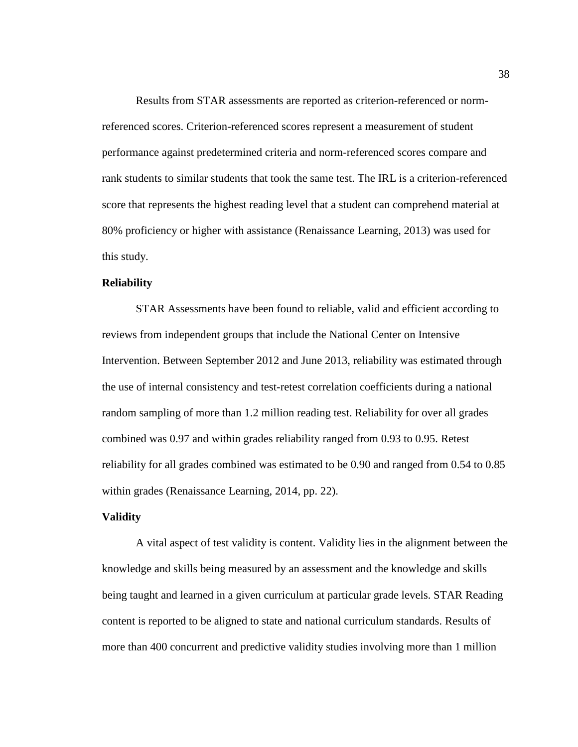Results from STAR assessments are reported as criterion-referenced or norm-referenced scores. Criterion-referenced scores represent a measurement of student performance against predetermined criteria and norm-referenced scores compare and rank students to similar students that took the same test. The IRL is a criterion-referenced score that represents the highest reading level that a student can comprehend material at 80% proficiency or higher with assistance (Renaissance Learning, 2013) was used for this study.

**Reliability**

STAR Assessments have been found to reliable, valid and efficient according to reviews from independent groups that include the National Center on Intensive Intervention. Between September 2012 and June 2013, reliability was estimated through the use of internal consistency and test-retest correlation coefficients during a national random sampling of more than 1.2 million reading test. Reliability for over all grades combined was 0.97 and within grades reliability ranged from 0.93 to 0.95. Retest reliability for all grades combined was estimated to be 0.90 and ranged from 0.54 to 0.85 within grades (Renaissance Learning, 2014, pp. 22).

**Validity**

A vital aspect of test validity is content. Validity lies in the alignment between the knowledge and skills being measured by an assessment and the knowledge and skills being taught and learned in a given curriculum at particular grade levels. STAR Reading content is reported to be aligned to state and national curriculum standards. Results of more than 400 concurrent and predictive validity studies involving more than 1 million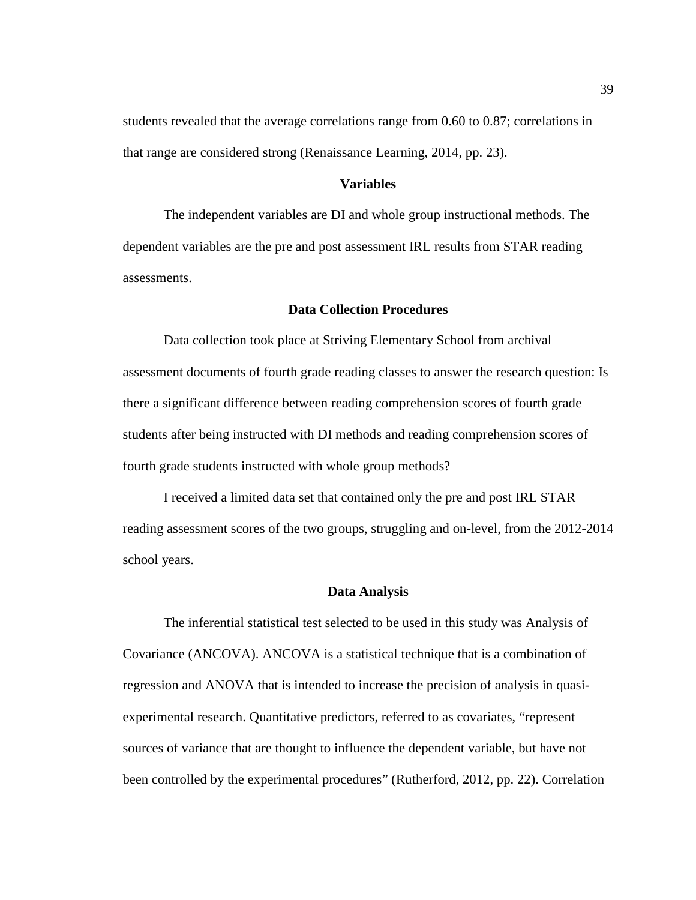students revealed that the average correlations range from 0.60 to 0.87; correlations in that range are considered strong (Renaissance Learning, 2014, pp. 23).

## Variables

The independent variables are DI and whole group instructional methods. The dependent variables are the pre and post assessment IRL results from STAR reading assessments.

## Data Collection Procedures

Data collection took place at Striving Elementary School from archival assessment documents of fourth grade reading classes to answer the research question: Is there a significant difference between reading comprehension scores of fourth grade students after being instructed with DI methods and reading comprehension scores of fourth grade students instructed with whole group methods?

I received a limited data set that contained only the pre and post IRL STAR reading assessment scores of the two groups, struggling and on-level, from the 2012-2014 school years.

## Data Analysis

The inferential statistical test selected to be used in this study was Analysis of Covariance (ANCOVA). ANCOVA is a statistical technique that is a combination of regression and ANOVA that is intended to increase the precision of analysis in quasi-experimental research. Quantitative predictors, referred to as covariates, "represent sources of variance that are thought to influence the dependent variable, but have not been controlled by the experimental procedures" (Rutherford, 2012, pp. 22). Correlation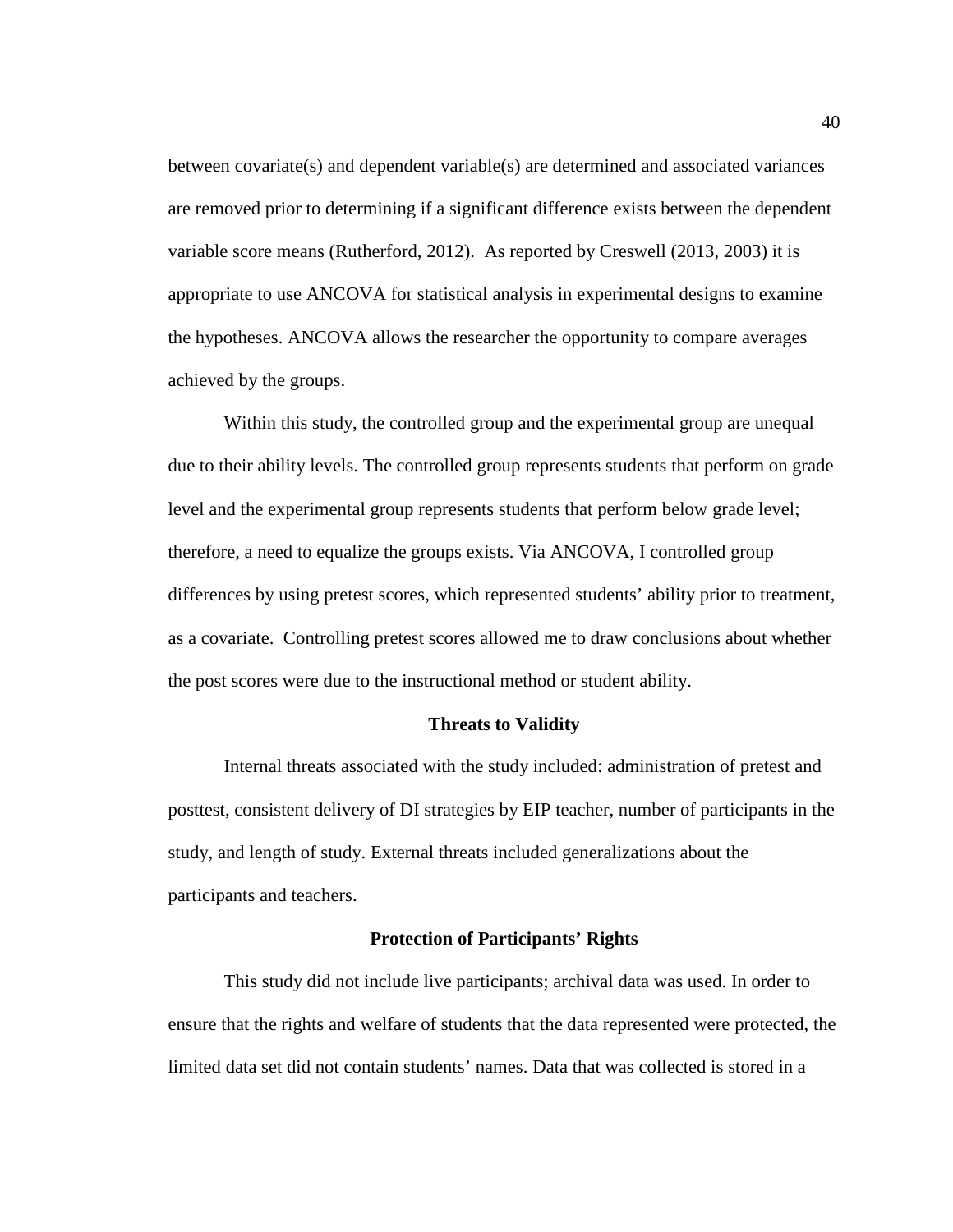between covariate(s) and dependent variable(s) are determined and associated variances are removed prior to determining if a significant difference exists between the dependent variable score means (Rutherford, 2012). As reported by Creswell (2013, 2003) it is appropriate to use ANCOVA for statistical analysis in experimental designs to examine the hypotheses. ANCOVA allows the researcher the opportunity to compare averages achieved by the groups.

Within this study, the controlled group and the experimental group are unequal due to their ability levels. The controlled group represents students that perform on grade level and the experimental group represents students that perform below grade level; therefore, a need to equalize the groups exists. Via ANCOVA, I controlled group differences by using pretest scores, which represented students' ability prior to treatment, as a covariate. Controlling pretest scores allowed me to draw conclusions about whether the post scores were due to the instructional method or student ability.

## Threats to Validity

Internal threats associated with the study included: administration of pretest and posttest, consistent delivery of DI strategies by EIP teacher, number of participants in the study, and length of study. External threats included generalizations about the participants and teachers.

## Protection of Participants' Rights

This study did not include live participants; archival data was used. In order to ensure that the rights and welfare of students that the data represented were protected, the limited data set did not contain students' names. Data that was collected is stored in a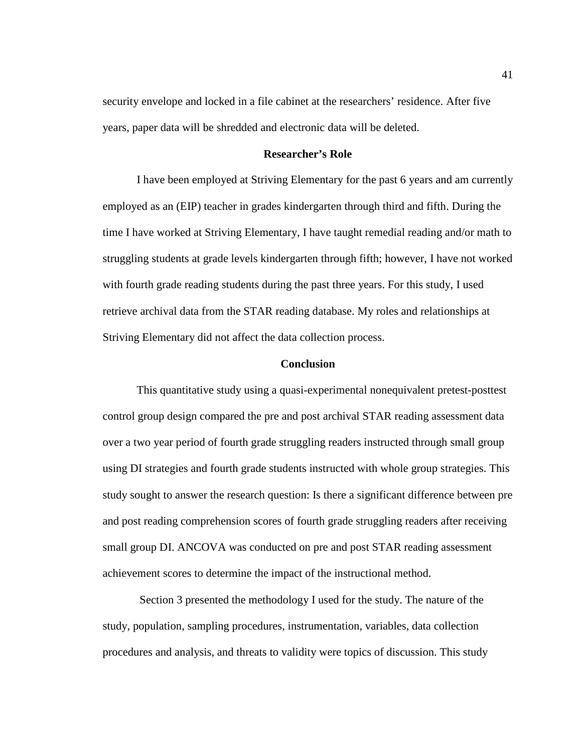security envelope and locked in a file cabinet at the researchers' residence. After five years, paper data will be shredded and electronic data will be deleted.

## Researcher's Role

I have been employed at Striving Elementary for the past 6 years and am currently employed as an (EIP) teacher in grades kindergarten through third and fifth. During the time I have worked at Striving Elementary, I have taught remedial reading and/or math to struggling students at grade levels kindergarten through fifth; however, I have not worked with fourth grade reading students during the past three years. For this study, I used retrieve archival data from the STAR reading database. My roles and relationships at Striving Elementary did not affect the data collection process.

## Conclusion

This quantitative study using a quasi-experimental nonequivalent pretest-posttest control group design compared the pre and post archival STAR reading assessment data over a two year period of fourth grade struggling readers instructed through small group using DI strategies and fourth grade students instructed with whole group strategies. This study sought to answer the research question: Is there a significant difference between pre and post reading comprehension scores of fourth grade struggling readers after receiving small group DI. ANCOVA was conducted on pre and post STAR reading assessment achievement scores to determine the impact of the instructional method.

Section 3 presented the methodology I used for the study. The nature of the study, population, sampling procedures, instrumentation, variables, data collection procedures and analysis, and threats to validity were topics of discussion. This study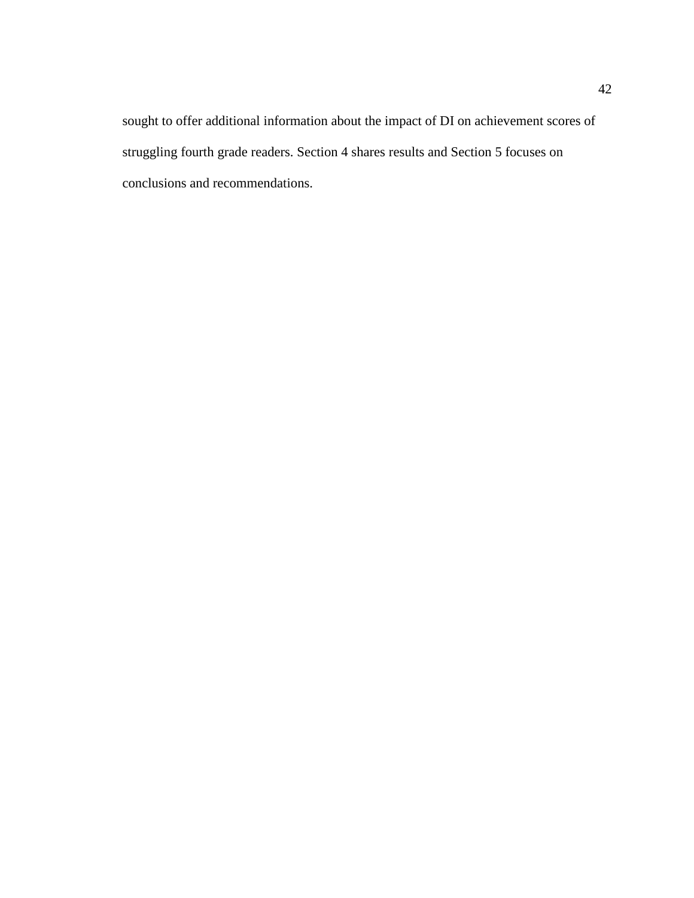sought to offer additional information about the impact of DI on achievement scores of struggling fourth grade readers. Section 4 shares results and Section 5 focuses on conclusions and recommendations.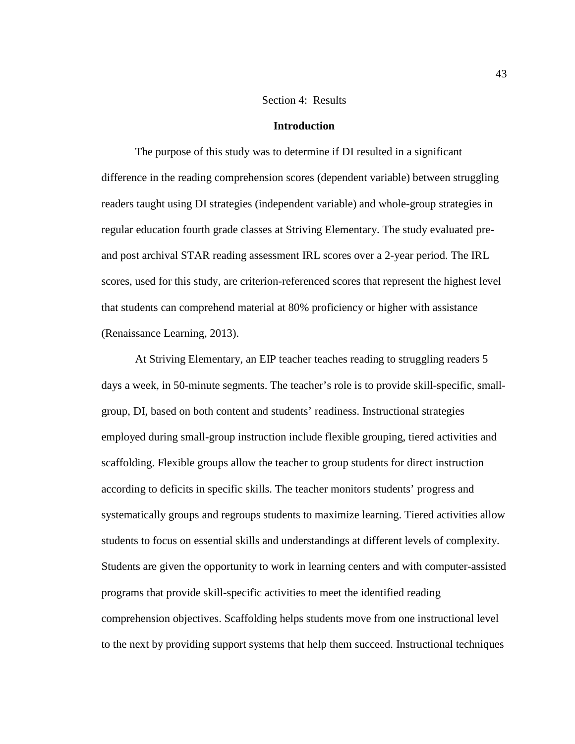# Section 4: Results

## Introduction

The purpose of this study was to determine if DI resulted in a significant difference in the reading comprehension scores (dependent variable) between struggling readers taught using DI strategies (independent variable) and whole-group strategies in regular education fourth grade classes at Striving Elementary. The study evaluated pre- and post archival STAR reading assessment IRL scores over a 2-year period. The IRL scores, used for this study, are criterion-referenced scores that represent the highest level that students can comprehend material at 80% proficiency or higher with assistance (Renaissance Learning, 2013).

At Striving Elementary, an EIP teacher teaches reading to struggling readers 5 days a week, in 50-minute segments. The teacher's role is to provide skill-specific, small-group, DI, based on both content and students' readiness. Instructional strategies employed during small-group instruction include flexible grouping, tiered activities and scaffolding. Flexible groups allow the teacher to group students for direct instruction according to deficits in specific skills. The teacher monitors students' progress and systematically groups and regroups students to maximize learning. Tiered activities allow students to focus on essential skills and understandings at different levels of complexity. Students are given the opportunity to work in learning centers and with computer-assisted programs that provide skill-specific activities to meet the identified reading comprehension objectives. Scaffolding helps students move from one instructional level to the next by providing support systems that help them succeed. Instructional techniques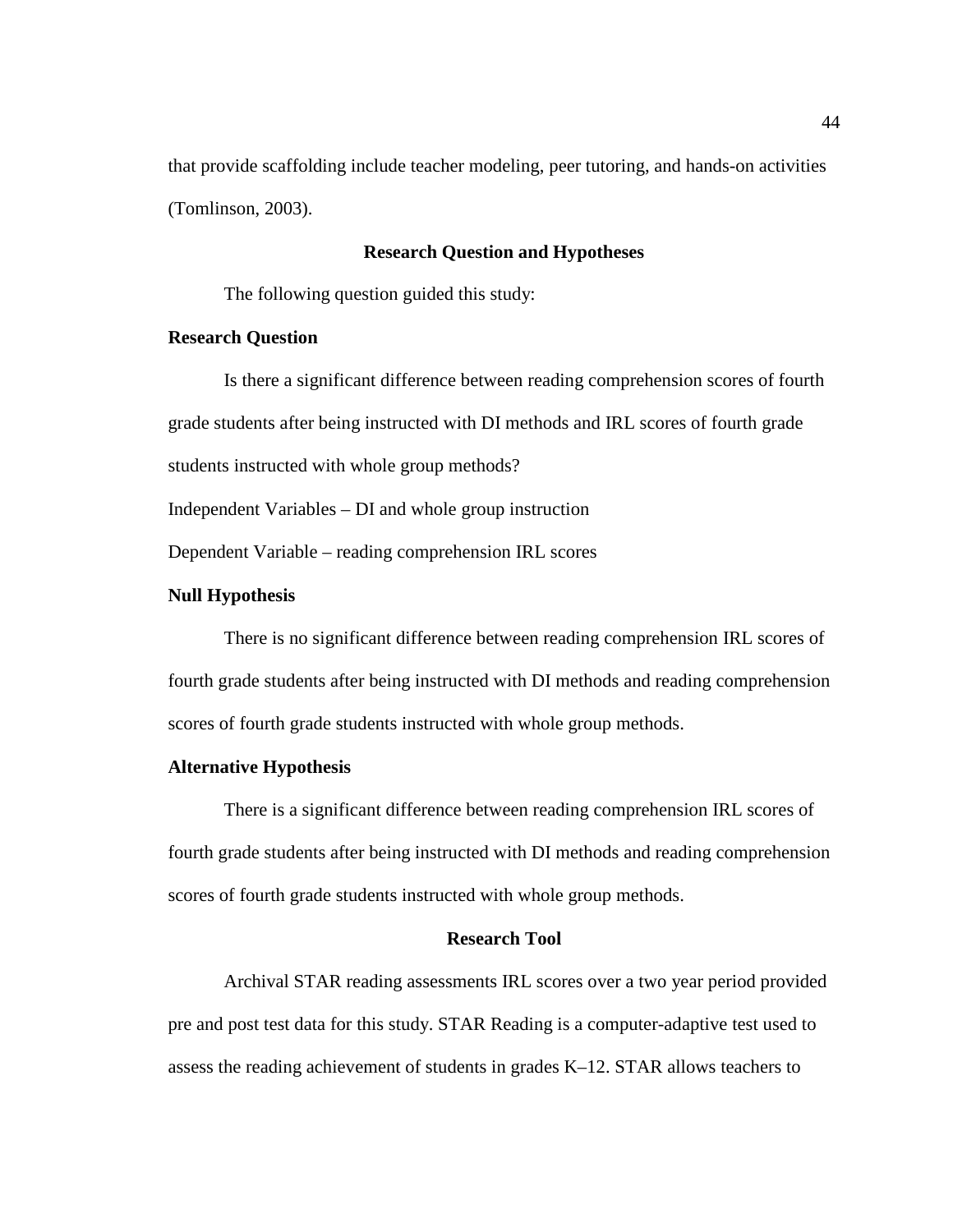that provide scaffolding include teacher modeling, peer tutoring, and hands-on activities (Tomlinson, 2003).

## Research Question and Hypotheses

The following question guided this study:

### Research Question

Is there a significant difference between reading comprehension scores of fourth grade students after being instructed with DI methods and IRL scores of fourth grade students instructed with whole group methods?

Independent Variables – DI and whole group instruction

Dependent Variable – reading comprehension IRL scores

### Null Hypothesis

There is no significant difference between reading comprehension IRL scores of fourth grade students after being instructed with DI methods and reading comprehension scores of fourth grade students instructed with whole group methods.

### Alternative Hypothesis

There is a significant difference between reading comprehension IRL scores of fourth grade students after being instructed with DI methods and reading comprehension scores of fourth grade students instructed with whole group methods.

## Research Tool

Archival STAR reading assessments IRL scores over a two year period provided pre and post test data for this study. STAR Reading is a computer-adaptive test used to assess the reading achievement of students in grades K–12. STAR allows teachers to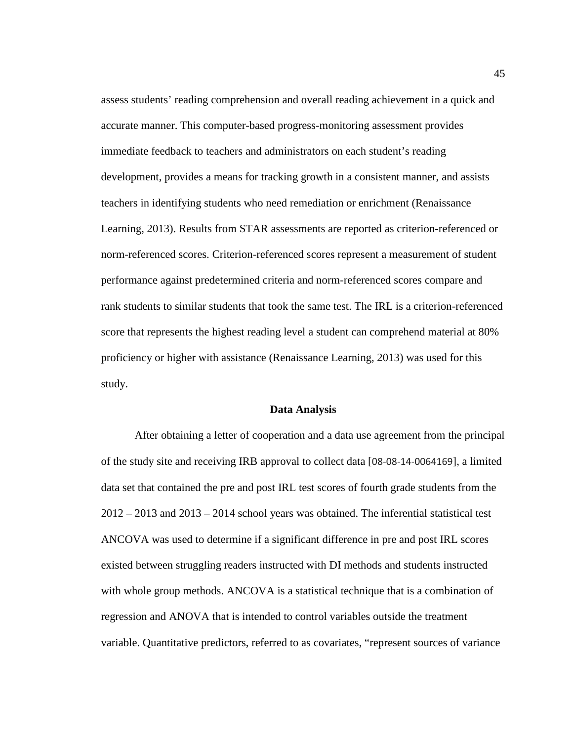assess students' reading comprehension and overall reading achievement in a quick and accurate manner. This computer-based progress-monitoring assessment provides immediate feedback to teachers and administrators on each student's reading development, provides a means for tracking growth in a consistent manner, and assists teachers in identifying students who need remediation or enrichment (Renaissance Learning, 2013). Results from STAR assessments are reported as criterion-referenced or norm-referenced scores. Criterion-referenced scores represent a measurement of student performance against predetermined criteria and norm-referenced scores compare and rank students to similar students that took the same test. The IRL is a criterion-referenced score that represents the highest reading level a student can comprehend material at 80% proficiency or higher with assistance (Renaissance Learning, 2013) was used for this study.

## Data Analysis

After obtaining a letter of cooperation and a data use agreement from the principal of the study site and receiving IRB approval to collect data [08-08-14-0064169], a limited data set that contained the pre and post IRL test scores of fourth grade students from the 2012 – 2013 and 2013 – 2014 school years was obtained. The inferential statistical test ANCOVA was used to determine if a significant difference in pre and post IRL scores existed between struggling readers instructed with DI methods and students instructed with whole group methods. ANCOVA is a statistical technique that is a combination of regression and ANOVA that is intended to control variables outside the treatment variable. Quantitative predictors, referred to as covariates, "represent sources of variance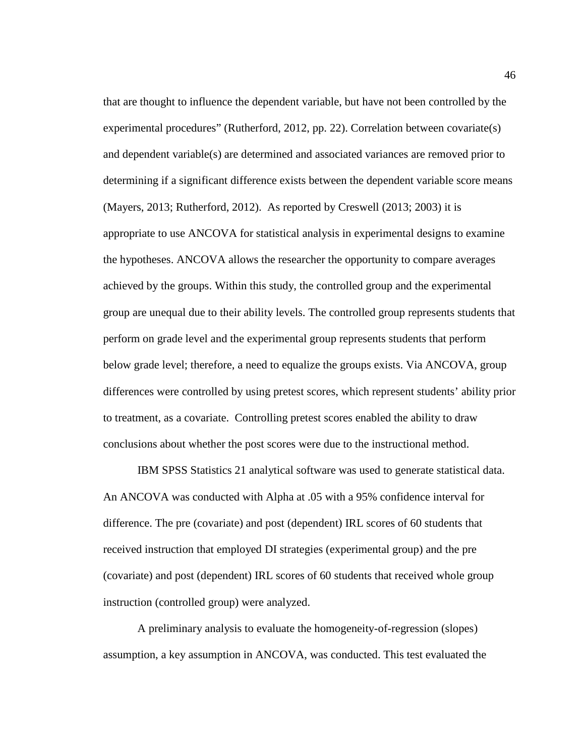that are thought to influence the dependent variable, but have not been controlled by the experimental procedures" (Rutherford, 2012, pp. 22). Correlation between covariate(s) and dependent variable(s) are determined and associated variances are removed prior to determining if a significant difference exists between the dependent variable score means (Mayers, 2013; Rutherford, 2012). As reported by Creswell (2013; 2003) it is appropriate to use ANCOVA for statistical analysis in experimental designs to examine the hypotheses. ANCOVA allows the researcher the opportunity to compare averages achieved by the groups. Within this study, the controlled group and the experimental group are unequal due to their ability levels. The controlled group represents students that perform on grade level and the experimental group represents students that perform below grade level; therefore, a need to equalize the groups exists. Via ANCOVA, group differences were controlled by using pretest scores, which represent students' ability prior to treatment, as a covariate. Controlling pretest scores enabled the ability to draw conclusions about whether the post scores were due to the instructional method.

IBM SPSS Statistics 21 analytical software was used to generate statistical data. An ANCOVA was conducted with Alpha at .05 with a 95% confidence interval for difference. The pre (covariate) and post (dependent) IRL scores of 60 students that received instruction that employed DI strategies (experimental group) and the pre (covariate) and post (dependent) IRL scores of 60 students that received whole group instruction (controlled group) were analyzed.

A preliminary analysis to evaluate the homogeneity-of-regression (slopes) assumption, a key assumption in ANCOVA, was conducted. This test evaluated the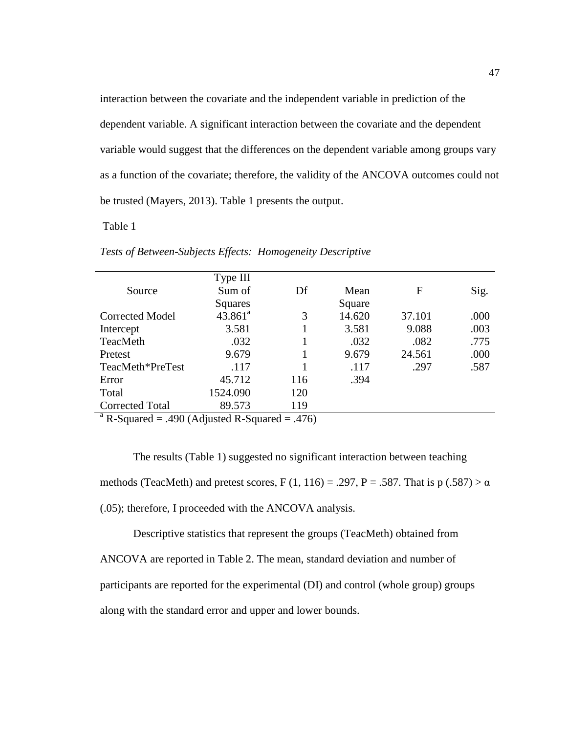interaction between the covariate and the independent variable in prediction of the dependent variable. A significant interaction between the covariate and the dependent variable would suggest that the differences on the dependent variable among groups vary as a function of the covariate; therefore, the validity of the ANCOVA outcomes could not be trusted (Mayers, 2013). Table 1 presents the output.

Table 1

*Tests of Between-Subjects Effects: Homogeneity Descriptive*

| Source | Type III Sum of Squares | Df | Mean Square | F | Sig. |
|---|---|---|---|---|---|
| Corrected Model | 43.861[a] | 3 | 14.620 | 37.101 | .000 |
| Intercept | 3.581 | 1 | 3.581 | 9.088 | .003 |
| TeacMeth | .032 | 1 | .032 | .082 | .775 |
| Pretest | 9.679 | 1 | 9.679 | 24.561 | .000 |
| TeacMeth*PreTest | .117 | 1 | .117 | .297 | .587 |
| Error | 45.712 | 116 | .394 | | |
| Total | 1524.090 | 120 | | | |
| Corrected Total | 89.573 | 119 | | | |

[a] R-Squared = .490 (Adjusted R-Squared = .476)

The results (Table 1) suggested no significant interaction between teaching methods (TeacMeth) and pretest scores, $F(1, 116) = .297$, $P = .587$. That is $p\ (.587) > \alpha\ (.05)$; therefore, I proceeded with the ANCOVA analysis.

Descriptive statistics that represent the groups (TeacMeth) obtained from ANCOVA are reported in Table 2. The mean, standard deviation and number of participants are reported for the experimental (DI) and control (whole group) groups along with the standard error and upper and lower bounds.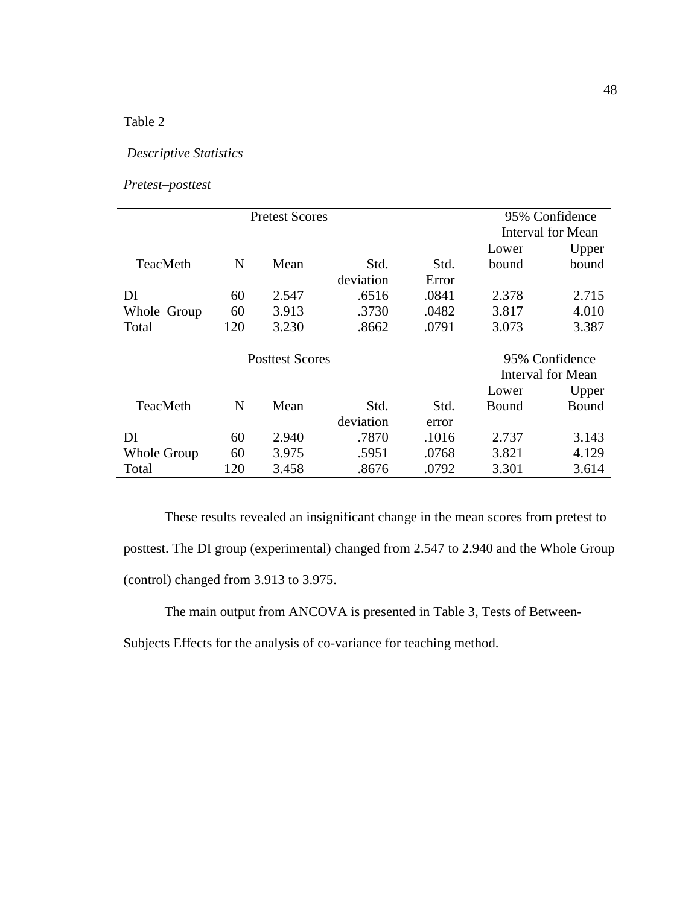Table 2

*Descriptive Statistics*

*Pretest–posttest*

| Pretest Scores | | | | | 95% Confidence Interval for Mean | |
|---|---|---|---|---|---|---|
| TeacMeth | N | Mean | Std. deviation | Std. Error | Lower bound | Upper bound |
| DI | 60 | 2.547 | .6516 | .0841 | 2.378 | 2.715 |
| Whole Group | 60 | 3.913 | .3730 | .0482 | 3.817 | 4.010 |
| Total | 120 | 3.230 | .8662 | .0791 | 3.073 | 3.387 |
| **Posttest Scores** | | | | | 95% Confidence Interval for Mean | |
| TeacMeth | N | Mean | Std. deviation | Std. error | Lower Bound | Upper Bound |
| DI | 60 | 2.940 | .7870 | .1016 | 2.737 | 3.143 |
| Whole Group | 60 | 3.975 | .5951 | .0768 | 3.821 | 4.129 |
| Total | 120 | 3.458 | .8676 | .0792 | 3.301 | 3.614 |

These results revealed an insignificant change in the mean scores from pretest to posttest. The DI group (experimental) changed from 2.547 to 2.940 and the Whole Group (control) changed from 3.913 to 3.975.

The main output from ANCOVA is presented in Table 3, Tests of Between-Subjects Effects for the analysis of co-variance for teaching method.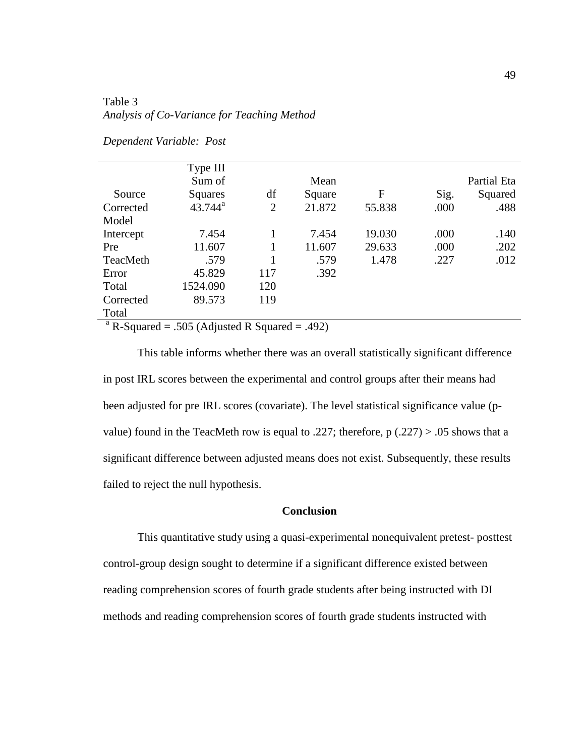Table 3
*Analysis of Co-Variance for Teaching Method*

*Dependent Variable: Post*

| Source | Type III Sum of Squares | df | Mean Square | F | Sig. | Partial Eta Squared |
|---|---|---|---|---|---|---|
| Corrected Model | 43.744[a] | 2 | 21.872 | 55.838 | .000 | .488 |
| Intercept | 7.454 | 1 | 7.454 | 19.030 | .000 | .140 |
| Pre | 11.607 | 1 | 11.607 | 29.633 | .000 | .202 |
| TeacMeth | .579 | 1 | .579 | 1.478 | .227 | .012 |
| Error | 45.829 | 117 | .392 | | | |
| Total | 1524.090 | 120 | | | | |
| Corrected Total | 89.573 | 119 | | | | |

[a] R-Squared = .505 (Adjusted R Squared = .492)

This table informs whether there was an overall statistically significant difference in post IRL scores between the experimental and control groups after their means had been adjusted for pre IRL scores (covariate). The level statistical significance value (p-value) found in the TeacMeth row is equal to .227; therefore, p (.227) > .05 shows that a significant difference between adjusted means does not exist. Subsequently, these results failed to reject the null hypothesis.

## Conclusion

This quantitative study using a quasi-experimental nonequivalent pretest- posttest control-group design sought to determine if a significant difference existed between reading comprehension scores of fourth grade students after being instructed with DI methods and reading comprehension scores of fourth grade students instructed with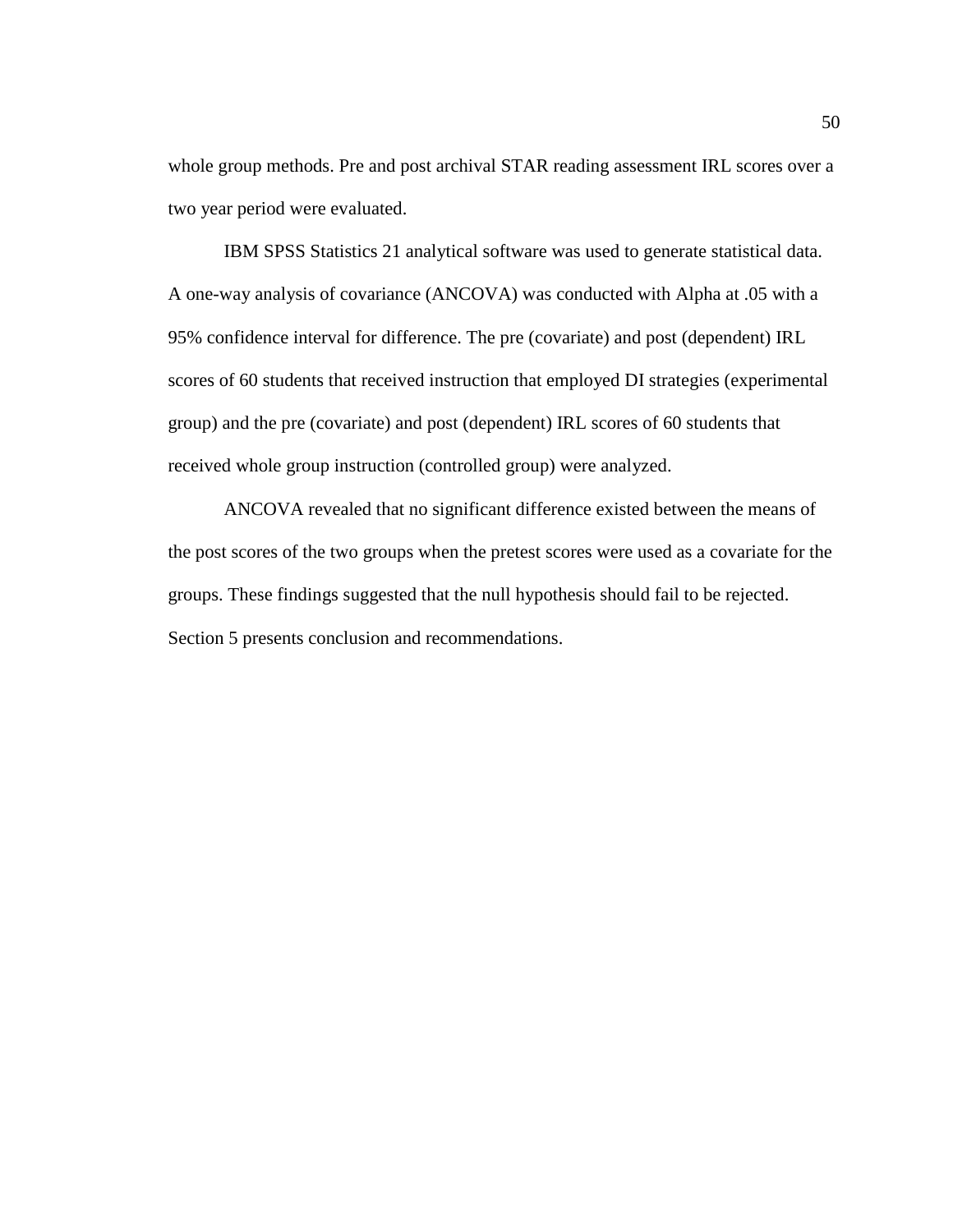whole group methods. Pre and post archival STAR reading assessment IRL scores over a two year period were evaluated.

IBM SPSS Statistics 21 analytical software was used to generate statistical data. A one-way analysis of covariance (ANCOVA) was conducted with Alpha at .05 with a 95% confidence interval for difference. The pre (covariate) and post (dependent) IRL scores of 60 students that received instruction that employed DI strategies (experimental group) and the pre (covariate) and post (dependent) IRL scores of 60 students that received whole group instruction (controlled group) were analyzed.

ANCOVA revealed that no significant difference existed between the means of the post scores of the two groups when the pretest scores were used as a covariate for the groups. These findings suggested that the null hypothesis should fail to be rejected. Section 5 presents conclusion and recommendations.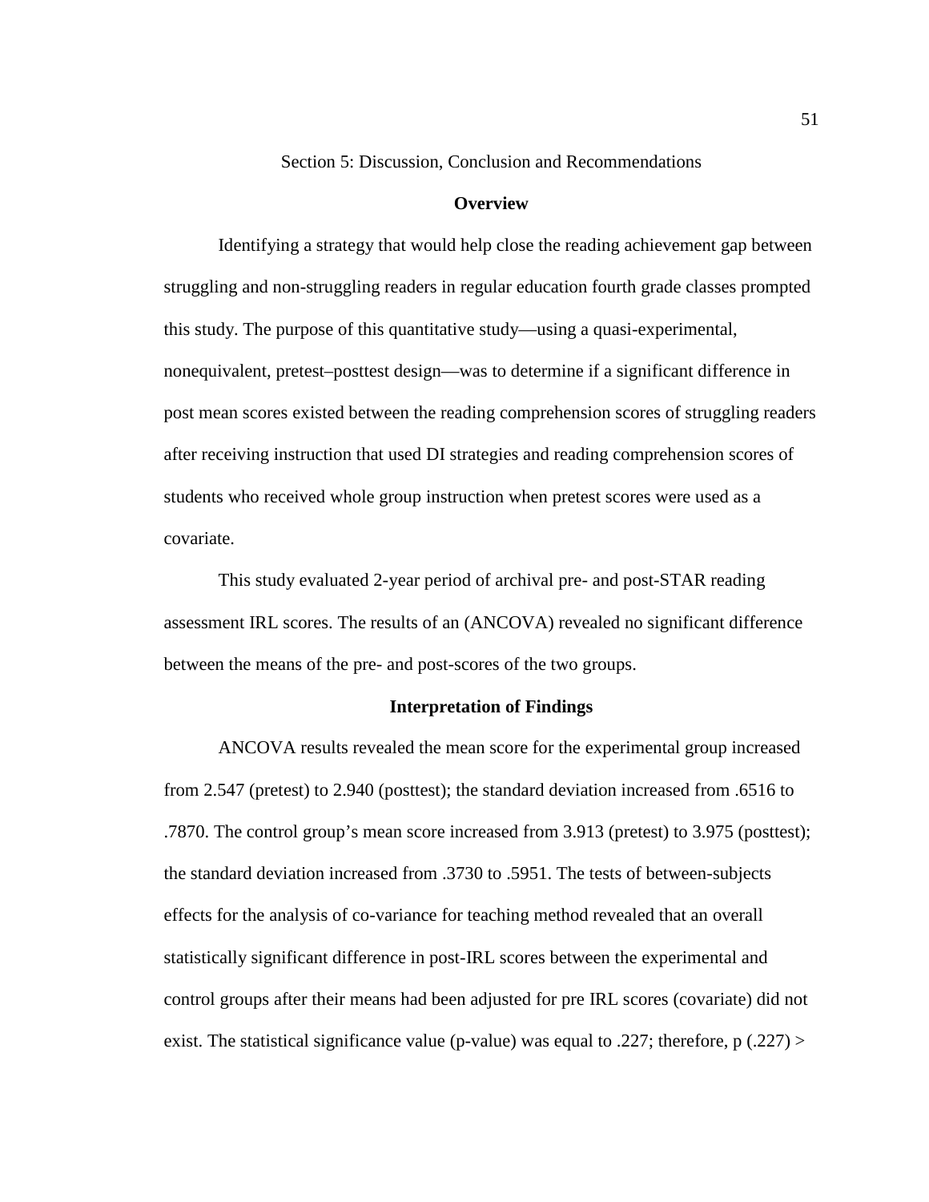# Section 5: Discussion, Conclusion and Recommendations

## Overview

Identifying a strategy that would help close the reading achievement gap between struggling and non-struggling readers in regular education fourth grade classes prompted this study. The purpose of this quantitative study—using a quasi-experimental, nonequivalent, pretest–posttest design—was to determine if a significant difference in post mean scores existed between the reading comprehension scores of struggling readers after receiving instruction that used DI strategies and reading comprehension scores of students who received whole group instruction when pretest scores were used as a covariate.

This study evaluated 2-year period of archival pre- and post-STAR reading assessment IRL scores. The results of an (ANCOVA) revealed no significant difference between the means of the pre- and post-scores of the two groups.

## Interpretation of Findings

ANCOVA results revealed the mean score for the experimental group increased from 2.547 (pretest) to 2.940 (posttest); the standard deviation increased from .6516 to .7870. The control group's mean score increased from 3.913 (pretest) to 3.975 (posttest); the standard deviation increased from .3730 to .5951. The tests of between-subjects effects for the analysis of co-variance for teaching method revealed that an overall statistically significant difference in post-IRL scores between the experimental and control groups after their means had been adjusted for pre IRL scores (covariate) did not exist. The statistical significance value (p-value) was equal to .227; therefore, $p$ (.227) >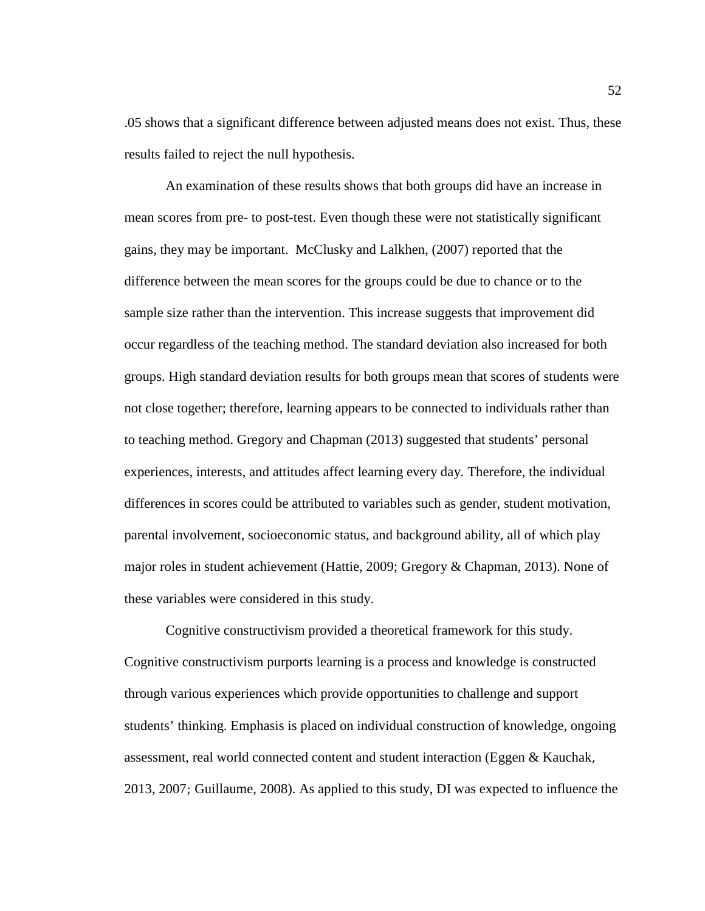.05 shows that a significant difference between adjusted means does not exist. Thus, these results failed to reject the null hypothesis.

An examination of these results shows that both groups did have an increase in mean scores from pre- to post-test. Even though these were not statistically significant gains, they may be important. McClusky and Lalkhen, (2007) reported that the difference between the mean scores for the groups could be due to chance or to the sample size rather than the intervention. This increase suggests that improvement did occur regardless of the teaching method. The standard deviation also increased for both groups. High standard deviation results for both groups mean that scores of students were not close together; therefore, learning appears to be connected to individuals rather than to teaching method. Gregory and Chapman (2013) suggested that students' personal experiences, interests, and attitudes affect learning every day. Therefore, the individual differences in scores could be attributed to variables such as gender, student motivation, parental involvement, socioeconomic status, and background ability, all of which play major roles in student achievement (Hattie, 2009; Gregory & Chapman, 2013). None of these variables were considered in this study.

Cognitive constructivism provided a theoretical framework for this study. Cognitive constructivism purports learning is a process and knowledge is constructed through various experiences which provide opportunities to challenge and support students' thinking. Emphasis is placed on individual construction of knowledge, ongoing assessment, real world connected content and student interaction (Eggen & Kauchak, 2013, 2007; Guillaume, 2008). As applied to this study, DI was expected to influence the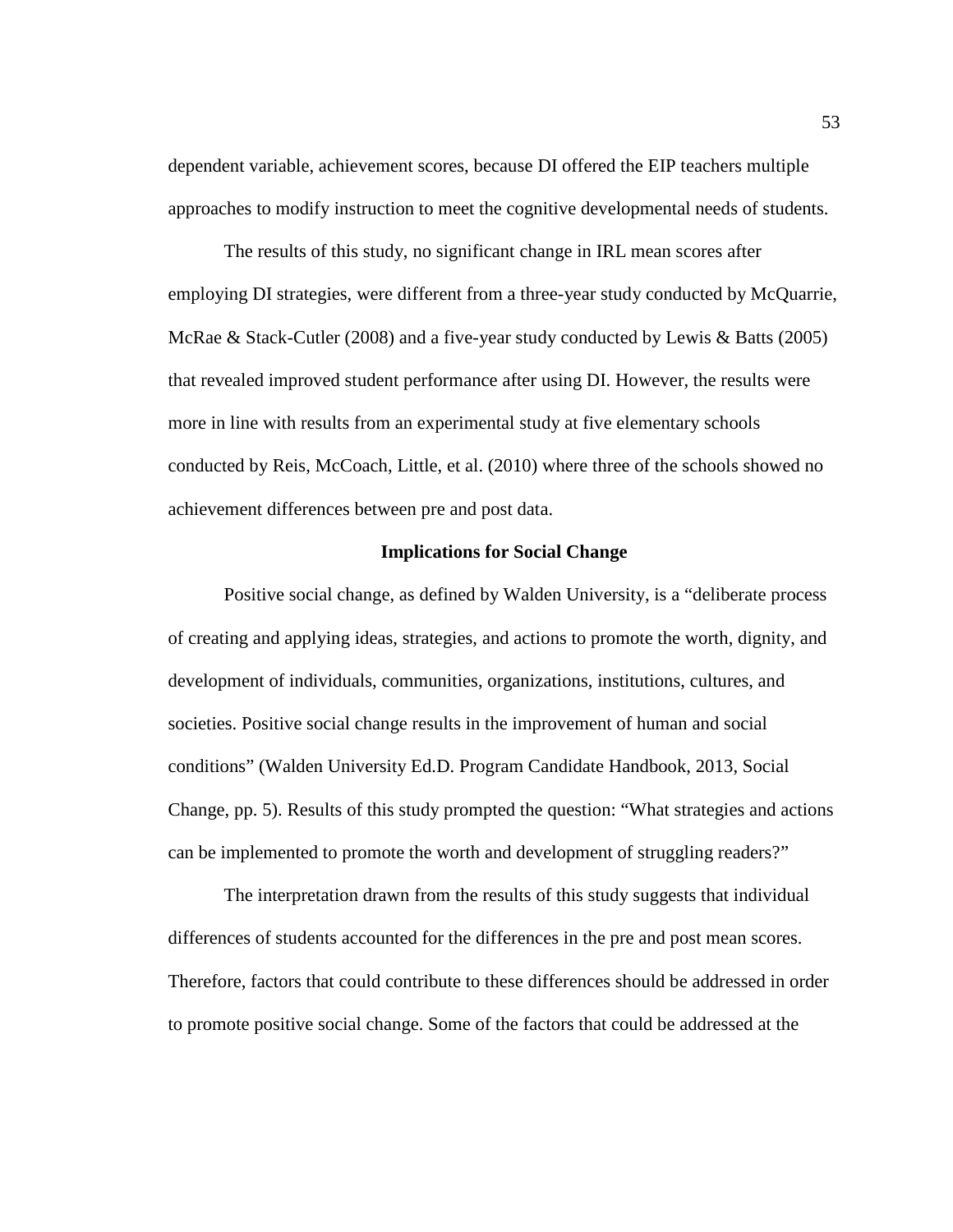dependent variable, achievement scores, because DI offered the EIP teachers multiple approaches to modify instruction to meet the cognitive developmental needs of students.

The results of this study, no significant change in IRL mean scores after employing DI strategies, were different from a three-year study conducted by McQuarrie, McRae & Stack-Cutler (2008) and a five-year study conducted by Lewis & Batts (2005) that revealed improved student performance after using DI. However, the results were more in line with results from an experimental study at five elementary schools conducted by Reis, McCoach, Little, et al. (2010) where three of the schools showed no achievement differences between pre and post data.

## Implications for Social Change

Positive social change, as defined by Walden University, is a "deliberate process of creating and applying ideas, strategies, and actions to promote the worth, dignity, and development of individuals, communities, organizations, institutions, cultures, and societies. Positive social change results in the improvement of human and social conditions" (Walden University Ed.D. Program Candidate Handbook, 2013, Social Change, pp. 5). Results of this study prompted the question: "What strategies and actions can be implemented to promote the worth and development of struggling readers?"

The interpretation drawn from the results of this study suggests that individual differences of students accounted for the differences in the pre and post mean scores. Therefore, factors that could contribute to these differences should be addressed in order to promote positive social change. Some of the factors that could be addressed at the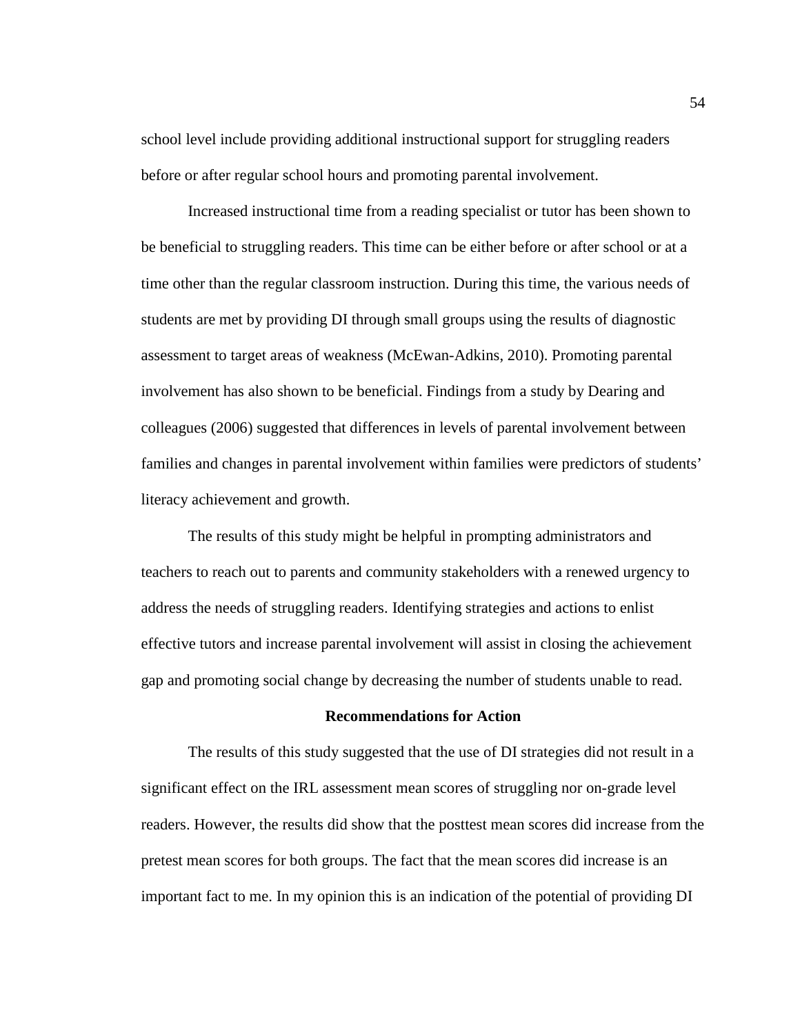school level include providing additional instructional support for struggling readers before or after regular school hours and promoting parental involvement.

Increased instructional time from a reading specialist or tutor has been shown to be beneficial to struggling readers. This time can be either before or after school or at a time other than the regular classroom instruction. During this time, the various needs of students are met by providing DI through small groups using the results of diagnostic assessment to target areas of weakness (McEwan-Adkins, 2010). Promoting parental involvement has also shown to be beneficial. Findings from a study by Dearing and colleagues (2006) suggested that differences in levels of parental involvement between families and changes in parental involvement within families were predictors of students' literacy achievement and growth.

The results of this study might be helpful in prompting administrators and teachers to reach out to parents and community stakeholders with a renewed urgency to address the needs of struggling readers. Identifying strategies and actions to enlist effective tutors and increase parental involvement will assist in closing the achievement gap and promoting social change by decreasing the number of students unable to read.

## Recommendations for Action

The results of this study suggested that the use of DI strategies did not result in a significant effect on the IRL assessment mean scores of struggling nor on-grade level readers. However, the results did show that the posttest mean scores did increase from the pretest mean scores for both groups. The fact that the mean scores did increase is an important fact to me. In my opinion this is an indication of the potential of providing DI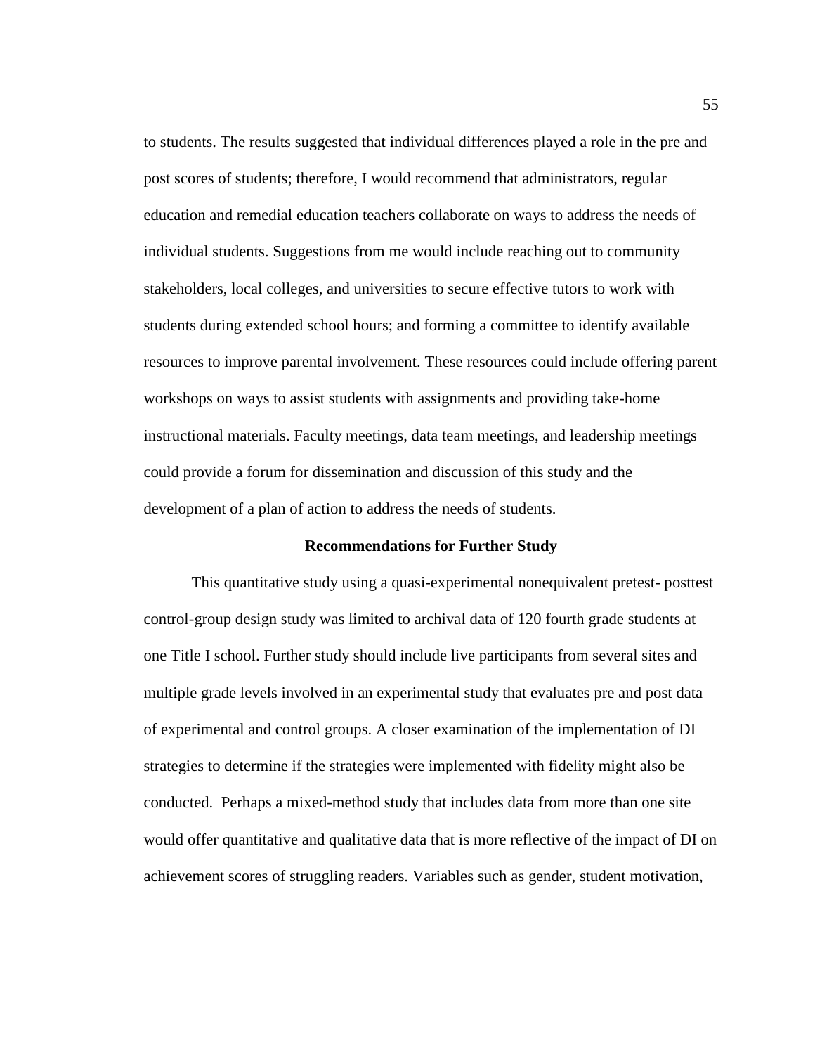to students. The results suggested that individual differences played a role in the pre and post scores of students; therefore, I would recommend that administrators, regular education and remedial education teachers collaborate on ways to address the needs of individual students. Suggestions from me would include reaching out to community stakeholders, local colleges, and universities to secure effective tutors to work with students during extended school hours; and forming a committee to identify available resources to improve parental involvement. These resources could include offering parent workshops on ways to assist students with assignments and providing take-home instructional materials. Faculty meetings, data team meetings, and leadership meetings could provide a forum for dissemination and discussion of this study and the development of a plan of action to address the needs of students.

## Recommendations for Further Study

This quantitative study using a quasi-experimental nonequivalent pretest- posttest control-group design study was limited to archival data of 120 fourth grade students at one Title I school. Further study should include live participants from several sites and multiple grade levels involved in an experimental study that evaluates pre and post data of experimental and control groups. A closer examination of the implementation of DI strategies to determine if the strategies were implemented with fidelity might also be conducted. Perhaps a mixed-method study that includes data from more than one site would offer quantitative and qualitative data that is more reflective of the impact of DI on achievement scores of struggling readers. Variables such as gender, student motivation,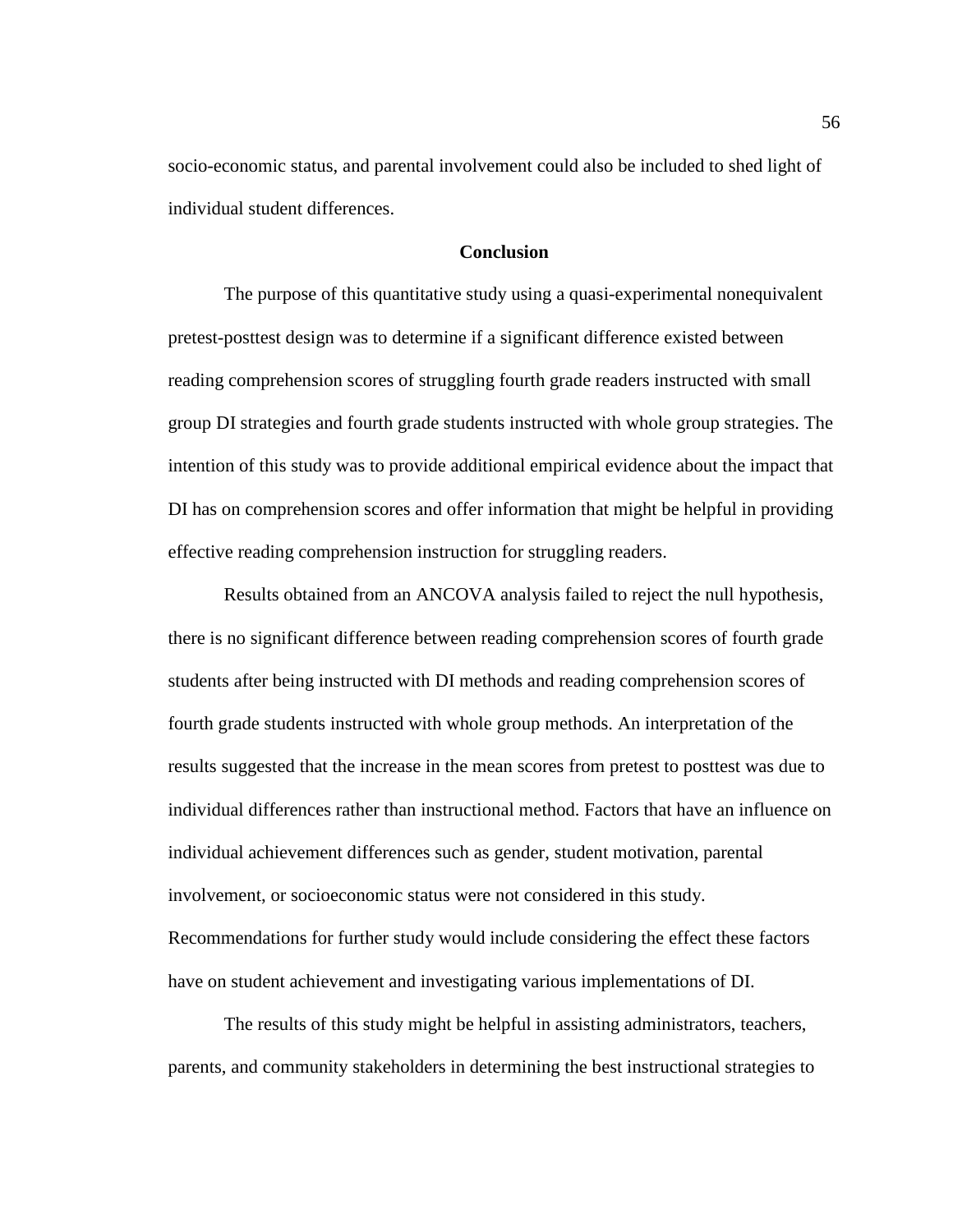socio-economic status, and parental involvement could also be included to shed light of individual student differences.

## Conclusion

The purpose of this quantitative study using a quasi-experimental nonequivalent pretest-posttest design was to determine if a significant difference existed between reading comprehension scores of struggling fourth grade readers instructed with small group DI strategies and fourth grade students instructed with whole group strategies. The intention of this study was to provide additional empirical evidence about the impact that DI has on comprehension scores and offer information that might be helpful in providing effective reading comprehension instruction for struggling readers.

Results obtained from an ANCOVA analysis failed to reject the null hypothesis, there is no significant difference between reading comprehension scores of fourth grade students after being instructed with DI methods and reading comprehension scores of fourth grade students instructed with whole group methods. An interpretation of the results suggested that the increase in the mean scores from pretest to posttest was due to individual differences rather than instructional method. Factors that have an influence on individual achievement differences such as gender, student motivation, parental involvement, or socioeconomic status were not considered in this study. Recommendations for further study would include considering the effect these factors have on student achievement and investigating various implementations of DI.

The results of this study might be helpful in assisting administrators, teachers, parents, and community stakeholders in determining the best instructional strategies to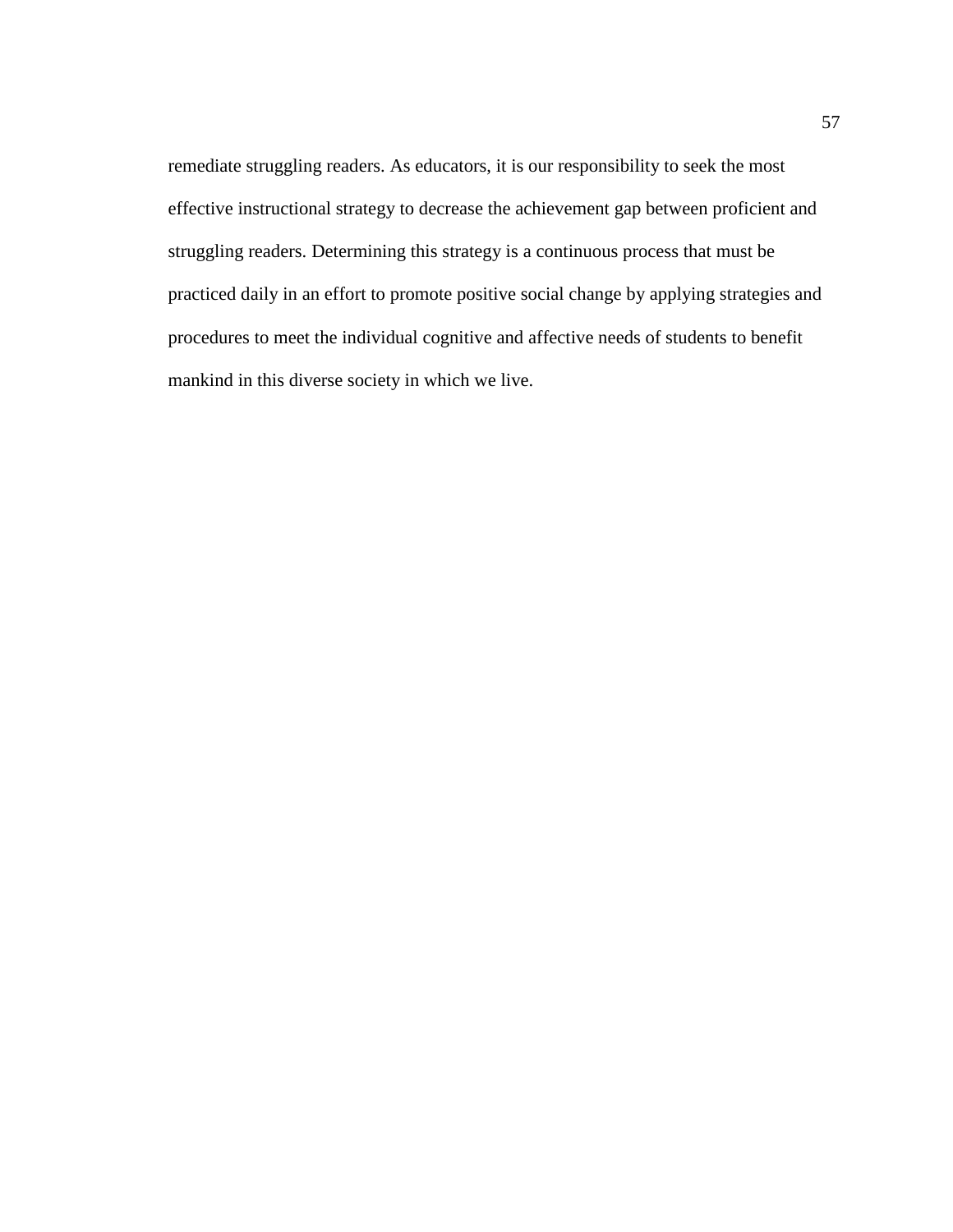remediate struggling readers. As educators, it is our responsibility to seek the most effective instructional strategy to decrease the achievement gap between proficient and struggling readers. Determining this strategy is a continuous process that must be practiced daily in an effort to promote positive social change by applying strategies and procedures to meet the individual cognitive and affective needs of students to benefit mankind in this diverse society in which we live.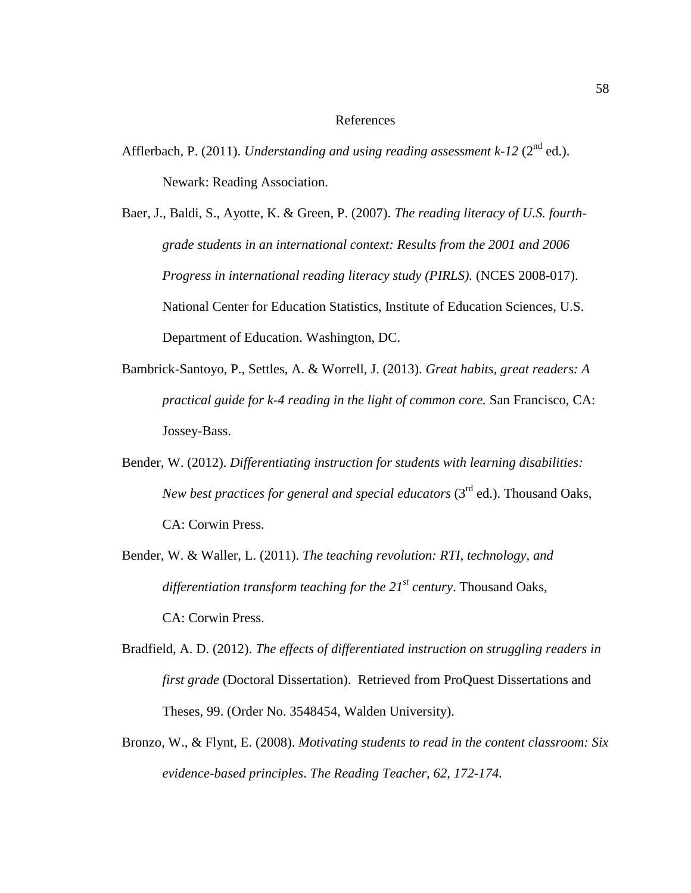# References

Afflerbach, P. (2011). *Understanding and using reading assessment k-12* (2nd ed.). Newark: Reading Association.

Baer, J., Baldi, S., Ayotte, K. & Green, P. (2007). *The reading literacy of U.S. fourth-grade students in an international context: Results from the 2001 and 2006 Progress in international reading literacy study (PIRLS).* (NCES 2008-017). National Center for Education Statistics, Institute of Education Sciences, U.S. Department of Education. Washington, DC.

Bambrick-Santoyo, P., Settles, A. & Worrell, J. (2013). *Great habits, great readers: A practical guide for k-4 reading in the light of common core.* San Francisco, CA: Jossey-Bass.

Bender, W. (2012). *Differentiating instruction for students with learning disabilities: New best practices for general and special educators* (3rd ed.). Thousand Oaks, CA: Corwin Press.

Bender, W. & Waller, L. (2011). *The teaching revolution: RTI, technology, and differentiation transform teaching for the 21st century*. Thousand Oaks, CA: Corwin Press.

Bradfield, A. D. (2012). *The effects of differentiated instruction on struggling readers in first grade* (Doctoral Dissertation). Retrieved from ProQuest Dissertations and Theses, 99. (Order No. 3548454, Walden University).

Bronzo, W., & Flynt, E. (2008). *Motivating students to read in the content classroom: Six evidence-based principles*. *The Reading Teacher, 62*, 172-174.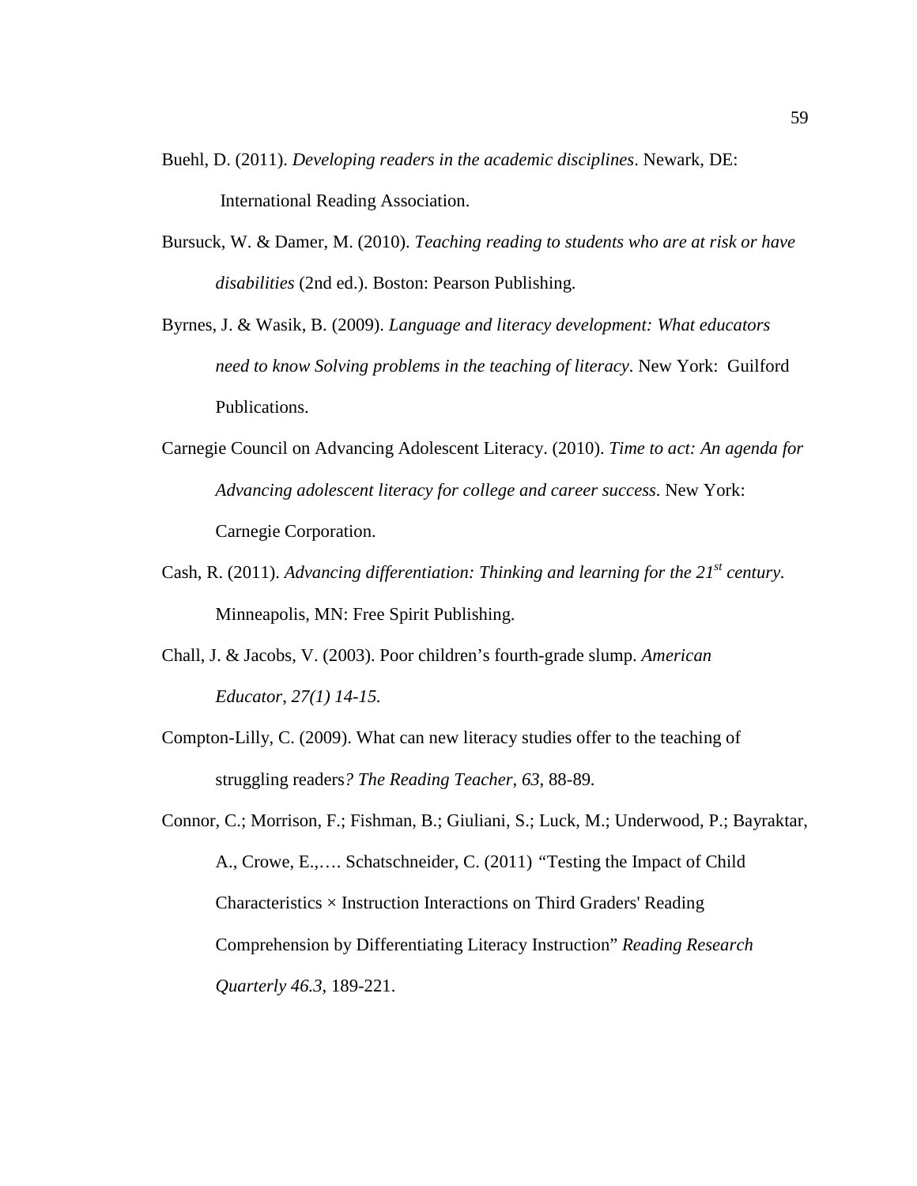Buehl, D. (2011). *Developing readers in the academic disciplines*. Newark, DE: International Reading Association.

Bursuck, W. & Damer, M. (2010). *Teaching reading to students who are at risk or have disabilities* (2nd ed.). Boston: Pearson Publishing.

Byrnes, J. & Wasik, B. (2009). *Language and literacy development: What educators need to know Solving problems in the teaching of literacy*. New York: Guilford Publications.

Carnegie Council on Advancing Adolescent Literacy. (2010). *Time to act: An agenda for Advancing adolescent literacy for college and career success*. New York: Carnegie Corporation.

Cash, R. (2011). *Advancing differentiation: Thinking and learning for the 21st century.* Minneapolis, MN: Free Spirit Publishing.

Chall, J. & Jacobs, V. (2003). Poor children's fourth-grade slump. *American Educator, 27(1) 14-15.*

Compton-Lilly, C. (2009). What can new literacy studies offer to the teaching of struggling readers*? The Reading Teacher, 63,* 88-89.

Connor, C.; Morrison, F.; Fishman, B.; Giuliani, S.; Luck, M.; Underwood, P.; Bayraktar, A., Crowe, E.,…. Schatschneider, C. (2011) "Testing the Impact of Child Characteristics × Instruction Interactions on Third Graders' Reading Comprehension by Differentiating Literacy Instruction" *Reading Research Quarterly 46.3*, 189-221.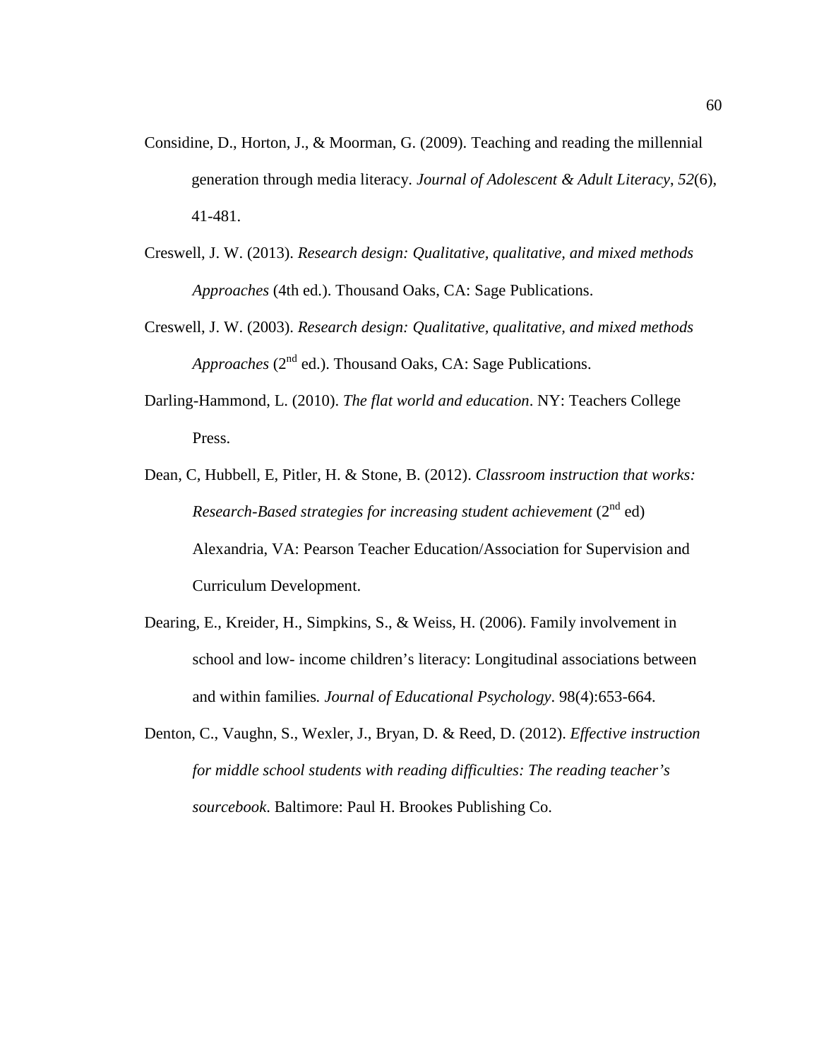Considine, D., Horton, J., & Moorman, G. (2009). Teaching and reading the millennial generation through media literacy. *Journal of Adolescent & Adult Literacy*, *52*(6), 41-481.

Creswell, J. W. (2013). *Research design: Qualitative, qualitative, and mixed methods Approaches* (4th ed.). Thousand Oaks, CA: Sage Publications.

Creswell, J. W. (2003). *Research design: Qualitative, qualitative, and mixed methods Approaches* (2nd ed.). Thousand Oaks, CA: Sage Publications.

Darling-Hammond, L. (2010). *The flat world and education*. NY: Teachers College Press.

Dean, C, Hubbell, E, Pitler, H. & Stone, B. (2012). *Classroom instruction that works: Research-Based strategies for increasing student achievement* (2nd ed) Alexandria, VA: Pearson Teacher Education/Association for Supervision and Curriculum Development.

Dearing, E., Kreider, H., Simpkins, S., & Weiss, H. (2006). Family involvement in school and low- income children's literacy: Longitudinal associations between and within families*. Journal of Educational Psychology*. 98(4):653-664.

Denton, C., Vaughn, S., Wexler, J., Bryan, D. & Reed, D. (2012). *Effective instruction for middle school students with reading difficulties: The reading teacher's sourcebook*. Baltimore: Paul H. Brookes Publishing Co.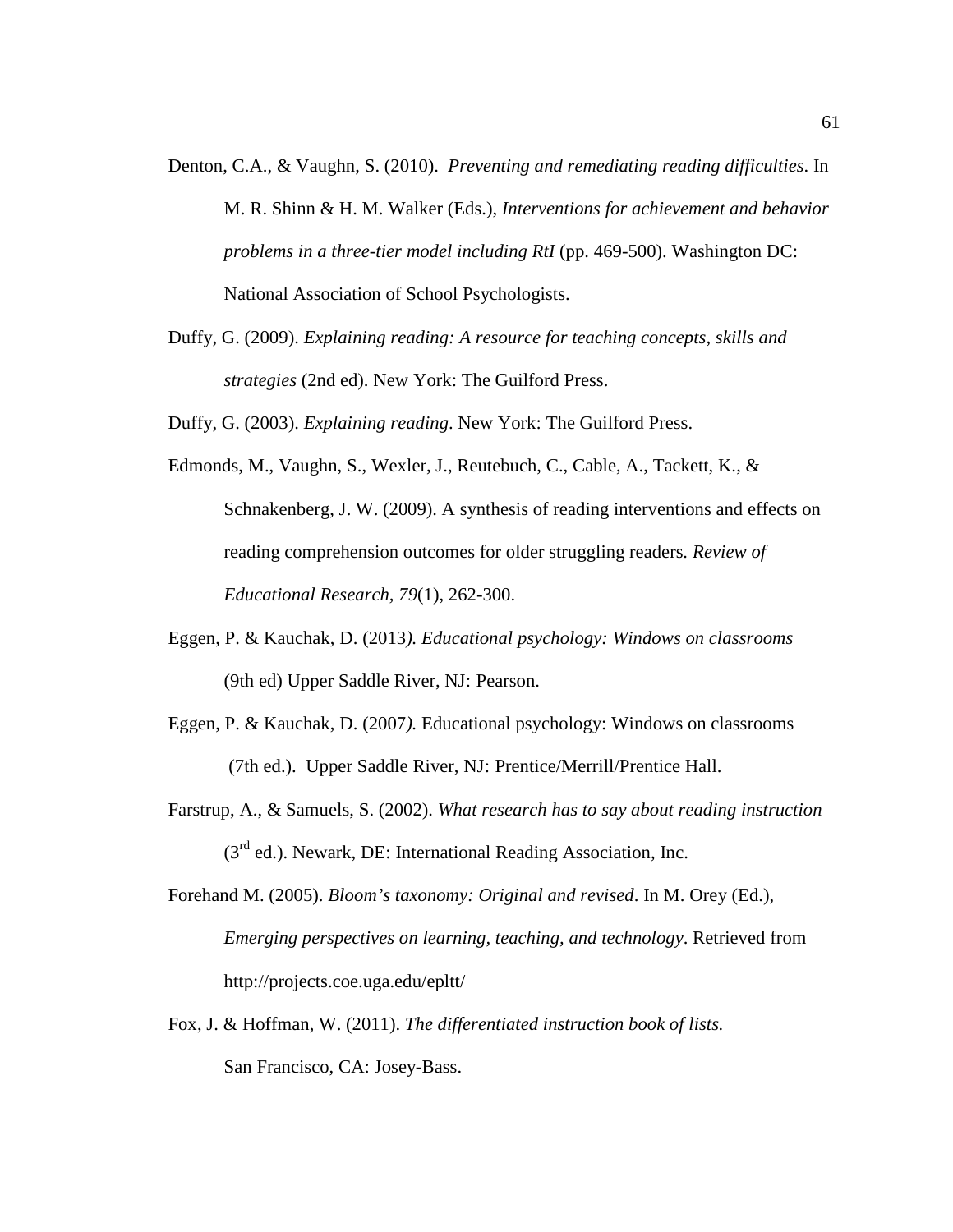Denton, C.A., & Vaughn, S. (2010). *Preventing and remediating reading difficulties*. In M. R. Shinn & H. M. Walker (Eds.), *Interventions for achievement and behavior problems in a three-tier model including RtI* (pp. 469-500). Washington DC: National Association of School Psychologists.

Duffy, G. (2009). *Explaining reading: A resource for teaching concepts, skills and strategies* (2nd ed). New York: The Guilford Press.

Duffy, G. (2003). *Explaining reading*. New York: The Guilford Press.

Edmonds, M., Vaughn, S., Wexler, J., Reutebuch, C., Cable, A., Tackett, K., & Schnakenberg, J. W. (2009). A synthesis of reading interventions and effects on reading comprehension outcomes for older struggling readers. *Review of Educational Research, 79*(1), 262-300.

Eggen, P. & Kauchak, D. (2013*). Educational psychology: Windows on classrooms* (9th ed) Upper Saddle River, NJ: Pearson.

Eggen, P. & Kauchak, D. (2007*).* Educational psychology: Windows on classrooms (7th ed.). Upper Saddle River, NJ: Prentice/Merrill/Prentice Hall.

Farstrup, A., & Samuels, S. (2002). *What research has to say about reading instruction* (3rd ed.). Newark, DE: International Reading Association, Inc.

Forehand M. (2005). *Bloom's taxonomy: Original and revised*. In M. Orey (Ed.), *Emerging perspectives on learning, teaching, and technology*. Retrieved from http://projects.coe.uga.edu/epltt/

Fox, J. & Hoffman, W. (2011). *The differentiated instruction book of lists.* San Francisco, CA: Josey-Bass.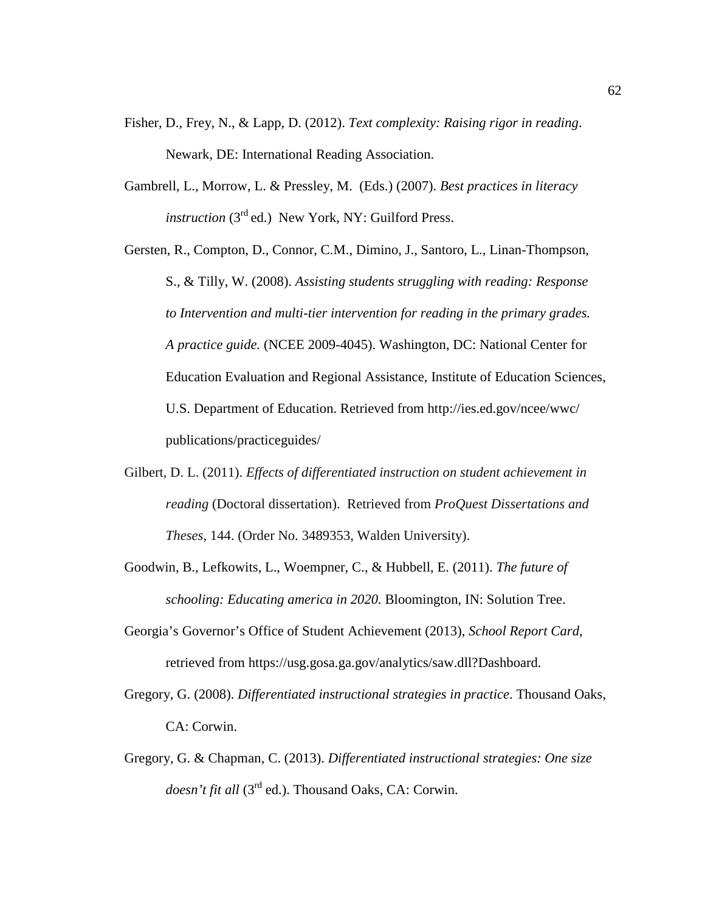Fisher, D., Frey, N., & Lapp, D. (2012). *Text complexity: Raising rigor in reading*. Newark, DE: International Reading Association.

Gambrell, L., Morrow, L. & Pressley, M. (Eds.) (2007). *Best practices in literacy instruction* (3rd ed.) New York, NY: Guilford Press.

Gersten, R., Compton, D., Connor, C.M., Dimino, J., Santoro, L., Linan-Thompson, S., & Tilly, W. (2008). *Assisting students struggling with reading: Response to Intervention and multi-tier intervention for reading in the primary grades. A practice guide.* (NCEE 2009-4045). Washington, DC: National Center for Education Evaluation and Regional Assistance, Institute of Education Sciences, U.S. Department of Education. Retrieved from http://ies.ed.gov/ncee/wwc/publications/practiceguides/

Gilbert, D. L. (2011). *Effects of differentiated instruction on student achievement in reading* (Doctoral dissertation). Retrieved from *ProQuest Dissertations and Theses*, 144. (Order No. 3489353, Walden University).

Goodwin, B., Lefkowits, L., Woempner, C., & Hubbell, E. (2011). *The future of schooling: Educating america in 2020.* Bloomington, IN: Solution Tree.

Georgia's Governor's Office of Student Achievement (2013), *School Report Card*, retrieved from https://usg.gosa.ga.gov/analytics/saw.dll?Dashboard.

Gregory, G. (2008). *Differentiated instructional strategies in practice*. Thousand Oaks, CA: Corwin.

Gregory, G. & Chapman, C. (2013). *Differentiated instructional strategies: One size doesn't fit all* (3rd ed.). Thousand Oaks, CA: Corwin.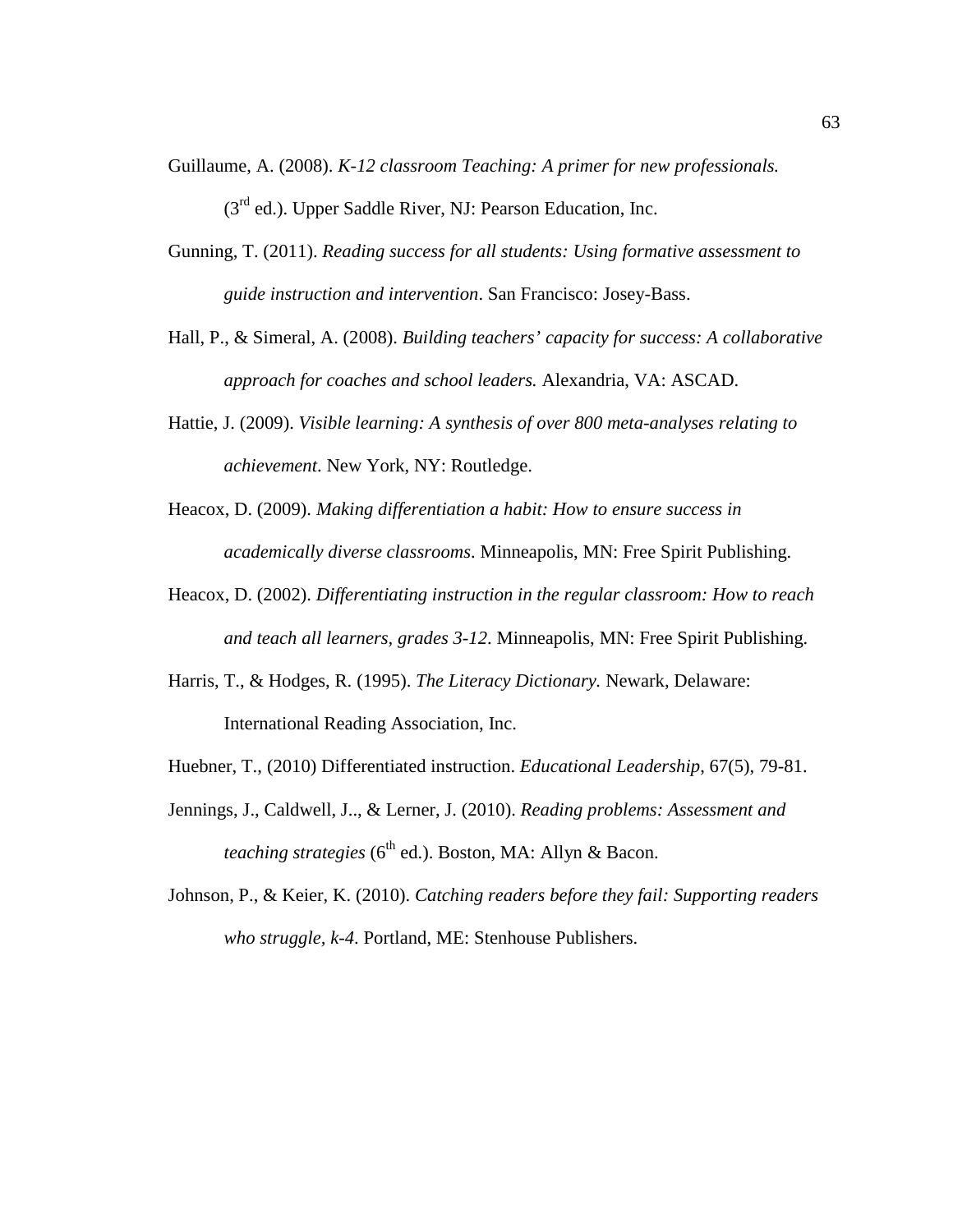Guillaume, A. (2008). *K-12 classroom Teaching: A primer for new professionals.* (3rd ed.). Upper Saddle River, NJ: Pearson Education, Inc.

Gunning, T. (2011). *Reading success for all students: Using formative assessment to guide instruction and intervention*. San Francisco: Josey-Bass.

Hall, P., & Simeral, A. (2008). *Building teachers' capacity for success: A collaborative approach for coaches and school leaders.* Alexandria, VA: ASCAD.

Hattie, J. (2009). *Visible learning: A synthesis of over 800 meta-analyses relating to achievement*. New York, NY: Routledge.

Heacox, D. (2009). *Making differentiation a habit: How to ensure success in academically diverse classrooms*. Minneapolis, MN: Free Spirit Publishing.

Heacox, D. (2002). *Differentiating instruction in the regular classroom: How to reach and teach all learners, grades 3-12*. Minneapolis, MN: Free Spirit Publishing.

Harris, T., & Hodges, R. (1995). *The Literacy Dictionary.* Newark, Delaware: International Reading Association, Inc.

Huebner, T., (2010) Differentiated instruction. *Educational Leadership*, 67(5), 79-81.

Jennings, J., Caldwell, J.., & Lerner, J. (2010). *Reading problems: Assessment and teaching strategies* (6th ed.). Boston, MA: Allyn & Bacon.

Johnson, P., & Keier, K. (2010). *Catching readers before they fail: Supporting readers who struggle, k-4*. Portland, ME: Stenhouse Publishers.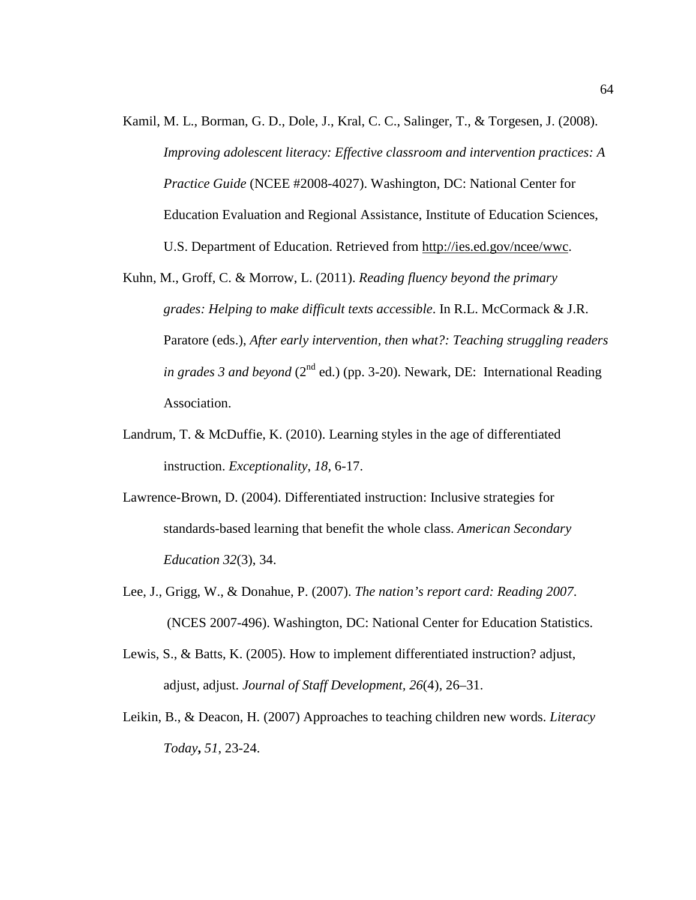Kamil, M. L., Borman, G. D., Dole, J., Kral, C. C., Salinger, T., & Torgesen, J. (2008). *Improving adolescent literacy: Effective classroom and intervention practices: A Practice Guide* (NCEE #2008-4027). Washington, DC: National Center for Education Evaluation and Regional Assistance, Institute of Education Sciences, U.S. Department of Education. Retrieved from http://ies.ed.gov/ncee/wwc.

Kuhn, M., Groff, C. & Morrow, L. (2011). *Reading fluency beyond the primary grades: Helping to make difficult texts accessible*. In R.L. McCormack & J.R. Paratore (eds.), *After early intervention, then what?: Teaching struggling readers in grades 3 and beyond* (2nd ed.) (pp. 3-20). Newark, DE: International Reading Association.

Landrum, T. & McDuffie, K. (2010). Learning styles in the age of differentiated instruction. *Exceptionality*, *18*, 6-17.

Lawrence-Brown, D. (2004). Differentiated instruction: Inclusive strategies for standards-based learning that benefit the whole class. *American Secondary Education 32*(3), 34.

Lee, J., Grigg, W., & Donahue, P. (2007). *The nation's report card: Reading 2007*. (NCES 2007-496). Washington, DC: National Center for Education Statistics.

Lewis, S., & Batts, K. (2005). How to implement differentiated instruction? adjust, adjust, adjust. *Journal of Staff Development, 26*(4), 26–31.

Leikin, B., & Deacon, H. (2007) Approaches to teaching children new words. *Literacy Today***,** *51*, 23-24.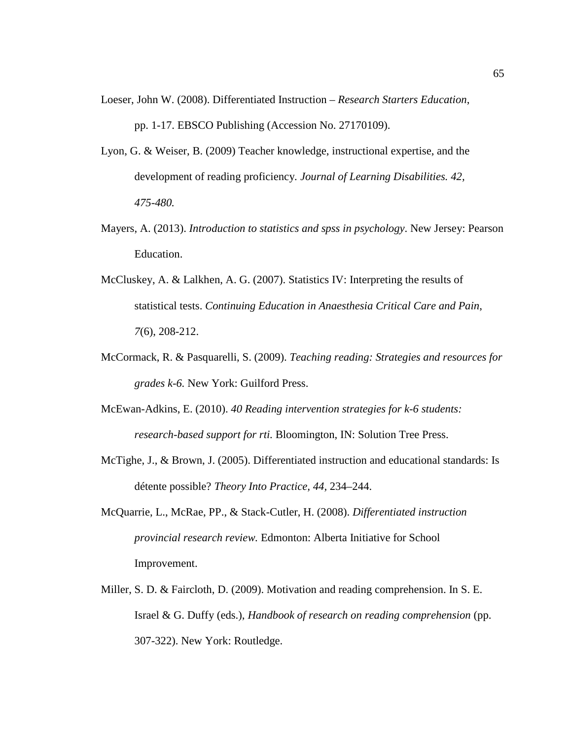Loeser, John W. (2008). Differentiated Instruction – *Research Starters Education*, pp. 1-17. EBSCO Publishing (Accession No. 27170109).

Lyon, G. & Weiser, B. (2009) Teacher knowledge, instructional expertise, and the development of reading proficiency. *Journal of Learning Disabilities. 42, 475-480.*

Mayers, A. (2013). *Introduction to statistics and spss in psychology*. New Jersey: Pearson Education.

McCluskey, A. & Lalkhen, A. G. (2007). Statistics IV: Interpreting the results of statistical tests. *Continuing Education in Anaesthesia Critical Care and Pain*, *7*(6), 208-212.

McCormack, R. & Pasquarelli, S. (2009). *Teaching reading: Strategies and resources for grades k-6.* New York: Guilford Press.

McEwan-Adkins, E. (2010). *40 Reading intervention strategies for k-6 students: research-based support for rti.* Bloomington, IN: Solution Tree Press.

McTighe, J., & Brown, J. (2005). Differentiated instruction and educational standards: Is détente possible? *Theory Into Practice, 44,* 234–244.

McQuarrie, L., McRae, PP., & Stack-Cutler, H. (2008). *Differentiated instruction provincial research review.* Edmonton: Alberta Initiative for School Improvement.

Miller, S. D. & Faircloth, D. (2009). Motivation and reading comprehension. In S. E. Israel & G. Duffy (eds.), *Handbook of research on reading comprehension* (pp. 307-322). New York: Routledge.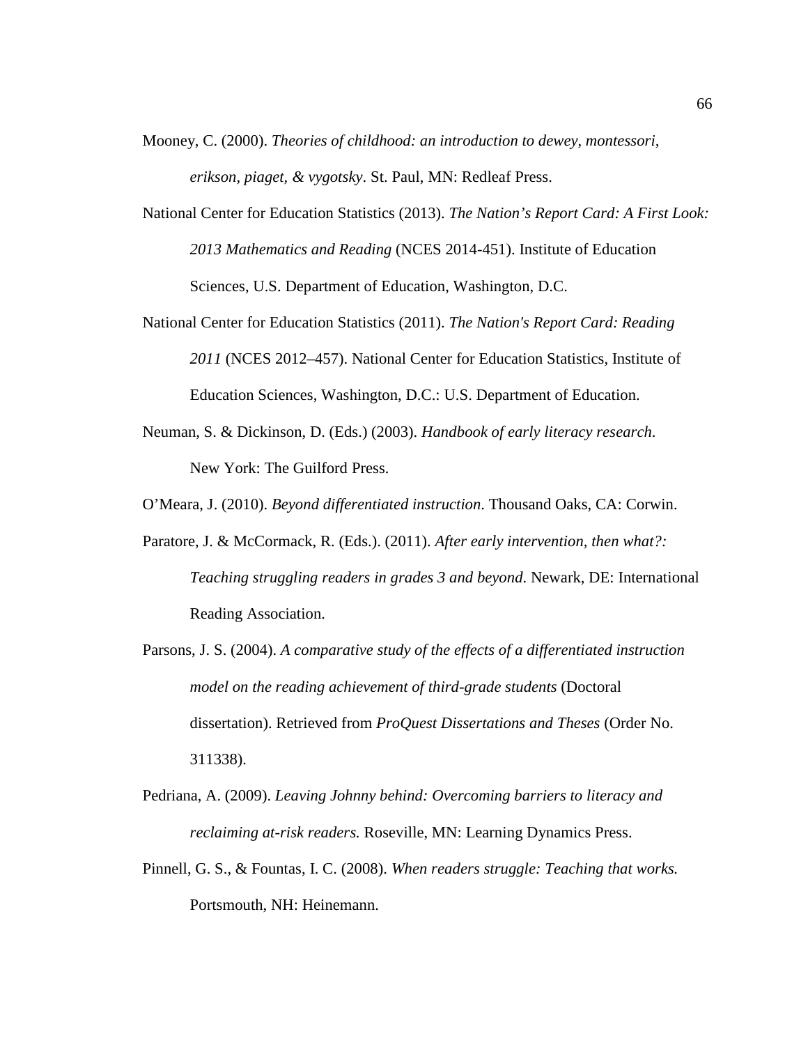Mooney, C. (2000). *Theories of childhood: an introduction to dewey, montessori, erikson, piaget, & vygotsky*. St. Paul, MN: Redleaf Press.

National Center for Education Statistics (2013). *The Nation's Report Card: A First Look: 2013 Mathematics and Reading* (NCES 2014-451). Institute of Education Sciences, U.S. Department of Education, Washington, D.C.

National Center for Education Statistics (2011). *The Nation's Report Card: Reading 2011* (NCES 2012–457). National Center for Education Statistics, Institute of Education Sciences, Washington, D.C.: U.S. Department of Education.

Neuman, S. & Dickinson, D. (Eds.) (2003). *Handbook of early literacy research*. New York: The Guilford Press.

O'Meara, J. (2010). *Beyond differentiated instruction*. Thousand Oaks, CA: Corwin.

Paratore, J. & McCormack, R. (Eds.). (2011). *After early intervention, then what?: Teaching struggling readers in grades 3 and beyond*. Newark, DE: International Reading Association.

Parsons, J. S. (2004). *A comparative study of the effects of a differentiated instruction model on the reading achievement of third-grade students* (Doctoral dissertation). Retrieved from *ProQuest Dissertations and Theses* (Order No. 311338).

Pedriana, A. (2009). *Leaving Johnny behind: Overcoming barriers to literacy and reclaiming at-risk readers.* Roseville, MN: Learning Dynamics Press.

Pinnell, G. S., & Fountas, I. C. (2008). *When readers struggle: Teaching that works.* Portsmouth, NH: Heinemann.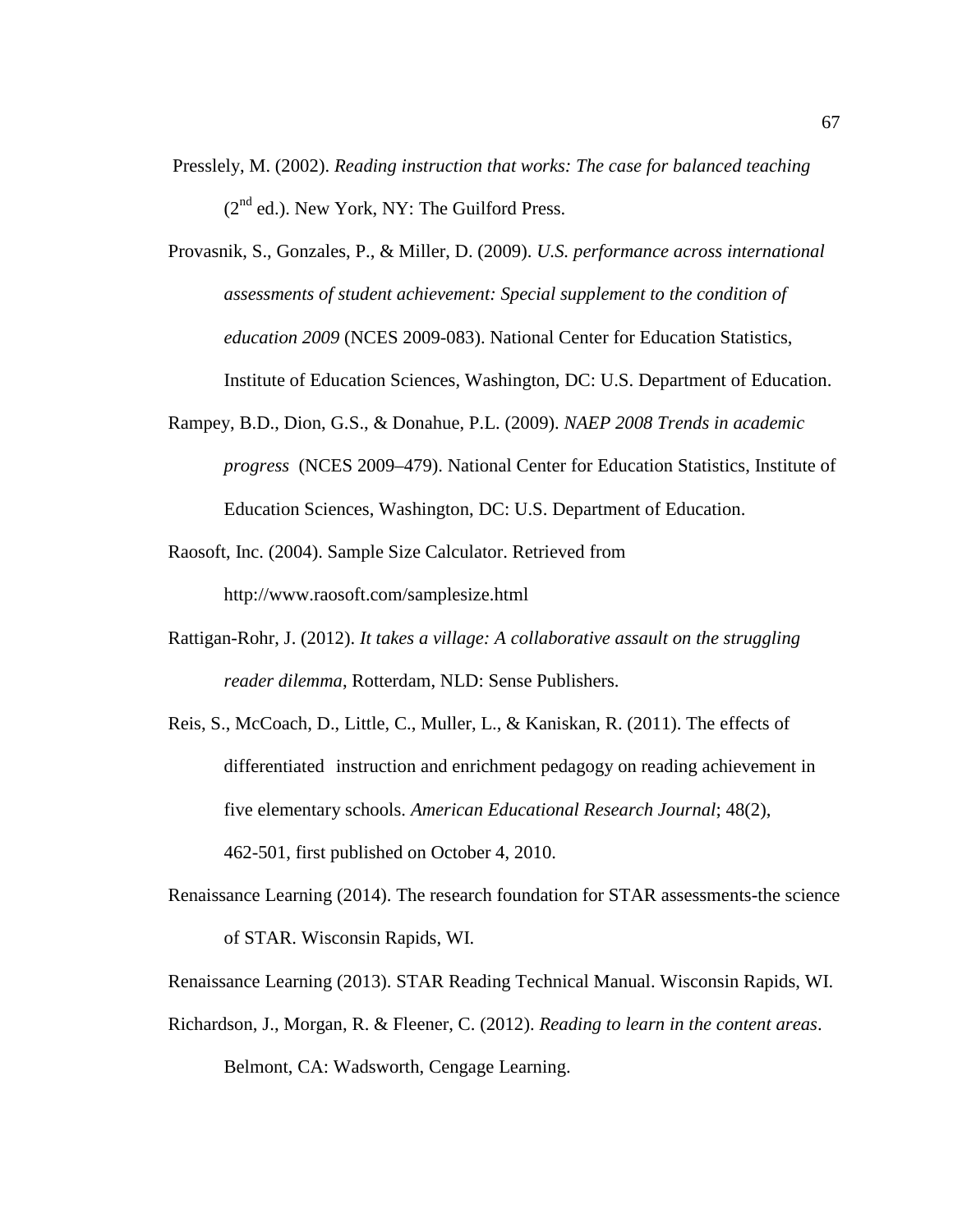Presslely, M. (2002). *Reading instruction that works: The case for balanced teaching* (2nd ed.). New York, NY: The Guilford Press.

Provasnik, S., Gonzales, P., & Miller, D. (2009). *U.S. performance across international assessments of student achievement: Special supplement to the condition of education 2009* (NCES 2009-083). National Center for Education Statistics, Institute of Education Sciences, Washington, DC: U.S. Department of Education.

Rampey, B.D., Dion, G.S., & Donahue, P.L. (2009). *NAEP 2008 Trends in academic progress* (NCES 2009–479). National Center for Education Statistics, Institute of Education Sciences, Washington, DC: U.S. Department of Education.

Raosoft, Inc. (2004). Sample Size Calculator. Retrieved from http://www.raosoft.com/samplesize.html

Rattigan-Rohr, J. (2012). *It takes a village: A collaborative assault on the struggling reader dilemma*, Rotterdam, NLD: Sense Publishers.

Reis, S., McCoach, D., Little, C., Muller, L., & Kaniskan, R. (2011). The effects of differentiated instruction and enrichment pedagogy on reading achievement in five elementary schools. *American Educational Research Journal*; 48(2), 462-501, first published on October 4, 2010.

Renaissance Learning (2014). The research foundation for STAR assessments-the science of STAR. Wisconsin Rapids, WI.

Renaissance Learning (2013). STAR Reading Technical Manual. Wisconsin Rapids, WI.

Richardson, J., Morgan, R. & Fleener, C. (2012). *Reading to learn in the content areas*. Belmont, CA: Wadsworth, Cengage Learning.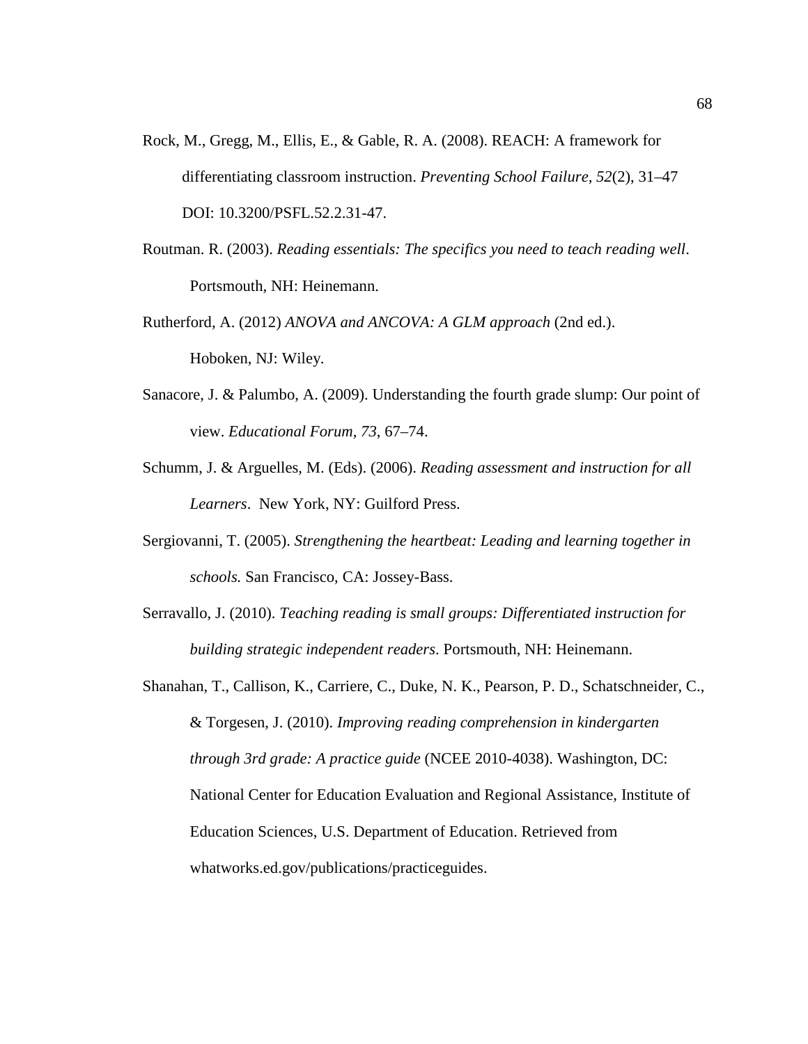Rock, M., Gregg, M., Ellis, E., & Gable, R. A. (2008). REACH: A framework for differentiating classroom instruction. *Preventing School Failure*, *52*(2), 31–47 DOI: 10.3200/PSFL.52.2.31-47.

Routman. R. (2003). *Reading essentials: The specifics you need to teach reading well*. Portsmouth, NH: Heinemann.

Rutherford, A. (2012) *ANOVA and ANCOVA: A GLM approach* (2nd ed.). Hoboken, NJ: Wiley.

Sanacore, J. & Palumbo, A. (2009). Understanding the fourth grade slump: Our point of view. *Educational Forum*, *73*, 67–74.

Schumm, J. & Arguelles, M. (Eds). (2006). *Reading assessment and instruction for all Learners*. New York, NY: Guilford Press.

Sergiovanni, T. (2005). *Strengthening the heartbeat: Leading and learning together in schools.* San Francisco, CA: Jossey-Bass.

Serravallo, J. (2010). *Teaching reading is small groups: Differentiated instruction for building strategic independent readers*. Portsmouth, NH: Heinemann.

Shanahan, T., Callison, K., Carriere, C., Duke, N. K., Pearson, P. D., Schatschneider, C., & Torgesen, J. (2010). *Improving reading comprehension in kindergarten through 3rd grade: A practice guide* (NCEE 2010-4038). Washington, DC: National Center for Education Evaluation and Regional Assistance, Institute of Education Sciences, U.S. Department of Education. Retrieved from whatworks.ed.gov/publications/practiceguides.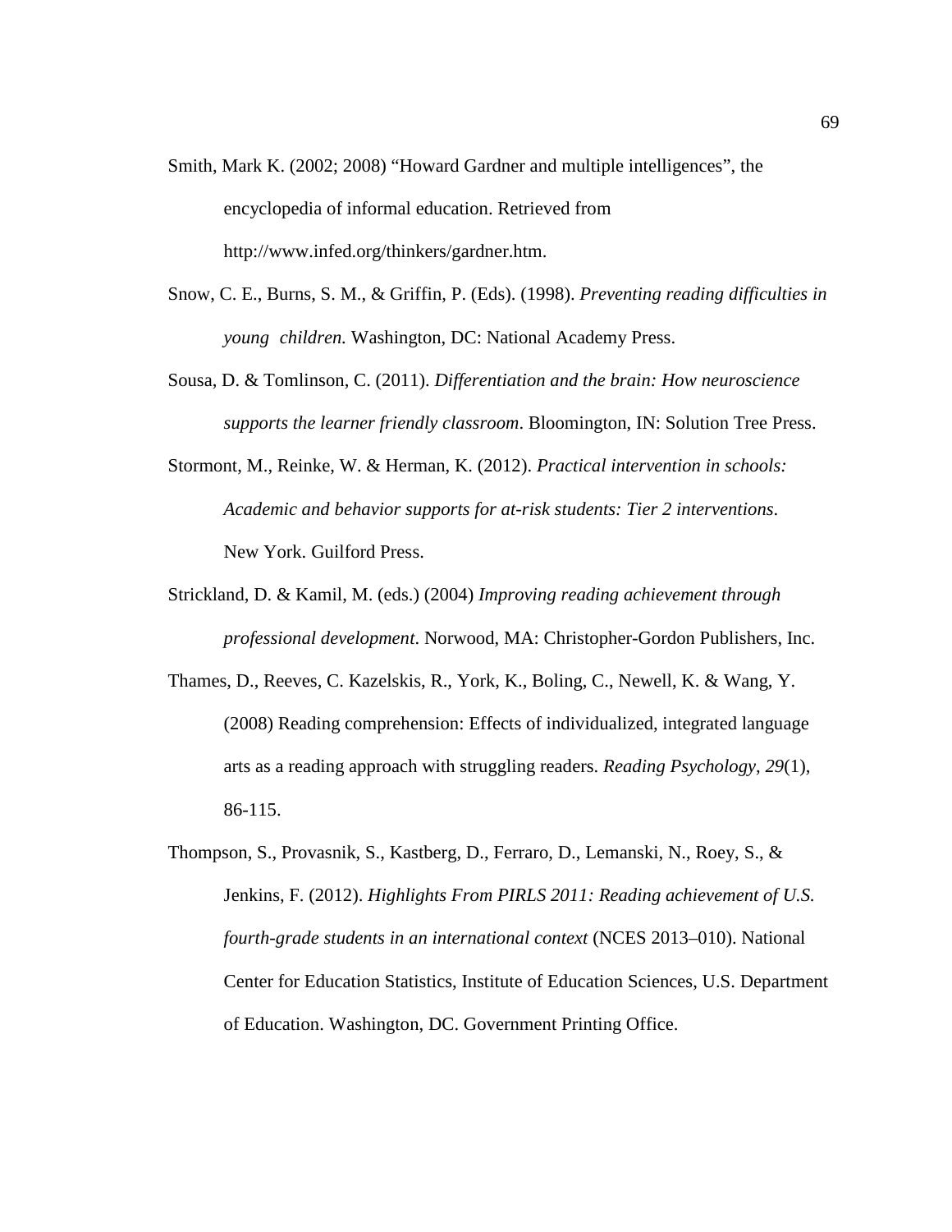Smith, Mark K. (2002; 2008) “Howard Gardner and multiple intelligences”, the encyclopedia of informal education. Retrieved from http://www.infed.org/thinkers/gardner.htm.

Snow, C. E., Burns, S. M., & Griffin, P. (Eds). (1998). *Preventing reading difficulties in young children.* Washington, DC: National Academy Press.

Sousa, D. & Tomlinson, C. (2011). *Differentiation and the brain: How neuroscience supports the learner friendly classroom*. Bloomington, IN: Solution Tree Press.

Stormont, M., Reinke, W. & Herman, K. (2012). *Practical intervention in schools: Academic and behavior supports for at-risk students: Tier 2 interventions.* New York. Guilford Press.

Strickland, D. & Kamil, M. (eds.) (2004) *Improving reading achievement through professional development*. Norwood, MA: Christopher-Gordon Publishers, Inc.

Thames, D., Reeves, C. Kazelskis, R., York, K., Boling, C., Newell, K. & Wang, Y. (2008) Reading comprehension: Effects of individualized, integrated language arts as a reading approach with struggling readers. *Reading Psychology*, *29*(1), 86-115.

Thompson, S., Provasnik, S., Kastberg, D., Ferraro, D., Lemanski, N., Roey, S., & Jenkins, F. (2012). *Highlights From PIRLS 2011: Reading achievement of U.S. fourth-grade students in an international context* (NCES 2013–010). National Center for Education Statistics, Institute of Education Sciences, U.S. Department of Education. Washington, DC. Government Printing Office.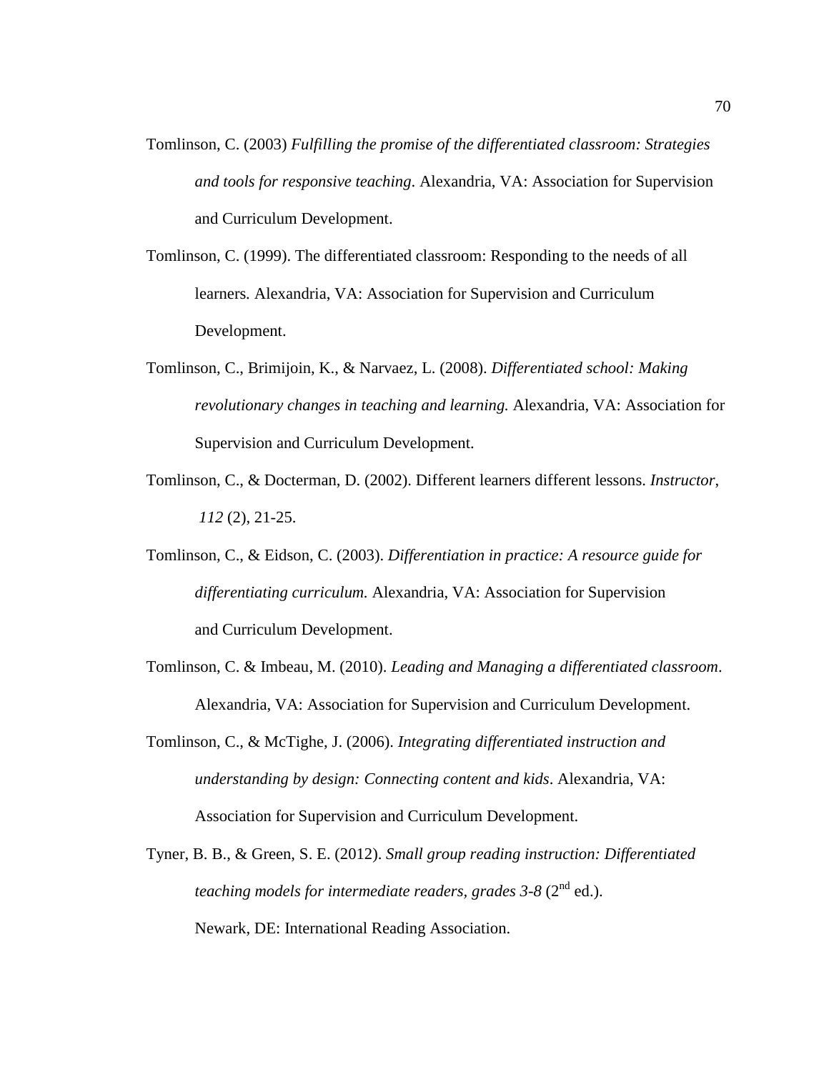Tomlinson, C. (2003) *Fulfilling the promise of the differentiated classroom: Strategies and tools for responsive teaching*. Alexandria, VA: Association for Supervision and Curriculum Development.

Tomlinson, C. (1999). The differentiated classroom: Responding to the needs of all learners. Alexandria, VA: Association for Supervision and Curriculum Development.

Tomlinson, C., Brimijoin, K., & Narvaez, L. (2008). *Differentiated school: Making revolutionary changes in teaching and learning.* Alexandria, VA: Association for Supervision and Curriculum Development.

Tomlinson, C., & Docterman, D. (2002). Different learners different lessons. *Instructor*, *112* (2), 21-25.

Tomlinson, C., & Eidson, C. (2003). *Differentiation in practice: A resource guide for differentiating curriculum.* Alexandria, VA: Association for Supervision and Curriculum Development.

Tomlinson, C. & Imbeau, M. (2010). *Leading and Managing a differentiated classroom*. Alexandria, VA: Association for Supervision and Curriculum Development.

Tomlinson, C., & McTighe, J. (2006). *Integrating differentiated instruction and understanding by design: Connecting content and kids*. Alexandria, VA: Association for Supervision and Curriculum Development.

Tyner, B. B., & Green, S. E. (2012). *Small group reading instruction: Differentiated teaching models for intermediate readers, grades 3-8* (2nd ed.). Newark, DE: International Reading Association.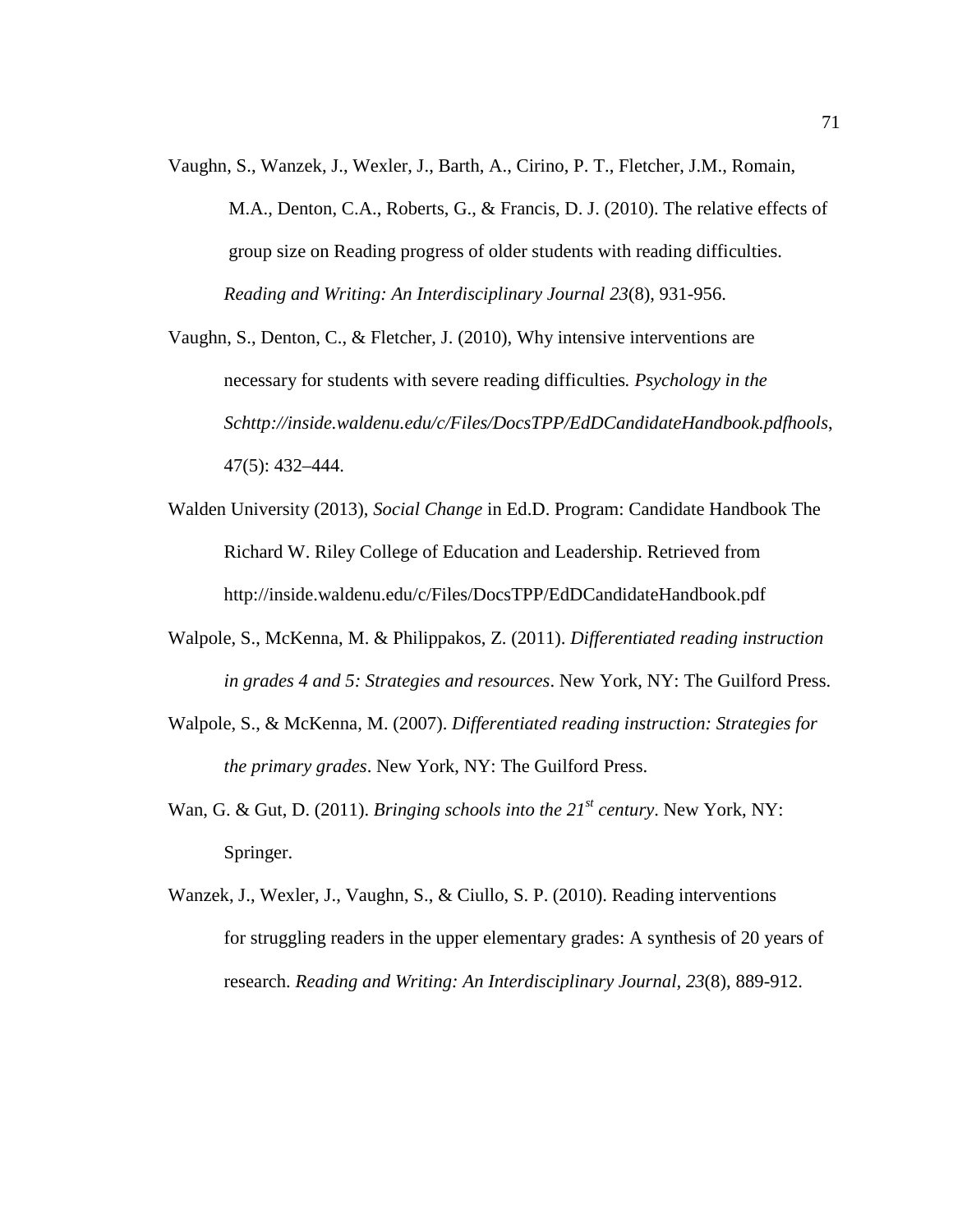Vaughn, S., Wanzek, J., Wexler, J., Barth, A., Cirino, P. T., Fletcher, J.M., Romain, M.A., Denton, C.A., Roberts, G., & Francis, D. J. (2010). The relative effects of group size on Reading progress of older students with reading difficulties. *Reading and Writing: An Interdisciplinary Journal 23*(8), 931-956.

Vaughn, S., Denton, C., & Fletcher, J. (2010), Why intensive interventions are necessary for students with severe reading difficulties*. Psychology in the Schttp://inside.waldenu.edu/c/Files/DocsTPP/EdDCandidateHandbook.pdfhools*, 47(5): 432–444.

Walden University (2013), *Social Change* in Ed.D. Program: Candidate Handbook The Richard W. Riley College of Education and Leadership. Retrieved from http://inside.waldenu.edu/c/Files/DocsTPP/EdDCandidateHandbook.pdf

Walpole, S., McKenna, M. & Philippakos, Z. (2011). *Differentiated reading instruction in grades 4 and 5: Strategies and resources*. New York, NY: The Guilford Press.

Walpole, S., & McKenna, M. (2007). *Differentiated reading instruction: Strategies for the primary grades*. New York, NY: The Guilford Press.

Wan, G. & Gut, D. (2011). *Bringing schools into the 21st century*. New York, NY: Springer.

Wanzek, J., Wexler, J., Vaughn, S., & Ciullo, S. P. (2010). Reading interventions for struggling readers in the upper elementary grades: A synthesis of 20 years of research. *Reading and Writing: An Interdisciplinary Journal*, *23*(8), 889-912.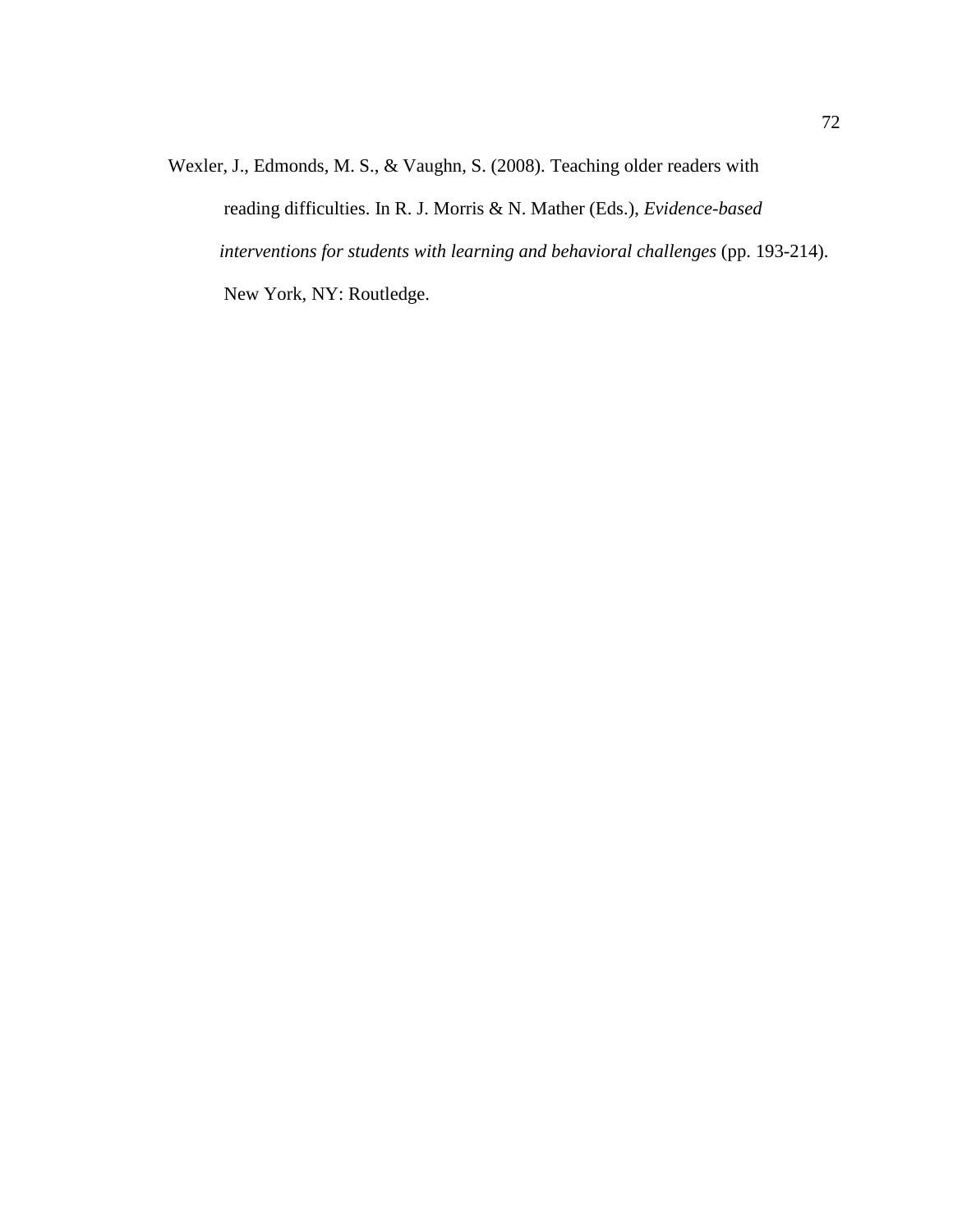Wexler, J., Edmonds, M. S., & Vaughn, S. (2008). Teaching older readers with reading difficulties. In R. J. Morris & N. Mather (Eds.), *Evidence-based interventions for students with learning and behavioral challenges* (pp. 193-214). New York, NY: Routledge.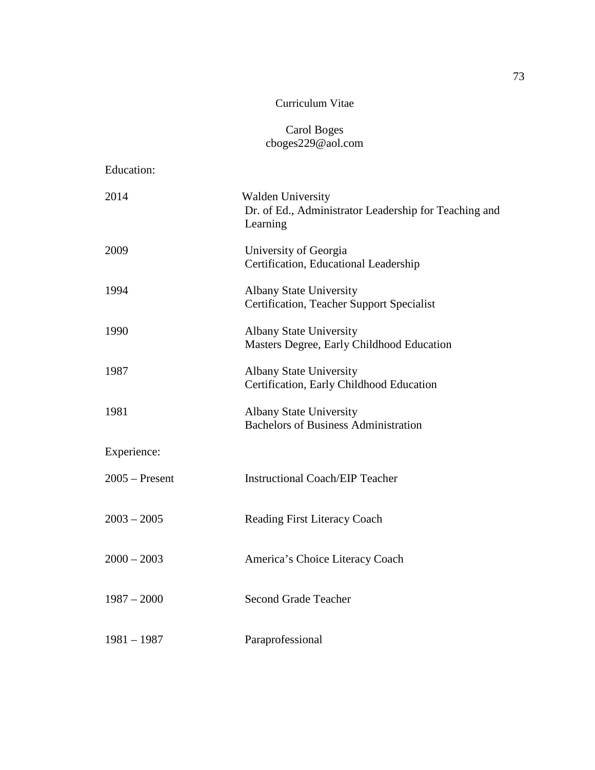# Curriculum Vitae

Carol Boges
cboges229@aol.com

## Education:

| | |
|---|---|
| 2014 | Walden University<br>Dr. of Ed., Administrator Leadership for Teaching and Learning |
| 2009 | University of Georgia<br>Certification, Educational Leadership |
| 1994 | Albany State University<br>Certification, Teacher Support Specialist |
| 1990 | Albany State University<br>Masters Degree, Early Childhood Education |
| 1987 | Albany State University<br>Certification, Early Childhood Education |
| 1981 | Albany State University<br>Bachelors of Business Administration |

## Experience:

| | |
|---|---|
| 2005 – Present | Instructional Coach/EIP Teacher |
| 2003 – 2005 | Reading First Literacy Coach |
| 2000 – 2003 | America’s Choice Literacy Coach |
| 1987 – 2000 | Second Grade Teacher |
| 1981 – 1987 | Paraprofessional |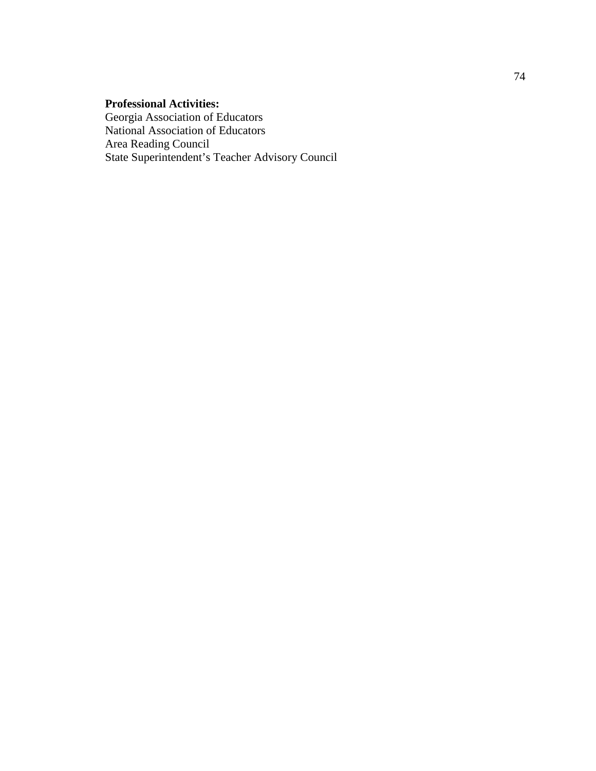**Professional Activities:**
Georgia Association of Educators
National Association of Educators
Area Reading Council
State Superintendent's Teacher Advisory Council